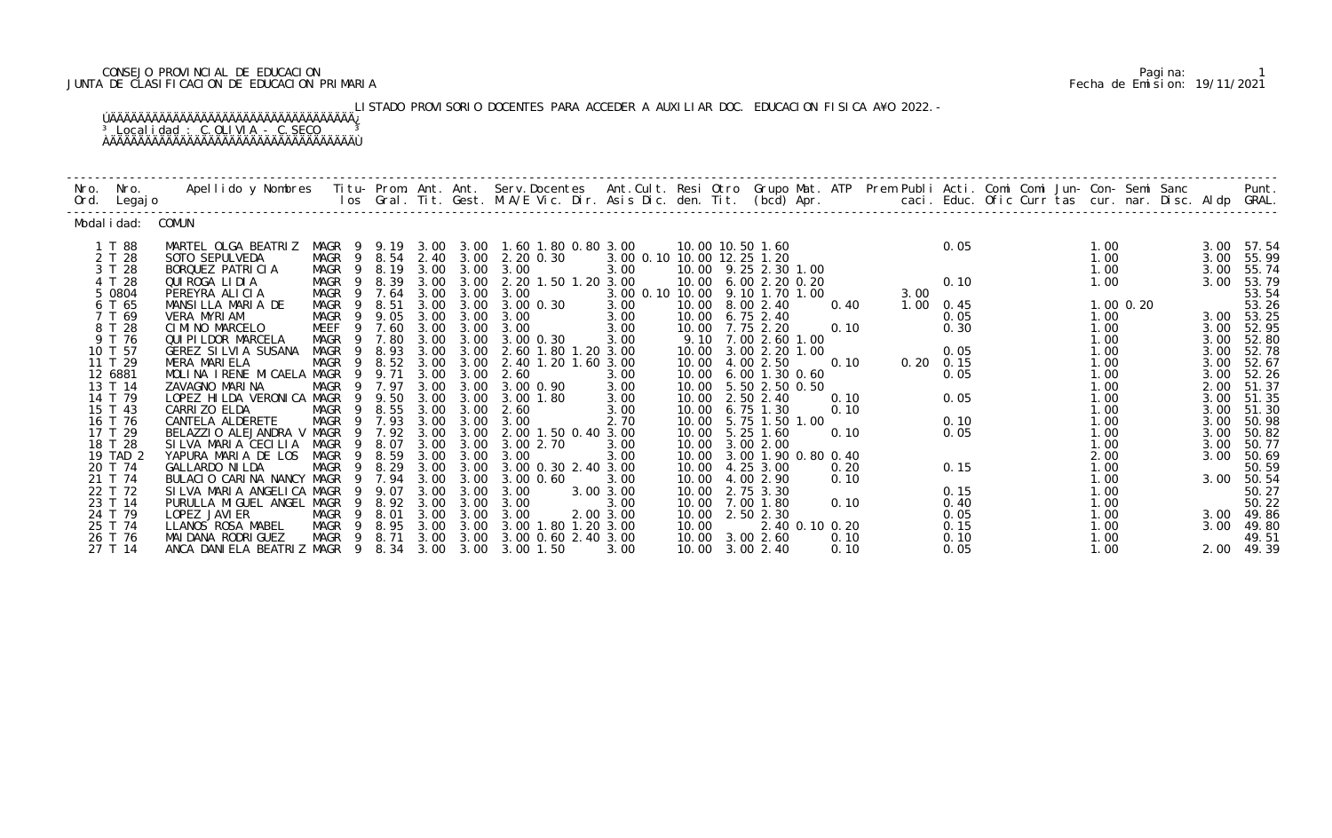CONSEJO PROVINCIAL DE EDUCACION
JUNTA DE CLASIFICACION DE EDUCACION PRIMARIA

Pagina: 1
Fecha de Emision: 19/11/2021

LISTADO PROVISORIO DOCENTES PARA ACCEDER A AUXILIAR DOC. EDUCACION FISICA A¥O 2022.-

Localidad : C.OLIVIA - C.SECO

| Nro. Ord. | Nro. Legajo | Apellido y Nombres | Titu- los | Prom. Gral. | Ant. Tit. | Ant. Gest. | Serv.Docentes M.A/E Vic. Dir. | Ant.Cult. Asis Dic. | Resi den. | Otro Tit. | Grupo Mat. (bcd) | ATP Apr. | Prem | Publi caci. | Acti. Educ. | Comi Ofic | Comi Curr | Jun- tas | Con- cur. | Semi nar. | Sanc Disc. | Aldp | Punt. GRAL. |
|---|---|---|---|---|---|---|---|---|---|---|---|---|---|---|---|---|---|---|---|---|---|---|---|
| Modalidad: | COMUN | | | | | | | | | | | | | | | | | | | | | | |
| 1 | T 88 | MARTEL OLGA BEATRIZ | MAGR 9 | 9.19 | 3.00 | 3.00 | 1.60 1.80 0.80 | 3.00 | 10.00 | 10.50 | 1.60 | | | | 0.05 | | | | 1.00 | | | 3.00 | 57.54 |
| 2 | T 28 | SOTO SEPULVEDA | MAGR 9 | 8.54 | 2.40 | 3.00 | 2.20 0.30 | 3.00 0.10 | 10.00 | 12.25 | 1.20 | | | | | | | | 1.00 | | | 3.00 | 55.99 |
| 3 | T 28 | BORQUEZ PATRICIA | MAGR 9 | 8.19 | 3.00 | 3.00 | 3.00 | 3.00 | 10.00 | 9.25 | 2.30 1.00 | | | | | | | | 1.00 | | | 3.00 | 55.74 |
| 4 | T 28 | QUIROGA LIDIA | MAGR 9 | 8.39 | 3.00 | 3.00 | 2.20 1.50 1.20 | 3.00 | 10.00 | 6.00 | 2.20 0.20 | | | | 0.10 | | | | 1.00 | | | 3.00 | 53.79 |
| 5 | 0804 | PEREYRA ALICIA | MAGR 9 | 7.64 | 3.00 | 3.00 | 3.00 | 3.00 0.10 | 10.00 | 9.10 | 1.70 1.00 | | 3.00 | | | | | | | | | | 53.54 |
| 6 | T 65 | MANSILLA MARIA DE | MAGR 9 | 8.51 | 3.00 | 3.00 | 3.00 0.30 | 3.00 | 10.00 | 8.00 | 2.40 | 0.40 | 1.00 | | 0.45 | | | | 1.00 | 0.20 | | | 53.26 |
| 7 | T 69 | VERA MYRIAM | MAGR 9 | 9.05 | 3.00 | 3.00 | 3.00 | 3.00 | 10.00 | 6.75 | 2.40 | | | | 0.05 | | | | 1.00 | | | 3.00 | 53.25 |
| 8 | T 28 | CIMINO MARCELO | MEEF 9 | 7.60 | 3.00 | 3.00 | 3.00 | 3.00 | 10.00 | 7.75 | 2.20 | 0.10 | | | 0.30 | | | | 1.00 | | | 3.00 | 52.95 |
| 9 | T 76 | QUIPILDOR MARCELA | MAGR 9 | 7.80 | 3.00 | 3.00 | 3.00 0.30 | 3.00 | 9.10 | 7.00 | 2.60 1.00 | | | | | | | | 1.00 | | | 3.00 | 52.80 |
| 10 | T 57 | GEREZ SILVIA SUSANA | MAGR 9 | 8.93 | 3.00 | 3.00 | 2.60 1.80 1.20 | 3.00 | 10.00 | 3.00 | 2.20 1.00 | | | | 0.05 | | | | 1.00 | | | 3.00 | 52.78 |
| 11 | T 29 | MERA MARIELA | MAGR 9 | 8.52 | 3.00 | 3.00 | 2.40 1.20 1.60 | 3.00 | 10.00 | 4.00 | 2.50 | 0.10 | 0.20 | | 0.15 | | | | 1.00 | | | 3.00 | 52.67 |
| 12 | 6881 | MOLINA IRENE MICAELA | MAGR 9 | 9.71 | 3.00 | 3.00 | 2.60 | 3.00 | 10.00 | 6.00 | 1.30 0.60 | | | | 0.05 | | | | 1.00 | | | 3.00 | 52.26 |
| 13 | T 14 | ZAVAGNO MARINA | MAGR 9 | 7.97 | 3.00 | 3.00 | 3.00 0.90 | 3.00 | 10.00 | 5.50 | 2.50 0.50 | | | | | | | | 1.00 | | | 2.00 | 51.37 |
| 14 | T 79 | LOPEZ HILDA VERONICA | MAGR 9 | 9.50 | 3.00 | 3.00 | 3.00 1.80 | 3.00 | 10.00 | 2.50 | 2.40 | 0.10 | | | 0.05 | | | | 1.00 | | | 3.00 | 51.35 |
| 15 | T 43 | CARRIZO ELDA | MAGR 9 | 8.55 | 3.00 | 3.00 | 2.60 | 3.00 | 10.00 | 6.75 | 1.30 | 0.10 | | | | | | | 1.00 | | | 3.00 | 51.30 |
| 16 | T 76 | CANTELA ALDERETE | MAGR 9 | 7.93 | 3.00 | 3.00 | 3.00 | 2.70 | 10.00 | 5.75 | 1.50 1.00 | | | | 0.10 | | | | 1.00 | | | 3.00 | 50.98 |
| 17 | T 29 | BELAZZIO ALEJANDRA V | MAGR 9 | 7.92 | 3.00 | 3.00 | 2.00 1.50 0.40 | 3.00 | 10.00 | 5.25 | 1.60 | 0.10 | | | 0.05 | | | | 1.00 | | | 3.00 | 50.82 |
| 18 | T 28 | SILVA MARIA CECILIA | MAGR 9 | 8.07 | 3.00 | 3.00 | 3.00 2.70 | 3.00 | 10.00 | 3.00 | 2.00 | | | | | | | | 1.00 | | | 3.00 | 50.77 |
| 19 | TAD 2 | YAPURA MARIA DE LOS | MAGR 9 | 8.59 | 3.00 | 3.00 | 3.00 | 3.00 | 10.00 | 3.00 | 1.90 0.80 | 0.40 | | | | | | | 2.00 | | | 3.00 | 50.69 |
| 20 | T 74 | GALLARDO NILDA | MAGR 9 | 8.29 | 3.00 | 3.00 | 3.00 0.30 2.40 | 3.00 | 10.00 | 4.25 | 3.00 | 0.20 | | | 0.15 | | | | 1.00 | | | | 50.59 |
| 21 | T 74 | BULACIO CARINA NANCY | MAGR 9 | 7.94 | 3.00 | 3.00 | 3.00 0.60 | 3.00 | 10.00 | 4.00 | 2.90 | 0.10 | | | | | | | 1.00 | | | 3.00 | 50.54 |
| 22 | T 72 | SILVA MARIA ANGELICA | MAGR 9 | 9.07 | 3.00 | 3.00 | 3.00 | 3.00 3.00 | 10.00 | 2.75 | 3.30 | | | | 0.15 | | | | 1.00 | | | | 50.27 |
| 23 | T 14 | PURULLA MIGUEL ANGEL | MAGR 9 | 8.92 | 3.00 | 3.00 | 3.00 | 3.00 | 10.00 | 7.00 | 1.80 | 0.10 | | | 0.40 | | | | 1.00 | | | | 50.22 |
| 24 | T 79 | LOPEZ JAVIER | MAGR 9 | 8.01 | 3.00 | 3.00 | 3.00 | 2.00 3.00 | 10.00 | 2.50 | 2.30 | | | | 0.05 | | | | 1.00 | | | 3.00 | 49.86 |
| 25 | T 74 | LLANOS ROSA MABEL | MAGR 9 | 8.95 | 3.00 | 3.00 | 3.00 1.80 1.20 | 3.00 | 10.00 | | 2.40 0.10 | 0.20 | | | 0.15 | | | | 1.00 | | | 3.00 | 49.80 |
| 26 | T 76 | MAIDANA RODRIGUEZ | MAGR 9 | 8.71 | 3.00 | 3.00 | 3.00 0.60 2.40 | 3.00 | 10.00 | 3.00 | 2.60 | 0.10 | | | 0.10 | | | | 1.00 | | | | 49.51 |
| 27 | T 14 | ANCA DANIELA BEATRIZ | MAGR 9 | 8.34 | 3.00 | 3.00 | 3.00 1.50 | 3.00 | 10.00 | 3.00 | 2.40 | 0.10 | | | 0.05 | | | | 1.00 | | | 2.00 | 49.39 |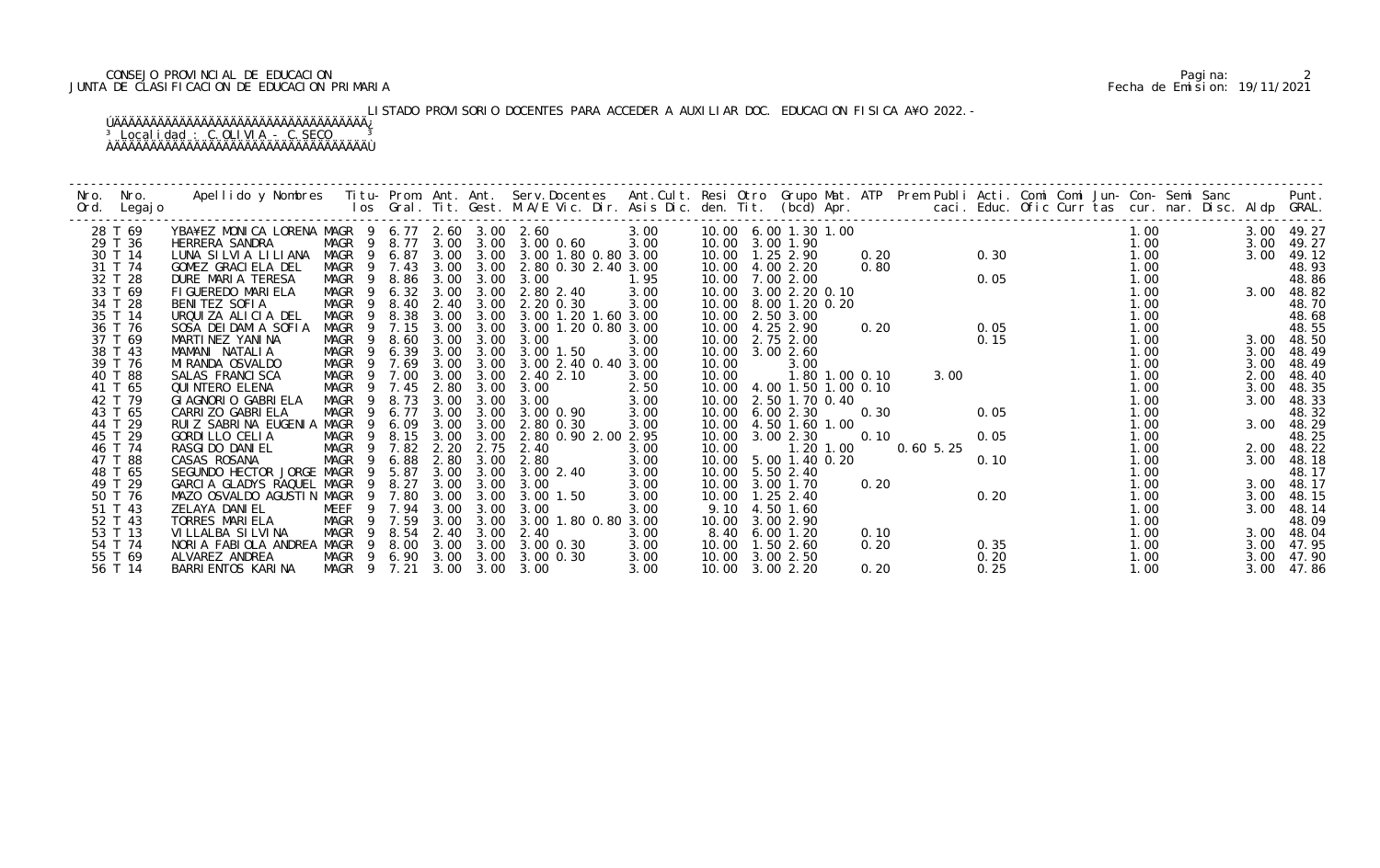CONSEJO PROVINCIAL DE EDUCACION
JUNTA DE CLASIFICACION DE EDUCACION PRIMARIA

Fecha de Emision: 19/11/2021

LISTADO PROVISORIO DOCENTES PARA ACCEDER A AUXILIAR DOC. EDUCACION FISICA A¥O 2022.-

Localidad : C.OLIVIA - C.SECO

| Nro. Ord. | Nro. Legajo | Apellido y Nombres | Titulos | Prom. Gral. | Ant. Tit. | Ant. Gest. | Serv. Docentes | M.A/E Vic. | Dir. | Ant. Cult. Asis Dic. | Resi den. | Otro Tit. | Grupo (bcd) | Mat. Apr. | ATP | Prem | Publi caci. | Acti. Educ. | Comi Ofic | Comi Curr | Jun- tas | Con- cur. | Semi nar. | Sanc Disc. | Aldp | Punt. GRAL. |
|---|---|---|---|---|---|---|---|---|---|---|---|---|---|---|---|---|---|---|---|---|---|---|---|---|---|---|
| 28 | T 69 | YBA¥EZ MONICA LORENA | MAGR 9 | 6.77 | 2.60 | 3.00 | 2.60 | | | 3.00 | 10.00 | 6.00 | 1.30 | 1.00 | | | | | | | | 1.00 | | | 3.00 | 49.27 |
| 29 | T 36 | HERRERA SANDRA | MAGR 9 | 8.77 | 3.00 | 3.00 | 3.00 | 0.60 | | 3.00 | 10.00 | 3.00 | 1.90 | | | | | | | | | 1.00 | | | 3.00 | 49.27 |
| 30 | T 14 | LUNA SILVIA LILIANA | MAGR 9 | 6.87 | 3.00 | 3.00 | 3.00 | 1.80 | 0.80 | 3.00 | 10.00 | 1.25 | 2.90 | | 0.20 | | | 0.30 | | | | 1.00 | | | 3.00 | 49.12 |
| 31 | T 74 | GOMEZ GRACIELA DEL | MAGR 9 | 7.43 | 3.00 | 3.00 | 2.80 | 0.30 | 2.40 | 3.00 | 10.00 | 4.00 | 2.20 | | 0.80 | | | | | | | 1.00 | | | | 48.93 |
| 32 | T 28 | DURE MARIA TERESA | MAGR 9 | 8.86 | 3.00 | 3.00 | 3.00 | | | 1.95 | 10.00 | 7.00 | 2.00 | | | | | 0.05 | | | | 1.00 | | | | 48.86 |
| 33 | T 69 | FIGUEREDO MARIELA | MAGR 9 | 6.32 | 3.00 | 3.00 | 2.80 | 2.40 | | 3.00 | 10.00 | 3.00 | 2.20 | 0.10 | | | | | | | | 1.00 | | | 3.00 | 48.82 |
| 34 | T 28 | BENITEZ SOFIA | MAGR 9 | 8.40 | 2.40 | 3.00 | 2.20 | 0.30 | | 3.00 | 10.00 | 8.00 | 1.20 | 0.20 | | | | | | | | 1.00 | | | | 48.70 |
| 35 | T 14 | URQUIZA ALICIA DEL | MAGR 9 | 8.38 | 3.00 | 3.00 | 3.00 | 1.20 | 1.60 | 3.00 | 10.00 | 2.50 | 3.00 | | | | | | | | | 1.00 | | | | 48.68 |
| 36 | T 76 | SOSA DEIDAMIA SOFIA | MAGR 9 | 7.15 | 3.00 | 3.00 | 3.00 | 1.20 | 0.80 | 3.00 | 10.00 | 4.25 | 2.90 | | 0.20 | | | 0.05 | | | | 1.00 | | | | 48.55 |
| 37 | T 69 | MARTINEZ YANINA | MAGR 9 | 8.60 | 3.00 | 3.00 | 3.00 | | | 3.00 | 10.00 | 2.75 | 2.00 | | | | | 0.15 | | | | 1.00 | | | 3.00 | 48.50 |
| 38 | T 43 | MAMANI NATALIA | MAGR 9 | 6.39 | 3.00 | 3.00 | 3.00 | 1.50 | | 3.00 | 10.00 | 3.00 | 2.60 | | | | | | | | | 1.00 | | | 3.00 | 48.49 |
| 39 | T 76 | MIRANDA OSVALDO | MAGR 9 | 7.69 | 3.00 | 3.00 | 3.00 | 2.40 | 0.40 | 3.00 | 10.00 | | 3.00 | | | | | | | | | 1.00 | | | 3.00 | 48.49 |
| 40 | T 88 | SALAS FRANCISCA | MAGR 9 | 7.00 | 3.00 | 3.00 | 2.40 | 2.10 | | 3.00 | 10.00 | | 1.80 | 1.00 | 0.10 | 3.00 | | | | | | 1.00 | | | 2.00 | 48.40 |
| 41 | T 65 | QUINTERO ELENA | MAGR 9 | 7.45 | 2.80 | 3.00 | 3.00 | | | 2.50 | 10.00 | 4.00 | 1.50 | 1.00 | 0.10 | | | | | | | 1.00 | | | 3.00 | 48.35 |
| 42 | T 79 | GIAGNORIO GABRIELA | MAGR 9 | 8.73 | 3.00 | 3.00 | 3.00 | | | 3.00 | 10.00 | 2.50 | 1.70 | 0.40 | | | | | | | | 1.00 | | | 3.00 | 48.33 |
| 43 | T 65 | CARRIZO GABRIELA | MAGR 9 | 6.77 | 3.00 | 3.00 | 3.00 | 0.90 | | 3.00 | 10.00 | 6.00 | 2.30 | | 0.30 | | | 0.05 | | | | 1.00 | | | | 48.32 |
| 44 | T 29 | RUIZ SABRINA EUGENIA | MAGR 9 | 6.09 | 3.00 | 3.00 | 2.80 | 0.30 | | 3.00 | 10.00 | 4.50 | 1.60 | 1.00 | | | | | | | | 1.00 | | | 3.00 | 48.29 |
| 45 | T 29 | GORDILLO CELIA | MAGR 9 | 8.15 | 3.00 | 3.00 | 2.80 | 0.90 | 2.00 | 2.95 | 10.00 | 3.00 | 2.30 | | 0.10 | | | 0.05 | | | | 1.00 | | | | 48.25 |
| 46 | T 74 | RASGIDO DANIEL | MAGR 9 | 7.82 | 2.20 | 2.75 | 2.40 | | | 3.00 | 10.00 | | 1.20 | 1.00 | | 0.60 | 5.25 | | | | | 1.00 | | | 2.00 | 48.22 |
| 47 | T 88 | CASAS ROSANA | MAGR 9 | 6.88 | 2.80 | 3.00 | 2.80 | | | 3.00 | 10.00 | 5.00 | 1.40 | 0.20 | | | | 0.10 | | | | 1.00 | | | 3.00 | 48.18 |
| 48 | T 65 | SEGUNDO HECTOR JORGE | MAGR 9 | 5.87 | 3.00 | 3.00 | 3.00 | 2.40 | | 3.00 | 10.00 | 5.50 | 2.40 | | | | | | | | | 1.00 | | | | 48.17 |
| 49 | T 29 | GARCIA GLADYS RAQUEL | MAGR 9 | 8.27 | 3.00 | 3.00 | 3.00 | | | 3.00 | 10.00 | 3.00 | 1.70 | | 0.20 | | | | | | | 1.00 | | | 3.00 | 48.17 |
| 50 | T 76 | MAZO OSVALDO AGUSTIN | MAGR 9 | 7.80 | 3.00 | 3.00 | 3.00 | 1.50 | | 3.00 | 10.00 | 1.25 | 2.40 | | | | | 0.20 | | | | 1.00 | | | 3.00 | 48.15 |
| 51 | T 43 | ZELAYA DANIEL | MEEF 9 | 7.94 | 3.00 | 3.00 | 3.00 | | | 3.00 | 9.10 | 4.50 | 1.60 | | | | | | | | | 1.00 | | | 3.00 | 48.14 |
| 52 | T 43 | TORRES MARIELA | MAGR 9 | 7.59 | 3.00 | 3.00 | 3.00 | 1.80 | 0.80 | 3.00 | 10.00 | 3.00 | 2.90 | | | | | | | | | 1.00 | | | | 48.09 |
| 53 | T 13 | VILLALBA SILVINA | MAGR 9 | 8.54 | 2.40 | 3.00 | 2.40 | | | 3.00 | 8.40 | 6.00 | 1.20 | | 0.10 | | | | | | | 1.00 | | | 3.00 | 48.04 |
| 54 | T 74 | NORIA FABIOLA ANDREA | MAGR 9 | 8.00 | 3.00 | 3.00 | 3.00 | 0.30 | | 3.00 | 10.00 | 1.50 | 2.60 | | 0.20 | | | 0.35 | | | | 1.00 | | | 3.00 | 47.95 |
| 55 | T 69 | ALVAREZ ANDREA | MAGR 9 | 6.90 | 3.00 | 3.00 | 3.00 | 0.30 | | 3.00 | 10.00 | 3.00 | 2.50 | | | | | 0.20 | | | | 1.00 | | | 3.00 | 47.90 |
| 56 | T 14 | BARRIENTOS KARINA | MAGR 9 | 7.21 | 3.00 | 3.00 | 3.00 | | | 3.00 | 10.00 | 3.00 | 2.20 | | 0.20 | | | 0.25 | | | | 1.00 | | | 3.00 | 47.86 |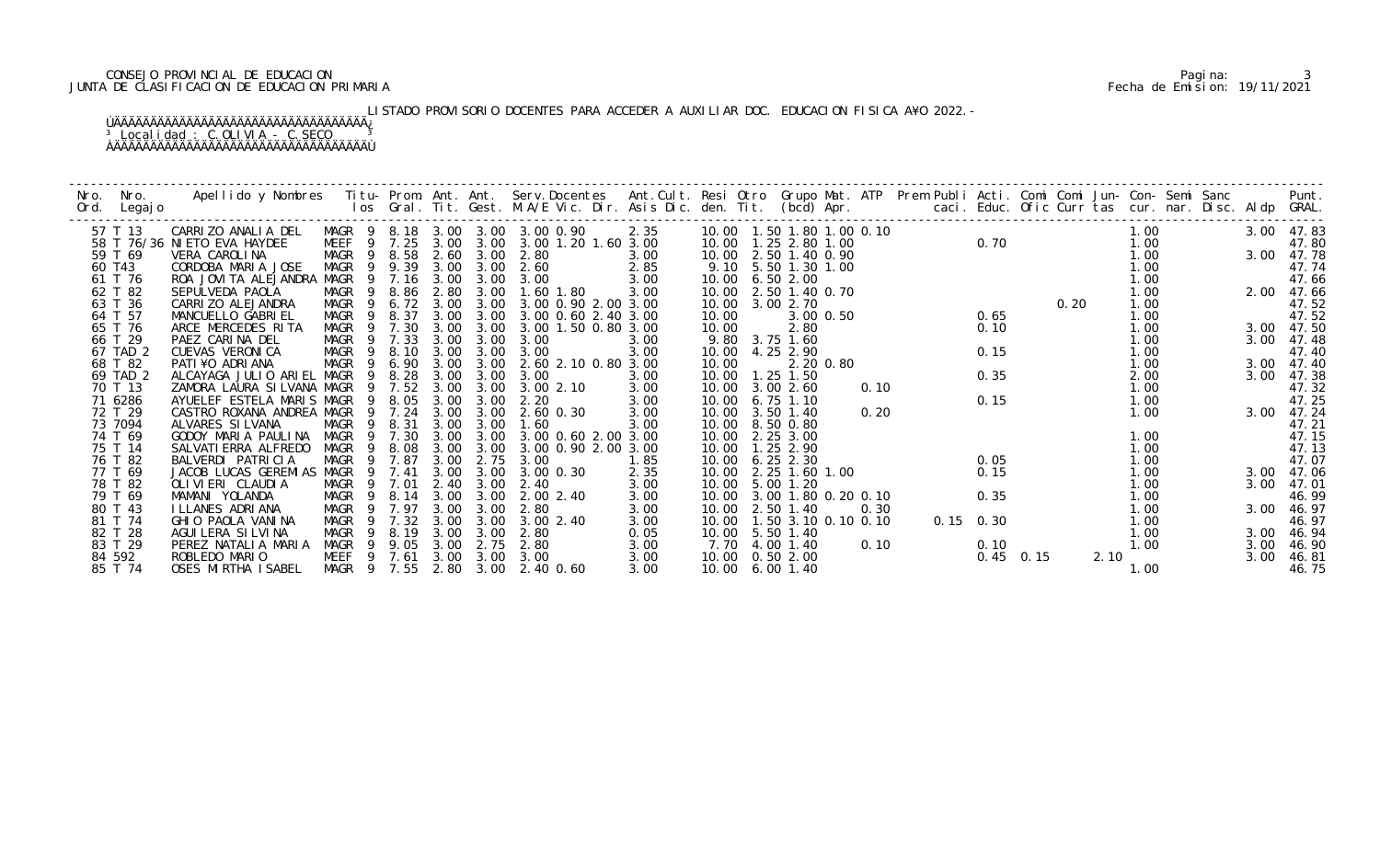CONSEJO PROVINCIAL DE EDUCACION
JUNTA DE CLASIFICACION DE EDUCACION PRIMARIA

Pagina: 3
Fecha de Emision: 19/11/2021

LISTADO PROVISORIO DOCENTES PARA ACCEDER A AUXILIAR DOC. EDUCACION FISICA A¥O 2022.-

Localidad : C.OLIVIA - C.SECO

| Nro. Ord. | Nro. Legajo | Apellido y Nombres | Titu- los | Prom. Gral. | Ant. Tit. | Ant. Gest. | Serv.Docentes M.A/E Vic. Dir. | Ant.Cult. Asis Dic. | Resi den. | Otro Tit. | Grupo Mat. (bcd) Apr. | ATP | Prem Publi caci. | Acti. Educ. | Comi Ofic | Comi Curr | Jun- tas | Con- cur. | Semi nar. | Sanc Disc. | Aldp | Punt. GRAL. |
|---|---|---|---|---|---|---|---|---|---|---|---|---|---|---|---|---|---|---|---|---|---|---|
| 57 | T 13 | CARRIZO ANALIA DEL | MAGR 9 | 8.18 | 3.00 | 3.00 | 3.00 0.90 | 2.35 | 10.00 | | 1.50 1.80 1.00 0.10 | | | | | | | 1.00 | | | 3.00 | 47.83 |
| 58 | T 76/36 | NIETO EVA HAYDEE | MEEF 9 | 7.25 | 3.00 | 3.00 | 3.00 1.20 1.60 | 3.00 | 10.00 | | 1.25 2.80 1.00 | | | 0.70 | | | | 1.00 | | | | 47.80 |
| 59 | T 69 | VERA CAROLINA | MAGR 9 | 8.58 | 2.60 | 3.00 | 2.80 | 3.00 | 10.00 | | 2.50 1.40 0.90 | | | | | | | 1.00 | | | 3.00 | 47.78 |
| 60 | T43 | CORDOBA MARIA JOSE | MAGR 9 | 9.39 | 3.00 | 3.00 | 2.60 | 2.85 | 9.10 | | 5.50 1.30 1.00 | | | | | | | 1.00 | | | | 47.74 |
| 61 | T 76 | ROA JOVITA ALEJANDRA | MAGR 9 | 7.16 | 3.00 | 3.00 | 3.00 | 3.00 | 10.00 | | 6.50 2.00 | | | | | | | 1.00 | | | | 47.66 |
| 62 | T 82 | SEPULVEDA PAOLA | MAGR 9 | 8.86 | 2.80 | 3.00 | 1.60 1.80 | 3.00 | 10.00 | | 2.50 1.40 0.70 | | | | | | | 1.00 | | | 2.00 | 47.66 |
| 63 | T 36 | CARRIZO ALEJANDRA | MAGR 9 | 6.72 | 3.00 | 3.00 | 3.00 0.90 2.00 | 3.00 | 10.00 | | 3.00 2.70 | | | | | 0.20 | | 1.00 | | | | 47.52 |
| 64 | T 57 | MANCUELLO GABRIEL | MAGR 9 | 8.37 | 3.00 | 3.00 | 3.00 0.60 2.40 | 3.00 | 10.00 | | 3.00 0.50 | | | 0.65 | | | | 1.00 | | | | 47.52 |
| 65 | T 76 | ARCE MERCEDES RITA | MAGR 9 | 7.30 | 3.00 | 3.00 | 3.00 1.50 0.80 | 3.00 | 10.00 | | 2.80 | | | 0.10 | | | | 1.00 | | | 3.00 | 47.50 |
| 66 | T 29 | PAEZ CARINA DEL | MAGR 9 | 7.33 | 3.00 | 3.00 | 3.00 | 3.00 | 9.80 | | 3.75 1.60 | | | | | | | 1.00 | | | 3.00 | 47.48 |
| 67 | TAD 2 | CUEVAS VERONICA | MAGR 9 | 8.10 | 3.00 | 3.00 | 3.00 | 3.00 | 10.00 | | 4.25 2.90 | | | 0.15 | | | | 1.00 | | | | 47.40 |
| 68 | T 82 | PATI¥O ADRIANA | MAGR 9 | 6.90 | 3.00 | 3.00 | 2.60 2.10 0.80 | 3.00 | 10.00 | | 2.20 0.80 | | | | | | | 1.00 | | | 3.00 | 47.40 |
| 69 | TAD 2 | ALCAYAGA JULIO ARIEL | MAGR 9 | 8.28 | 3.00 | 3.00 | 3.00 | 3.00 | 10.00 | | 1.25 1.50 | | | 0.35 | | | | 2.00 | | | 3.00 | 47.38 |
| 70 | T 13 | ZAMORA LAURA SILVANA | MAGR 9 | 7.52 | 3.00 | 3.00 | 3.00 2.10 | 3.00 | 10.00 | | 3.00 2.60 | 0.10 | | | | | | 1.00 | | | | 47.32 |
| 71 | 6286 | AYUELEF ESTELA MARIS | MAGR 9 | 8.05 | 3.00 | 3.00 | 2.20 | 3.00 | 10.00 | | 6.75 1.10 | | | 0.15 | | | | 1.00 | | | | 47.25 |
| 72 | T 29 | CASTRO ROXANA ANDREA | MAGR 9 | 7.24 | 3.00 | 3.00 | 2.60 0.30 | 3.00 | 10.00 | | 3.50 1.40 | 0.20 | | | | | | 1.00 | | | 3.00 | 47.24 |
| 73 | 7094 | ALVARES SILVANA | MAGR 9 | 8.31 | 3.00 | 3.00 | 1.60 | 3.00 | 10.00 | | 8.50 0.80 | | | | | | | | | | | 47.21 |
| 74 | T 69 | GODOY MARIA PAULINA | MAGR 9 | 7.30 | 3.00 | 3.00 | 3.00 0.60 2.00 | 3.00 | 10.00 | | 2.25 3.00 | | | | | | | 1.00 | | | | 47.15 |
| 75 | T 14 | SALVATIERRA ALFREDO | MAGR 9 | 8.08 | 3.00 | 3.00 | 3.00 0.90 2.00 | 3.00 | 10.00 | | 1.25 2.90 | | | | | | | 1.00 | | | | 47.13 |
| 76 | T 82 | BALVERDI PATRICIA | MAGR 9 | 7.87 | 3.00 | 2.75 | 3.00 | 1.85 | 10.00 | | 6.25 2.30 | | | 0.05 | | | | 1.00 | | | | 47.07 |
| 77 | T 69 | JACOB LUCAS GEREMIAS | MAGR 9 | 7.41 | 3.00 | 3.00 | 3.00 0.30 | 2.35 | 10.00 | | 2.25 1.60 1.00 | | | 0.15 | | | | 1.00 | | | 3.00 | 47.06 |
| 78 | T 82 | OLIVIERI CLAUDIA | MAGR 9 | 7.01 | 2.40 | 3.00 | 2.40 | 3.00 | 10.00 | | 5.00 1.20 | | | | | | | 1.00 | | | 3.00 | 47.01 |
| 79 | T 69 | MAMANI YOLANDA | MAGR 9 | 8.14 | 3.00 | 3.00 | 2.00 2.40 | 3.00 | 10.00 | | 3.00 1.80 0.20 0.10 | | | 0.35 | | | | 1.00 | | | | 46.99 |
| 80 | T 43 | ILLANES ADRIANA | MAGR 9 | 7.97 | 3.00 | 3.00 | 2.80 | 3.00 | 10.00 | | 2.50 1.40 | 0.30 | | | | | | 1.00 | | | 3.00 | 46.97 |
| 81 | T 74 | GHIO PAOLA VANINA | MAGR 9 | 7.32 | 3.00 | 3.00 | 3.00 2.40 | 3.00 | 10.00 | | 1.50 3.10 0.10 0.10 | | 0.15 | 0.30 | | | | 1.00 | | | | 46.97 |
| 82 | T 28 | AGUILERA SILVINA | MAGR 9 | 8.19 | 3.00 | 3.00 | 2.80 | 0.05 | 10.00 | | 5.50 1.40 | | | | | | | 1.00 | | | 3.00 | 46.94 |
| 83 | T 29 | PEREZ NATALIA MARIA | MAGR 9 | 9.05 | 3.00 | 2.75 | 2.80 | 3.00 | 7.70 | | 4.00 1.40 | 0.10 | | 0.10 | | | | 1.00 | | | 3.00 | 46.90 |
| 84 | 592 | ROBLEDO MARIO | MEEF 9 | 7.61 | 3.00 | 3.00 | 3.00 | 3.00 | 10.00 | | 0.50 2.00 | | | 0.45 | 0.15 | | 2.10 | | | | 3.00 | 46.81 |
| 85 | T 74 | OSES MIRTHA ISABEL | MAGR 9 | 7.55 | 2.80 | 3.00 | 2.40 0.60 | 3.00 | 10.00 | | 6.00 1.40 | | | | | | | 1.00 | | | | 46.75 |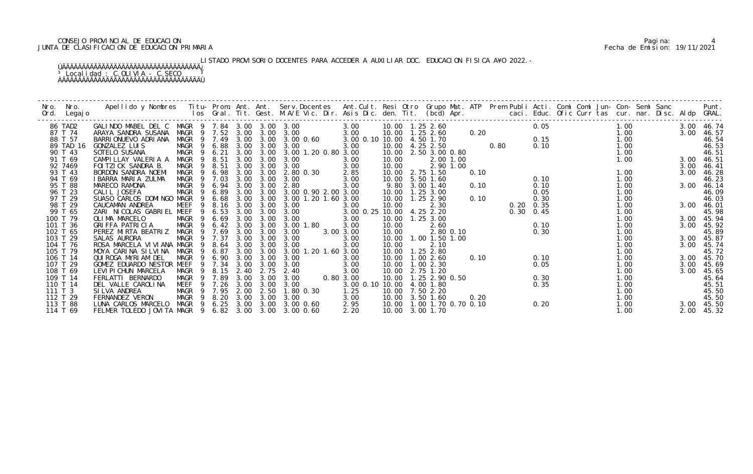CONSEJO PROVINCIAL DE EDUCACION
JUNTA DE CLASIFICACION DE EDUCACION PRIMARIA

Fecha de Emision: 19/11/2021

LISTADO PROVISORIO DOCENTES PARA ACCEDER A AUXILIAR DOC. EDUCACION FISICA A¥O 2022.-

Localidad : C.OLIVIA - C.SECO

| Nro. Ord. | Nro. Legajo | Apellido y Nombres | Titu-los | Prom. Gral. | Ant. Tit. | Ant. Gest. | Serv.Docentes M.A/E Vic. Dir. | Ant.Cult. Asis Dic. | Resi den. | Otro Tit. | Grupo Mat. (bcd) | ATP Apr. | Prem caci. | Publi Educ. | Acti. Ofic | Comi Curr | Comi tas | Jun- cur. | Con- nar. | Semi Disc. | Sanc Aldp | Punt. GRAL. |
|---|---|---|---|---|---|---|---|---|---|---|---|---|---|---|---|---|---|---|---|---|---|---|
| 86 | TAD2 | GALINDO MABEL DEL C | MAGR 9 | 7.84 | 3.00 | 3.00 | 3.00 | 3.00 | 10.00 | 1.25 | 2.60 | | | | 0.05 | | | 1.00 | | | 3.00 | 46.74 |
| 87 | T 74 | ARAYA SANDRA SUSANA | MAGR 9 | 7.52 | 3.00 | 3.00 | 3.00 | 3.00 | 10.00 | 1.25 | 2.60 | 0.20 | | | | | | 1.00 | | | 3.00 | 46.57 |
| 88 | T 57 | BARRIONUEVO ADRIANA | MAGR 9 | 7.49 | 3.00 | 3.00 | 3.00 0.60 | 3.00 0.10 | 10.00 | 4.50 | 1.70 | | | | 0.15 | | | 1.00 | | | | 46.54 |
| 89 | TAD 16 | GONZALEZ LUIS | MAGR 9 | 6.88 | 3.00 | 3.00 | 3.00 | 3.00 | 10.00 | 4.25 | 2.50 | | 0.80 | | 0.10 | | | 1.00 | | | | 46.53 |
| 90 | T 43 | SOTELO SUSANA | MAGR 9 | 6.21 | 3.00 | 3.00 | 3.00 1.20 0.80 | 3.00 | 10.00 | 2.50 | 3.00 0.80 | | | | | | | 1.00 | | | | 46.51 |
| 91 | T 69 | CAMPILLAY VALERIA A | MAGR 9 | 8.51 | 3.00 | 3.00 | 3.00 | 3.00 | 10.00 | | 2.00 1.00 | | | | | | | 1.00 | | | 3.00 | 46.51 |
| 92 | 7469 | FOITZICK SANDRA B. | MAGR 9 | 8.51 | 3.00 | 3.00 | 3.00 | 3.00 | 10.00 | | 2.90 1.00 | | | | | | | | | | 3.00 | 46.41 |
| 93 | T 43 | BORDON SANDRA NOEMI | MAGR 9 | 6.98 | 3.00 | 3.00 | 2.80 0.30 | 2.85 | 10.00 | 2.75 | 1.50 | 0.10 | | | | | | 1.00 | | | 3.00 | 46.28 |
| 94 | T 69 | IBARRA MARIA ZULMA | MAGR 9 | 7.03 | 3.00 | 3.00 | 3.00 | 3.00 | 10.00 | 5.50 | 1.60 | | | | 0.10 | | | 1.00 | | | | 46.23 |
| 95 | T 88 | MARECO RAMONA | MAGR 9 | 6.94 | 3.00 | 3.00 | 2.80 | 3.00 | 9.80 | 3.00 | 1.40 | 0.10 | | | 0.10 | | | 1.00 | | | 3.00 | 46.14 |
| 96 | T 23 | CALIL JOSEFA | MAGR 9 | 6.89 | 3.00 | 3.00 | 3.00 0.90 2.00 | 3.00 | 10.00 | 1.25 | 3.00 | | | | 0.05 | | | 1.00 | | | | 46.09 |
| 97 | T 29 | SUASO CARLOS DOMINGO | MAGR 9 | 6.68 | 3.00 | 3.00 | 3.00 1.20 1.60 | 3.00 | 10.00 | 1.25 | 2.90 | 0.10 | | | 0.30 | | | 1.00 | | | | 46.03 |
| 98 | T 29 | CAUCAMAN ANDREA | MEEF 9 | 8.16 | 3.00 | 3.00 | 3.00 | 3.00 | 10.00 | | 2.30 | | | 0.20 | 0.35 | | | 1.00 | | | 3.00 | 46.01 |
| 99 | T 65 | ZARI NICOLAS GABRIEL | MEEF 9 | 6.53 | 3.00 | 3.00 | 3.00 | 3.00 0.25 | 10.00 | 4.25 | 2.20 | | | 0.30 | 0.45 | | | 1.00 | | | | 45.98 |
| 100 | T 79 | OLIMA MARCELO | MAGR 9 | 6.69 | 3.00 | 3.00 | 3.00 | 3.00 | 10.00 | 1.25 | 3.00 | | | | | | | 1.00 | | | 3.00 | 45.94 |
| 101 | T 36 | GRIFFA PATRICIA | MAGR 9 | 6.42 | 3.00 | 3.00 | 3.00 1.80 | 3.00 | 10.00 | | 2.60 | | | | 0.10 | | | 1.00 | | | 3.00 | 45.92 |
| 102 | T 65 | PEREZ MIRTA BEATRIZ | MAGR 9 | 7.69 | 3.00 | 3.00 | 3.00 | 3.00 3.00 | 10.00 | | 2.80 0.10 | | | | 0.30 | | | 1.00 | | | | 45.89 |
| 103 | T 29 | SALAS AURORA | MAGR 9 | 7.37 | 3.00 | 3.00 | 3.00 | 3.00 | 10.00 | 1.00 | 1.50 1.00 | | | | | | | 1.00 | | | 3.00 | 45.87 |
| 104 | T 76 | ROSA MARCELA VIVIANA | MAGR 9 | 8.64 | 3.00 | 3.00 | 3.00 | 3.00 | 10.00 | | 2.10 | | | | | | | 1.00 | | | 3.00 | 45.74 |
| 105 | T 79 | MOYA CARINA SILVINA | MAGR 9 | 6.87 | 3.00 | 3.00 | 3.00 1.20 1.60 | 3.00 | 10.00 | 1.25 | 2.80 | | | | | | | 1.00 | | | | 45.72 |
| 106 | T 14 | QUIROGA MYRIAM DEL | MAGR 9 | 6.90 | 3.00 | 3.00 | 3.00 | 3.00 | 10.00 | 1.00 | 2.60 | 0.10 | | | 0.10 | | | 1.00 | | | 3.00 | 45.70 |
| 107 | T 29 | GOMEZ EDUARDO NESTOR | MEEF 9 | 7.34 | 3.00 | 3.00 | 3.00 | 3.00 | 10.00 | 1.00 | 2.30 | | | | 0.05 | | | 1.00 | | | 3.00 | 45.69 |
| 108 | T 69 | LEVIPICHUN MARCELA | MAGR 9 | 8.15 | 2.40 | 2.75 | 2.40 | 3.00 | 10.00 | 2.75 | 1.20 | | | | | | | 1.00 | | | 3.00 | 45.65 |
| 109 | T 14 | FERLATTI BERNARDO | MAGR 9 | 7.89 | 3.00 | 3.00 | 3.00 | 0.80 3.00 | 10.00 | 1.25 | 2.90 0.50 | | | | 0.30 | | | 1.00 | | | | 45.64 |
| 110 | T 14 | DEL VALLE CAROLINA | MEEF 9 | 7.26 | 3.00 | 3.00 | 3.00 | 3.00 0.10 | 10.00 | 4.00 | 1.80 | | | | 0.35 | | | 1.00 | | | | 45.51 |
| 111 | T 3 | SILVA ANDREA | MAGR 9 | 7.95 | 2.00 | 2.50 | 1.80 0.30 | 1.25 | 10.00 | 7.50 | 2.20 | | | | | | | 1.00 | | | | 45.50 |
| 112 | T 29 | FERNANDEZ VERON | MAGR 9 | 8.20 | 3.00 | 3.00 | 3.00 | 3.00 | 10.00 | 3.50 | 1.60 | 0.20 | | | | | | 1.00 | | | | 45.50 |
| 113 | T 88 | LUNA CARLOS MARCELO | MAGR 9 | 6.25 | 3.00 | 3.00 | 3.00 0.60 | 2.95 | 10.00 | 1.00 | 1.70 0.70 0.10 | | | | 0.20 | | | 1.00 | | | 3.00 | 45.50 |
| 114 | T 69 | FELMER TOLEDO JOVITA | MAGR 9 | 6.82 | 3.00 | 3.00 | 3.00 0.60 | 2.20 | 10.00 | 3.00 | 1.70 | | | | | | | 1.00 | | | 2.00 | 45.32 |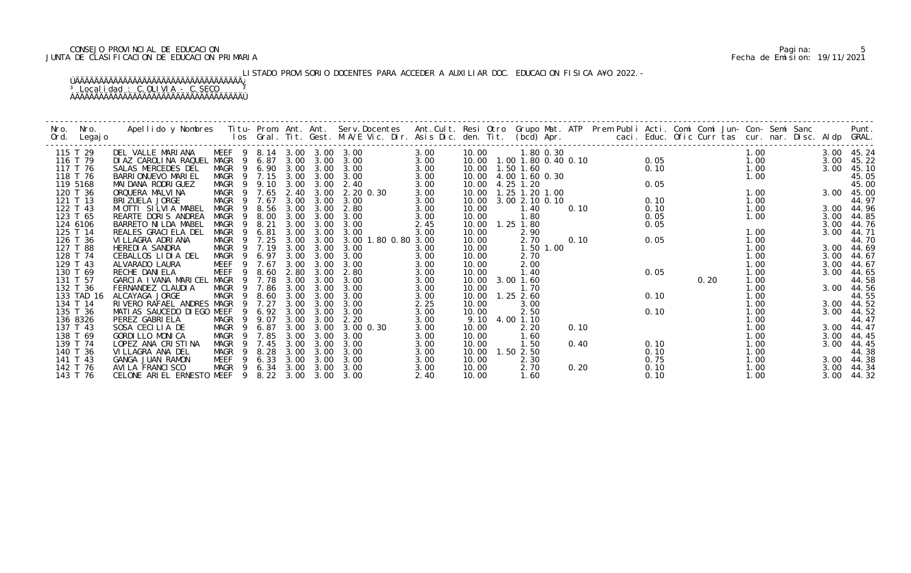CONSEJO PROVINCIAL DE EDUCACION
JUNTA DE CLASIFICACION DE EDUCACION PRIMARIA

LISTADO PROVISORIO DOCENTES PARA ACCEDER A AUXILIAR DOC. EDUCACION FISICA A¥O 2022.-

Localidad : C.OLIVIA - C.SECO

| Nro. Ord. | Nro. Legajo | Apellido y Nombres | Titu-los | Prom. Gral. | Ant. Tit. | Ant. Gest. | Serv.Docentes M.A/E Vic. Dir. | Ant.Cult. Asis Dic. | Resi den. | Otro Tit. | Grupo Mat. (bcd) | ATP Apr. | Prem Publi caci. | Acti. Educ. | Comi Ofic | Comi Curr | Jun- tas | Con- cur. | Semi nar. | Sanc Disc. | Aldp | Punt. GRAL. |
|---|---|---|---|---|---|---|---|---|---|---|---|---|---|---|---|---|---|---|---|---|---|---|
| 115 | T 29 | DEL VALLE MARIANA | MEEF 9 | 8.14 | 3.00 | 3.00 | 3.00 | 3.00 | 10.00 | | 1.80 0.30 | | | | | | | 1.00 | | | 3.00 | 45.24 |
| 116 | T 79 | DIAZ CAROLINA RAQUEL | MAGR 9 | 6.87 | 3.00 | 3.00 | 3.00 | 3.00 | 10.00 | 1.00 | 1.80 0.40 | 0.10 | | 0.05 | | | | 1.00 | | | 3.00 | 45.22 |
| 117 | T 76 | SALAS MERCEDES DEL | MAGR 9 | 6.90 | 3.00 | 3.00 | 3.00 | 3.00 | 10.00 | 1.50 | 1.60 | | | 0.10 | | | | 1.00 | | | 3.00 | 45.10 |
| 118 | T 76 | BARRIONUEVO MARIEL | MAGR 9 | 7.15 | 3.00 | 3.00 | 3.00 | 3.00 | 10.00 | 4.00 | 1.60 0.30 | | | | | | | 1.00 | | | | 45.05 |
| 119 | 5168 | MAIDANA RODRIGUEZ | MAGR 9 | 9.10 | 3.00 | 3.00 | 2.40 | 3.00 | 10.00 | 4.25 | 1.20 | | | 0.05 | | | | | | | | 45.00 |
| 120 | T 36 | ORQUERA MALVINA | MAGR 9 | 7.65 | 2.40 | 3.00 | 2.20 0.30 | 3.00 | 10.00 | 1.25 | 1.20 1.00 | | | | | | | 1.00 | | | 3.00 | 45.00 |
| 121 | T 13 | BRIZUELA JORGE | MAGR 9 | 7.67 | 3.00 | 3.00 | 3.00 | 3.00 | 10.00 | 3.00 | 2.10 0.10 | | | 0.10 | | | | 1.00 | | | | 44.97 |
| 122 | T 43 | MIOTTI SILVIA MABEL | MAGR 9 | 8.56 | 3.00 | 3.00 | 2.80 | 3.00 | 10.00 | | 1.40 | 0.10 | | 0.10 | | | | 1.00 | | | 3.00 | 44.96 |
| 123 | T 65 | REARTE DORIS ANDREA | MAGR 9 | 8.00 | 3.00 | 3.00 | 3.00 | 3.00 | 10.00 | | 1.80 | | | 0.05 | | | | 1.00 | | | 3.00 | 44.85 |
| 124 | 6106 | BARRETO NILDA MABEL | MAGR 9 | 8.21 | 3.00 | 3.00 | 3.00 | 2.45 | 10.00 | 1.25 | 1.80 | | | 0.05 | | | | | | | 3.00 | 44.76 |
| 125 | T 14 | REALES GRACIELA DEL | MAGR 9 | 6.81 | 3.00 | 3.00 | 3.00 | 3.00 | 10.00 | | 2.90 | | | | | | | 1.00 | | | 3.00 | 44.71 |
| 126 | T 36 | VILLAGRA ADRIANA | MAGR 9 | 7.25 | 3.00 | 3.00 | 3.00 1.80 0.80 | 3.00 | 10.00 | | 2.70 | 0.10 | | 0.05 | | | | 1.00 | | | | 44.70 |
| 127 | T 88 | HEREDIA SANDRA | MAGR 9 | 7.19 | 3.00 | 3.00 | 3.00 | 3.00 | 10.00 | | 1.50 1.00 | | | | | | | 1.00 | | | 3.00 | 44.69 |
| 128 | T 74 | CEBALLOS LIDIA DEL | MAGR 9 | 6.97 | 3.00 | 3.00 | 3.00 | 3.00 | 10.00 | | 2.70 | | | | | | | 1.00 | | | 3.00 | 44.67 |
| 129 | T 43 | ALVARADO LAURA | MEEF 9 | 7.67 | 3.00 | 3.00 | 3.00 | 3.00 | 10.00 | | 2.00 | | | | | | | 1.00 | | | 3.00 | 44.67 |
| 130 | T 69 | RECHE DANIELA | MEEF 9 | 8.60 | 2.80 | 3.00 | 2.80 | 3.00 | 10.00 | | 1.40 | | | 0.05 | | | | 1.00 | | | 3.00 | 44.65 |
| 131 | T 57 | GARCIA IVANA MARICEL | MAGR 9 | 7.78 | 3.00 | 3.00 | 3.00 | 3.00 | 10.00 | 3.00 | 1.60 | | | | | 0.20 | | 1.00 | | | | 44.58 |
| 132 | T 36 | FERNANDEZ CLAUDIA | MAGR 9 | 7.86 | 3.00 | 3.00 | 3.00 | 3.00 | 10.00 | | 1.70 | | | | | | | 1.00 | | | 3.00 | 44.56 |
| 133 | TAD 16 | ALCAYAGA JORGE | MAGR 9 | 8.60 | 3.00 | 3.00 | 3.00 | 3.00 | 10.00 | 1.25 | 2.60 | | | 0.10 | | | | 1.00 | | | | 44.55 |
| 134 | T 14 | RIVERO RAFAEL ANDRES | MAGR 9 | 7.27 | 3.00 | 3.00 | 3.00 | 2.25 | 10.00 | | 3.00 | | | | | | | 1.00 | | | 3.00 | 44.52 |
| 135 | T 36 | MATIAS SAUCEDO DIEGO | MEEF 9 | 6.92 | 3.00 | 3.00 | 3.00 | 3.00 | 10.00 | | 2.50 | | | 0.10 | | | | 1.00 | | | 3.00 | 44.52 |
| 136 | 8326 | PEREZ GABRIELA | MAGR 9 | 9.07 | 3.00 | 3.00 | 2.20 | 3.00 | 9.10 | 4.00 | 1.10 | | | | | | | 1.00 | | | | 44.47 |
| 137 | T 43 | SOSA CECILIA DE | MAGR 9 | 6.87 | 3.00 | 3.00 | 3.00 0.30 | 3.00 | 10.00 | | 2.20 | 0.10 | | | | | | 1.00 | | | 3.00 | 44.47 |
| 138 | T 69 | GORDILLO MONICA | MAGR 9 | 7.85 | 3.00 | 3.00 | 3.00 | 3.00 | 10.00 | | 1.60 | | | | | | | 1.00 | | | 3.00 | 44.45 |
| 139 | T 74 | LOPEZ ANA CRISTINA | MAGR 9 | 7.45 | 3.00 | 3.00 | 3.00 | 3.00 | 10.00 | | 1.50 | 0.40 | | 0.10 | | | | 1.00 | | | 3.00 | 44.45 |
| 140 | T 36 | VILLAGRA ANA DEL | MAGR 9 | 8.28 | 3.00 | 3.00 | 3.00 | 3.00 | 10.00 | 1.50 | 2.50 | | | 0.10 | | | | 1.00 | | | | 44.38 |
| 141 | T 43 | GANGA JUAN RAMON | MEEF 9 | 6.33 | 3.00 | 3.00 | 3.00 | 3.00 | 10.00 | | 2.30 | | | 0.75 | | | | 1.00 | | | 3.00 | 44.38 |
| 142 | T 76 | AVILA FRANCISCO | MAGR 9 | 6.34 | 3.00 | 3.00 | 3.00 | 3.00 | 10.00 | | 2.70 | 0.20 | | 0.10 | | | | 1.00 | | | 3.00 | 44.34 |
| 143 | T 76 | CELONE ARIEL ERNESTO | MEEF 9 | 8.22 | 3.00 | 3.00 | 3.00 | 2.40 | 10.00 | | 1.60 | | | 0.10 | | | | 1.00 | | | 3.00 | 44.32 |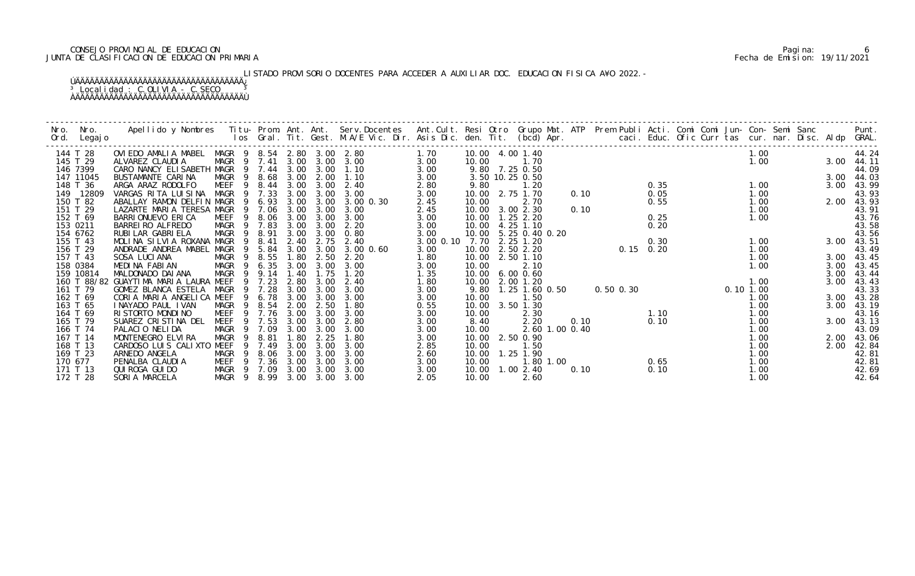CONSEJO PROVINCIAL DE EDUCACION
JUNTA DE CLASIFICACION DE EDUCACION PRIMARIA

Pagina: 6
Fecha de Emision: 19/11/2021

LISTADO PROVISORIO DOCENTES PARA ACCEDER A AUXILIAR DOC. EDUCACION FISICA A¥O 2022.-

Localidad : C.OLIVIA - C.SECO

| Nro. Ord. | Nro. Legajo | Apellido y Nombres | Titu-los | Prom. Gral. | Ant. Tit. | Ant. Gest. | Serv.Docentes M.A/E Vic. Dir. | Ant.Cult. Asis Dic. | Resi den. | Otro Tit. | Grupo Mat. (bcd) | ATP Apr. | Prem Publi caci. | Acti. Educ. | Comi Ofic | Comi Curr | Jun- tas | Con- cur. | Semi nar. | Sanc Disc. | Aldp | Punt. GRAL. |
|---|---|---|---|---|---|---|---|---|---|---|---|---|---|---|---|---|---|---|---|---|---|---|
| 144 | T 28 | OVIEDO AMALIA MABEL | MAGR 9 | 8.54 | 2.80 | 3.00 | 2.80 | 1.70 | 10.00 | 4.00 | 1.40 | | | | | | | 1.00 | | | | 44.24 |
| 145 | T 29 | ALVAREZ CLAUDIA | MAGR 9 | 7.41 | 3.00 | 3.00 | 3.00 | 3.00 | 10.00 | | 1.70 | | | | | | | 1.00 | | | 3.00 | 44.11 |
| 146 | 7399 | CARO NANCY ELISABETH | MAGR 9 | 7.44 | 3.00 | 3.00 | 1.10 | 3.00 | 9.80 | 7.25 | 0.50 | | | | | | | | | | | 44.09 |
| 147 | 11045 | BUSTAMANTE CARINA | MAGR 9 | 8.68 | 3.00 | 2.00 | 1.10 | 3.00 | 3.50 | 10.25 | 0.50 | | | | | | | | | | 3.00 | 44.03 |
| 148 | T 36 | ARGA ARAZ RODOLFO | MEEF 9 | 8.44 | 3.00 | 3.00 | 2.40 | 2.80 | 9.80 | | 1.20 | | | 0.35 | | | | 1.00 | | | 3.00 | 43.99 |
| 149 | 12809 | VARGAS RITA LUISINA | MAGR 9 | 7.33 | 3.00 | 3.00 | 3.00 | 3.00 | 10.00 | 2.75 | 1.70 | 0.10 | | 0.05 | | | | 1.00 | | | | 43.93 |
| 150 | T 82 | ABALLAY RAMON DELFIN | MAGR 9 | 6.93 | 3.00 | 3.00 | 3.00 0.30 | 2.45 | 10.00 | | 2.70 | | | 0.55 | | | | 1.00 | | | 2.00 | 43.93 |
| 151 | T 29 | LAZARTE MARIA TERESA | MAGR 9 | 7.06 | 3.00 | 3.00 | 3.00 | 2.45 | 10.00 | 3.00 | 2.30 | 0.10 | | | | | | 1.00 | | | | 43.91 |
| 152 | T 69 | BARRIONUEVO ERICA | MEEF 9 | 8.06 | 3.00 | 3.00 | 3.00 | 3.00 | 10.00 | 1.25 | 2.20 | | | 0.25 | | | | 1.00 | | | | 43.76 |
| 153 | 0211 | BARREIRO ALFREDO | MAGR 9 | 7.83 | 3.00 | 3.00 | 2.20 | 3.00 | 10.00 | 4.25 | 1.10 | | | 0.20 | | | | | | | | 43.58 |
| 154 | 6762 | RUBILAR GABRIELA | MAGR 9 | 8.91 | 3.00 | 3.00 | 0.80 | 3.00 | 10.00 | 5.25 | 0.40 0.20 | | | | | | | | | | | 43.56 |
| 155 | T 43 | MOLINA SILVIA ROXANA | MAGR 9 | 8.41 | 2.40 | 2.75 | 2.40 | 3.00 0.10 | 7.70 | 2.25 | 1.20 | | | 0.30 | | | | 1.00 | | | 3.00 | 43.51 |
| 156 | T 29 | ANDRADE ANDREA MABEL | MAGR 9 | 5.84 | 3.00 | 3.00 | 3.00 0.60 | 3.00 | 10.00 | 2.50 | 2.20 | | 0.15 | 0.20 | | | | 1.00 | | | | 43.49 |
| 157 | T 43 | SOSA LUCIANA | MAGR 9 | 8.55 | 1.80 | 2.50 | 2.20 | 1.80 | 10.00 | 2.50 | 1.10 | | | | | | | 1.00 | | | 3.00 | 43.45 |
| 158 | 0384 | MEDINA FABIAN | MAGR 9 | 6.35 | 3.00 | 3.00 | 3.00 | 3.00 | 10.00 | | 2.10 | | | | | | | 1.00 | | | 3.00 | 43.45 |
| 159 | 10814 | MALDONADO DAIANA | MAGR 9 | 9.14 | 1.40 | 1.75 | 1.20 | 1.35 | 10.00 | 6.00 | 0.60 | | | | | | | | | | 3.00 | 43.44 |
| 160 | T 88/82 | GUAYTIMA MARIA LAURA | MEEF 9 | 7.23 | 2.80 | 3.00 | 2.40 | 1.80 | 10.00 | 2.00 | 1.20 | | | | | | | 1.00 | | | 3.00 | 43.43 |
| 161 | T 79 | GOMEZ BLANCA ESTELA | MAGR 9 | 7.28 | 3.00 | 3.00 | 3.00 | 3.00 | 9.80 | 1.25 | 1.60 0.50 | | 0.50 0.30 | | | | 0.10 | 1.00 | | | | 43.33 |
| 162 | T 69 | CORIA MARIA ANGELICA | MEEF 9 | 6.78 | 3.00 | 3.00 | 3.00 | 3.00 | 10.00 | | 1.50 | | | | | | | 1.00 | | | 3.00 | 43.28 |
| 163 | T 65 | INAYADO PAUL IVAN | MAGR 9 | 8.54 | 2.00 | 2.50 | 1.80 | 0.55 | 10.00 | 3.50 | 1.30 | | | | | | | 1.00 | | | 3.00 | 43.19 |
| 164 | T 69 | RISTORTO MONDINO | MEEF 9 | 7.76 | 3.00 | 3.00 | 3.00 | 3.00 | 10.00 | | 2.30 | | | 1.10 | | | | 1.00 | | | | 43.16 |
| 165 | T 79 | SUAREZ CRISTINA DEL | MEEF 9 | 7.53 | 3.00 | 3.00 | 2.80 | 3.00 | 8.40 | | 2.20 | 0.10 | | 0.10 | | | | 1.00 | | | 3.00 | 43.13 |
| 166 | T 74 | PALACIO NELIDA | MAGR 9 | 7.09 | 3.00 | 3.00 | 3.00 | 3.00 | 10.00 | | 2.60 1.00 0.40 | | | | | | | 1.00 | | | | 43.09 |
| 167 | T 14 | MONTENEGRO ELVIRA | MAGR 9 | 8.81 | 1.80 | 2.25 | 1.80 | 3.00 | 10.00 | 2.50 | 0.90 | | | | | | | 1.00 | | | 2.00 | 43.06 |
| 168 | T 13 | CARDOSO LUIS CALIXTO | MEEF 9 | 7.49 | 3.00 | 3.00 | 3.00 | 2.85 | 10.00 | | 1.50 | | | | | | | 1.00 | | | 2.00 | 42.84 |
| 169 | T 23 | ARNEDO ANGELA | MAGR 9 | 8.06 | 3.00 | 3.00 | 3.00 | 2.60 | 10.00 | 1.25 | 1.90 | | | | | | | 1.00 | | | | 42.81 |
| 170 | 677 | PENALBA CLAUDIA | MEEF 9 | 7.36 | 3.00 | 3.00 | 3.00 | 3.00 | 10.00 | | 1.80 1.00 | | | 0.65 | | | | 1.00 | | | | 42.81 |
| 171 | T 13 | QUIROGA GUIDO | MAGR 9 | 7.09 | 3.00 | 3.00 | 3.00 | 3.00 | 10.00 | 1.00 | 2.40 | 0.10 | | 0.10 | | | | 1.00 | | | | 42.69 |
| 172 | T 28 | SORIA MARCELA | MAGR 9 | 8.99 | 3.00 | 3.00 | 3.00 | 2.05 | 10.00 | | 2.60 | | | | | | | 1.00 | | | | 42.64 |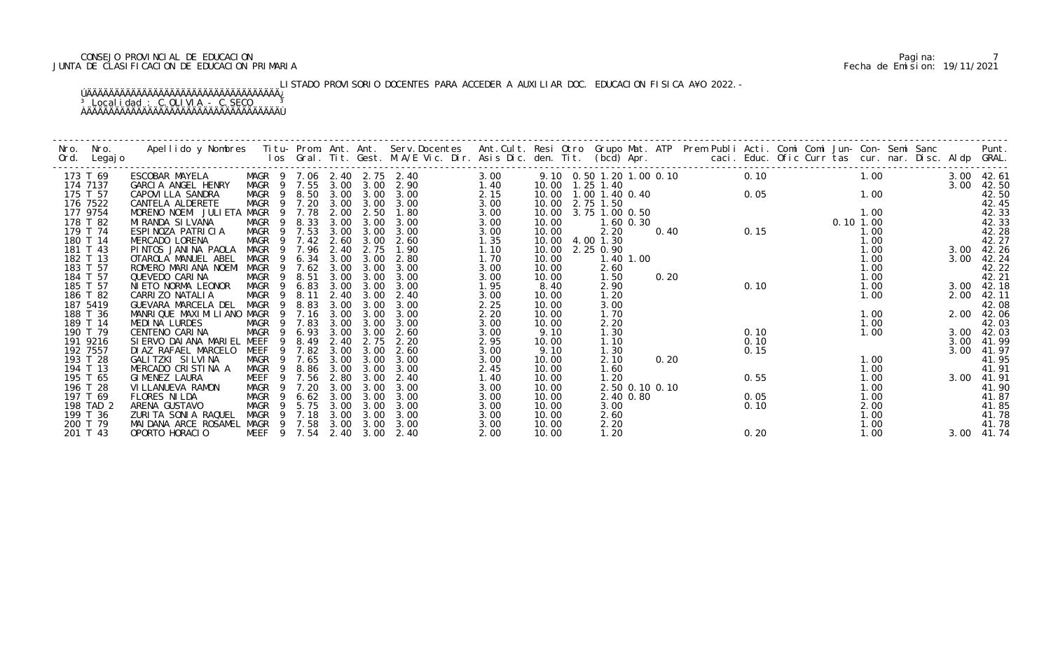CONSEJO PROVINCIAL DE EDUCACION
JUNTA DE CLASIFICACION DE EDUCACION PRIMARIA

Pagina: 7
Fecha de Emision: 19/11/2021

LISTADO PROVISORIO DOCENTES PARA ACCEDER A AUXILIAR DOC. EDUCACION FISICA A¥O 2022.-

Localidad : C.OLIVIA - C.SECO

| Nro. Ord. | Nro. Legajo | Apellido y Nombres | Titu- los | Prom. Gral. | Ant. Tit. | Ant. Gest. | Serv.Docentes M.A/E Vic. Dir. | Ant.Cult. Asis Dic. | Resi den. | Otro Tit. | Grupo (bcd) | Mat. Apr. | ATP | Prem caci. | Publi Educ. | Acti. Ofic | Comi Curr | Comi tas | Jun- cur. | Con- nar. | Semi Disc. | Sanc Aldp | Punt. GRAL. |
|---|---|---|---|---|---|---|---|---|---|---|---|---|---|---|---|---|---|---|---|---|---|---|---|
| 173 | T 69 | ESCOBAR MAYELA | MAGR 9 | 7.06 | 2.40 | 2.75 | 2.40 | 3.00 | 9.10 | 0.50 | 1.20 | 1.00 | 0.10 | | 0.10 | | | | 1.00 | | | 3.00 | 42.61 |
| 174 | 7137 | GARCIA ANGEL HENRY | MAGR 9 | 7.55 | 3.00 | 3.00 | 2.90 | 1.40 | 10.00 | 1.25 | 1.40 | | | | | | | | | | | 3.00 | 42.50 |
| 175 | T 57 | CAPOVILLA SANDRA | MAGR 9 | 8.50 | 3.00 | 3.00 | 3.00 | 2.15 | 10.00 | 1.00 | 1.40 | 0.40 | | | 0.05 | | | | 1.00 | | | | 42.50 |
| 176 | 7522 | CANTELA ALDERETE | MAGR 9 | 7.20 | 3.00 | 3.00 | 3.00 | 3.00 | 10.00 | 2.75 | 1.50 | | | | | | | | | | | | 42.45 |
| 177 | 9754 | MORENO NOEMI JULIETA | MAGR 9 | 7.78 | 2.00 | 2.50 | 1.80 | 3.00 | 10.00 | 3.75 | 1.00 | 0.50 | | | | | | | 1.00 | | | | 42.33 |
| 178 | T 82 | MIRANDA SILVANA | MAGR 9 | 8.33 | 3.00 | 3.00 | 3.00 | 3.00 | 10.00 | | 1.60 | 0.30 | | | | | | 0.10 | 1.00 | | | | 42.33 |
| 179 | T 74 | ESPINOZA PATRICIA | MAGR 9 | 7.53 | 3.00 | 3.00 | 3.00 | 3.00 | 10.00 | | 2.20 | | 0.40 | | 0.15 | | | | 1.00 | | | | 42.28 |
| 180 | T 14 | MERCADO LORENA | MAGR 9 | 7.42 | 2.60 | 3.00 | 2.60 | 1.35 | 10.00 | 4.00 | 1.30 | | | | | | | | 1.00 | | | | 42.27 |
| 181 | T 43 | PINTOS JANINA PAOLA | MAGR 9 | 7.96 | 2.40 | 2.75 | 1.90 | 1.10 | 10.00 | 2.25 | 0.90 | | | | | | | | 1.00 | | | 3.00 | 42.26 |
| 182 | T 13 | OTAROLA MANUEL ABEL | MAGR 9 | 6.34 | 3.00 | 3.00 | 2.80 | 1.70 | 10.00 | | 1.40 | 1.00 | | | | | | | 1.00 | | | 3.00 | 42.24 |
| 183 | T 57 | ROMERO MARIANA NOEMI | MAGR 9 | 7.62 | 3.00 | 3.00 | 3.00 | 3.00 | 10.00 | | 2.60 | | | | | | | | 1.00 | | | | 42.22 |
| 184 | T 57 | QUEVEDO CARINA | MAGR 9 | 8.51 | 3.00 | 3.00 | 3.00 | 3.00 | 10.00 | | 1.50 | | 0.20 | | | | | | 1.00 | | | | 42.21 |
| 185 | T 57 | NIETO NORMA LEONOR | MAGR 9 | 6.83 | 3.00 | 3.00 | 3.00 | 1.95 | 8.40 | | 2.90 | | | | 0.10 | | | | 1.00 | | | 3.00 | 42.18 |
| 186 | T 82 | CARRIZO NATALIA | MAGR 9 | 8.11 | 2.40 | 3.00 | 2.40 | 3.00 | 10.00 | | 1.20 | | | | | | | | 1.00 | | | 2.00 | 42.11 |
| 187 | 5419 | GUEVARA MARCELA DEL | MAGR 9 | 8.83 | 3.00 | 3.00 | 3.00 | 2.25 | 10.00 | | 3.00 | | | | | | | | | | | | 42.08 |
| 188 | T 36 | MANRIQUE MAXIMILIANO | MAGR 9 | 7.16 | 3.00 | 3.00 | 3.00 | 2.20 | 10.00 | | 1.70 | | | | | | | | 1.00 | | | 2.00 | 42.06 |
| 189 | T 14 | MEDINA LURDES | MAGR 9 | 7.83 | 3.00 | 3.00 | 3.00 | 3.00 | 10.00 | | 2.20 | | | | | | | | 1.00 | | | | 42.03 |
| 190 | T 79 | CENTENO CARINA | MAGR 9 | 6.93 | 3.00 | 3.00 | 2.60 | 3.00 | 9.10 | | 1.30 | | | | 0.10 | | | | 1.00 | | | 3.00 | 42.03 |
| 191 | 9216 | SIERVO DAIANA MARIEL | MEEF 9 | 8.49 | 2.40 | 2.75 | 2.20 | 2.95 | 10.00 | | 1.10 | | | | 0.10 | | | | | | | 3.00 | 41.99 |
| 192 | 7557 | DIAZ RAFAEL MARCELO | MEEF 9 | 7.82 | 3.00 | 3.00 | 2.60 | 3.00 | 9.10 | | 1.30 | | | | 0.15 | | | | | | | 3.00 | 41.97 |
| 193 | T 28 | GALITZKI SILVINA | MAGR 9 | 7.65 | 3.00 | 3.00 | 3.00 | 3.00 | 10.00 | | 2.10 | | 0.20 | | | | | | 1.00 | | | | 41.95 |
| 194 | T 13 | MERCADO CRISTINA A | MAGR 9 | 8.86 | 3.00 | 3.00 | 3.00 | 2.45 | 10.00 | | 1.60 | | | | | | | | 1.00 | | | | 41.91 |
| 195 | T 65 | GIMENEZ LAURA | MEEF 9 | 7.56 | 2.80 | 3.00 | 2.40 | 1.40 | 10.00 | | 1.20 | | | | 0.55 | | | | 1.00 | | | 3.00 | 41.91 |
| 196 | T 28 | VILLANUEVA RAMON | MAGR 9 | 7.20 | 3.00 | 3.00 | 3.00 | 3.00 | 10.00 | | 2.50 | 0.10 | 0.10 | | | | | | 1.00 | | | | 41.90 |
| 197 | T 69 | FLORES NILDA | MAGR 9 | 6.62 | 3.00 | 3.00 | 3.00 | 3.00 | 10.00 | | 2.40 | 0.80 | | | 0.05 | | | | 1.00 | | | | 41.87 |
| 198 | TAD 2 | ARENA GUSTAVO | MAGR 9 | 5.75 | 3.00 | 3.00 | 3.00 | 3.00 | 10.00 | | 3.00 | | | | 0.10 | | | | 2.00 | | | | 41.85 |
| 199 | T 36 | ZURITA SONIA RAQUEL | MAGR 9 | 7.18 | 3.00 | 3.00 | 3.00 | 3.00 | 10.00 | | 2.60 | | | | | | | | 1.00 | | | | 41.78 |
| 200 | T 79 | MAIDANA ARCE ROSAMEL | MAGR 9 | 7.58 | 3.00 | 3.00 | 3.00 | 3.00 | 10.00 | | 2.20 | | | | | | | | 1.00 | | | | 41.78 |
| 201 | T 43 | OPORTO HORACIO | MEEF 9 | 7.54 | 2.40 | 3.00 | 2.40 | 2.00 | 10.00 | | 1.20 | | | | 0.20 | | | | 1.00 | | | 3.00 | 41.74 |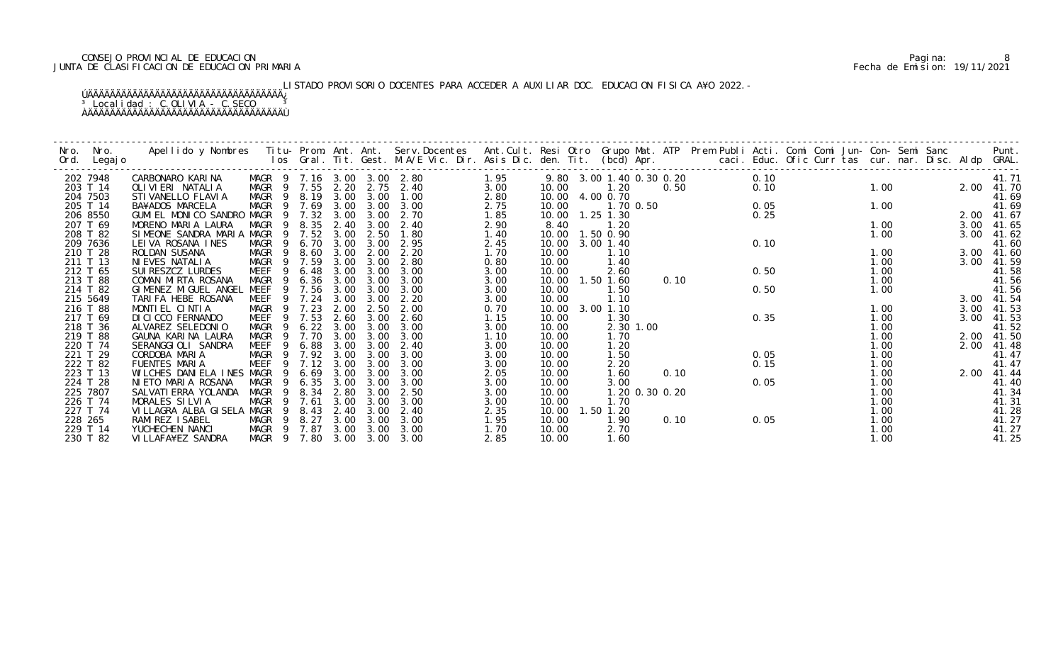CONSEJO PROVINCIAL DE EDUCACION
JUNTA DE CLASIFICACION DE EDUCACION PRIMARIA

Pagina: 8
Fecha de Emision: 19/11/2021

LISTADO PROVISORIO DOCENTES PARA ACCEDER A AUXILIAR DOC. EDUCACION FISICA A¥O 2022.-

Localidad : C.OLIVIA - C.SECO

| Nro. Ord. | Nro. Legajo | Apellido y Nombres | Titu- los | Prom. Gral. | Ant. Tit. | Ant. Gest. | Serv.Docentes M.A/E Vic. Dir. | Ant.Cult. Asis Dic. | Resi den. | Otro Tit. | Grupo (bcd) | Mat. Apr. | ATP | Prem caci. | Publi Educ. | Acti. Ofic | Comi Curr | Comi tas | Jun- cur. | Con- nar. | Semi Disc. | Sanc Aldp | Punt. GRAL. |
|---|---|---|---|---|---|---|---|---|---|---|---|---|---|---|---|---|---|---|---|---|---|---|---|
| 202 | 7948 | CARBONARO KARINA | MAGR 9 | 7.16 | 3.00 | 3.00 | 2.80 | 1.95 | 9.80 | 3.00 | 1.40 | 0.30 0.20 | | | 0.10 | | | | | | | | 41.71 |
| 203 | T 14 | OLIVIERI NATALIA | MAGR 9 | 7.55 | 2.20 | 2.75 | 2.40 | 3.00 | 10.00 | | 1.20 | | 0.50 | | 0.10 | | | | 1.00 | | | 2.00 | 41.70 |
| 204 | 7503 | STIVANELLO FLAVIA | MAGR 9 | 8.19 | 3.00 | 3.00 | 1.00 | 2.80 | 10.00 | 4.00 | 0.70 | | | | | | | | | | | | 41.69 |
| 205 | T 14 | BA¥ADOS MARCELA | MAGR 9 | 7.69 | 3.00 | 3.00 | 3.00 | 2.75 | 10.00 | | 1.70 | 0.50 | | | 0.05 | | | | 1.00 | | | | 41.69 |
| 206 | 8550 | GUMIEL MONICO SANDRO | MAGR 9 | 7.32 | 3.00 | 3.00 | 2.70 | 1.85 | 10.00 | 1.25 | 1.30 | | | | 0.25 | | | | | | | 2.00 | 41.67 |
| 207 | T 69 | MORENO MARIA LAURA | MAGR 9 | 8.35 | 2.40 | 3.00 | 2.40 | 2.90 | 8.40 | | 1.20 | | | | | | | | 1.00 | | | 3.00 | 41.65 |
| 208 | T 82 | SIMEONE SANDRA MARIA | MAGR 9 | 7.52 | 3.00 | 2.50 | 1.80 | 1.40 | 10.00 | 1.50 | 0.90 | | | | | | | | 1.00 | | | 3.00 | 41.62 |
| 209 | 7636 | LEIVA ROSANA INES | MAGR 9 | 6.70 | 3.00 | 3.00 | 2.95 | 2.45 | 10.00 | 3.00 | 1.40 | | | | 0.10 | | | | | | | | 41.60 |
| 210 | T 28 | ROLDAN SUSANA | MAGR 9 | 8.60 | 3.00 | 2.00 | 2.20 | 1.70 | 10.00 | | 1.10 | | | | | | | | 1.00 | | | 3.00 | 41.60 |
| 211 | T 13 | NIEVES NATALIA | MAGR 9 | 7.59 | 3.00 | 3.00 | 2.80 | 0.80 | 10.00 | | 1.40 | | | | | | | | 1.00 | | | 3.00 | 41.59 |
| 212 | T 65 | SUIRESZCZ LURDES | MEEF 9 | 6.48 | 3.00 | 3.00 | 3.00 | 3.00 | 10.00 | | 2.60 | | | | 0.50 | | | | 1.00 | | | | 41.58 |
| 213 | T 88 | COMAN MIRTA ROSANA | MAGR 9 | 6.36 | 3.00 | 3.00 | 3.00 | 3.00 | 10.00 | 1.50 | 1.60 | | 0.10 | | | | | | 1.00 | | | | 41.56 |
| 214 | T 82 | GIMENEZ MIGUEL ANGEL | MEEF 9 | 7.56 | 3.00 | 3.00 | 3.00 | 3.00 | 10.00 | | 1.50 | | | | 0.50 | | | | 1.00 | | | | 41.56 |
| 215 | 5649 | TARIFA HEBE ROSANA | MEEF 9 | 7.24 | 3.00 | 3.00 | 2.20 | 3.00 | 10.00 | | 1.10 | | | | | | | | | | | 3.00 | 41.54 |
| 216 | T 88 | MONTIEL CINTIA | MAGR 9 | 7.23 | 2.00 | 2.50 | 2.00 | 0.70 | 10.00 | 3.00 | 1.10 | | | | | | | | 1.00 | | | 3.00 | 41.53 |
| 217 | T 69 | DICICCO FERNANDO | MEEF 9 | 7.53 | 2.60 | 3.00 | 2.60 | 1.15 | 10.00 | | 1.30 | | | | 0.35 | | | | 1.00 | | | 3.00 | 41.53 |
| 218 | T 36 | ALVAREZ SELEDONIO | MAGR 9 | 6.22 | 3.00 | 3.00 | 3.00 | 3.00 | 10.00 | | 2.30 | 1.00 | | | | | | | 1.00 | | | | 41.52 |
| 219 | T 88 | GAUNA KARINA LAURA | MAGR 9 | 7.70 | 3.00 | 3.00 | 3.00 | 1.10 | 10.00 | | 1.70 | | | | | | | | 1.00 | | | 2.00 | 41.50 |
| 220 | T 74 | SERANGGIOLI SANDRA | MEEF 9 | 6.88 | 3.00 | 3.00 | 2.40 | 3.00 | 10.00 | | 1.20 | | | | | | | | 1.00 | | | 2.00 | 41.48 |
| 221 | T 29 | CORDOBA MARIA | MAGR 9 | 7.92 | 3.00 | 3.00 | 3.00 | 3.00 | 10.00 | | 1.50 | | | | 0.05 | | | | 1.00 | | | | 41.47 |
| 222 | T 82 | FUENTES MARIA | MEEF 9 | 7.12 | 3.00 | 3.00 | 3.00 | 3.00 | 10.00 | | 2.20 | | | | 0.15 | | | | 1.00 | | | | 41.47 |
| 223 | T 13 | WILCHES DANIELA INES | MAGR 9 | 6.69 | 3.00 | 3.00 | 3.00 | 2.05 | 10.00 | | 1.60 | | 0.10 | | | | | | 1.00 | | | 2.00 | 41.44 |
| 224 | T 28 | NIETO MARIA ROSANA | MAGR 9 | 6.35 | 3.00 | 3.00 | 3.00 | 3.00 | 10.00 | | 3.00 | | | | 0.05 | | | | 1.00 | | | | 41.40 |
| 225 | 7807 | SALVATIERRA YOLANDA | MAGR 9 | 8.34 | 2.80 | 3.00 | 2.50 | 3.00 | 10.00 | | 1.20 | 0.30 0.20 | | | | | | | 1.00 | | | | 41.34 |
| 226 | T 74 | MORALES SILVIA | MAGR 9 | 7.61 | 3.00 | 3.00 | 3.00 | 3.00 | 10.00 | | 1.70 | | | | | | | | 1.00 | | | | 41.31 |
| 227 | T 74 | VILLAGRA ALBA GISELA | MAGR 9 | 8.43 | 2.40 | 3.00 | 2.40 | 2.35 | 10.00 | 1.50 | 1.20 | | | | | | | | 1.00 | | | | 41.28 |
| 228 | 265 | RAMIREZ ISABEL | MAGR 9 | 8.27 | 3.00 | 3.00 | 3.00 | 1.95 | 10.00 | | 1.90 | | 0.10 | | 0.05 | | | | 1.00 | | | | 41.27 |
| 229 | T 14 | YUCHECHEN NANCI | MAGR 9 | 7.87 | 3.00 | 3.00 | 3.00 | 1.70 | 10.00 | | 2.70 | | | | | | | | 1.00 | | | | 41.27 |
| 230 | T 82 | VILLAFA¥EZ SANDRA | MAGR 9 | 7.80 | 3.00 | 3.00 | 3.00 | 2.85 | 10.00 | | 1.60 | | | | | | | | 1.00 | | | | 41.25 |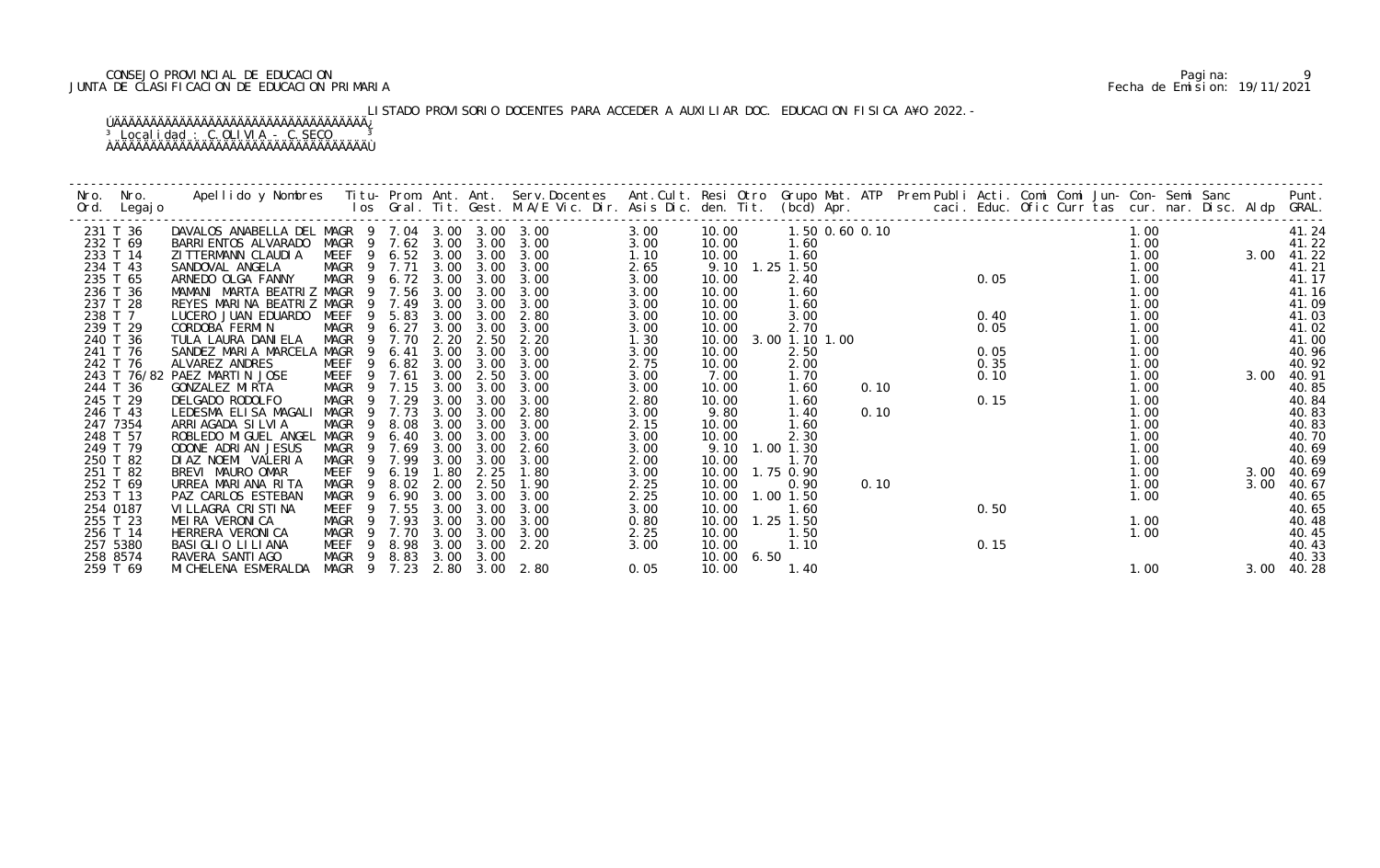CONSEJO PROVINCIAL DE EDUCACION
JUNTA DE CLASIFICACION DE EDUCACION PRIMARIA

Pagina: 9
Fecha de Emision: 19/11/2021

LISTADO PROVISORIO DOCENTES PARA ACCEDER A AUXILIAR DOC. EDUCACION FISICA A¥O 2022.-

Localidad : C.OLIVIA - C.SECO

| Nro. Ord. | Nro. Legajo | Apellido y Nombres | Titu- los | Prom. Gral. | Ant. Tit. | Ant. Gest. | Serv.Docentes M.A/E Vic. Dir. | Ant.Cult. Asis Dic. | Resi den. | Otro Tit. | Grupo (bcd) | Mat. Apr. | ATP | Prem Publi caci. | Acti. Educ. | Comi Ofic | Comi Curr | Jun- tas | Con- cur. | Semi nar. | Sanc Disc. | Aldp | Punt. GRAL. |
|---|---|---|---|---|---|---|---|---|---|---|---|---|---|---|---|---|---|---|---|---|---|---|---|
| 231 | T 36 | DAVALOS ANABELLA DEL | MAGR 9 | 7.04 | 3.00 | 3.00 | 3.00 | 3.00 | 10.00 | | 1.50 | 0.60 | 0.10 | | | | | | 1.00 | | | | 41.24 |
| 232 | T 69 | BARRIENTOS ALVARADO | MAGR 9 | 7.62 | 3.00 | 3.00 | 3.00 | 3.00 | 10.00 | | 1.60 | | | | | | | | 1.00 | | | | 41.22 |
| 233 | T 14 | ZITTERMANN CLAUDIA | MEEF 9 | 6.52 | 3.00 | 3.00 | 3.00 | 1.10 | 10.00 | | 1.60 | | | | | | | | 1.00 | | | 3.00 | 41.22 |
| 234 | T 43 | SANDOVAL ANGELA | MAGR 9 | 7.71 | 3.00 | 3.00 | 3.00 | 2.65 | 9.10 | 1.25 | 1.50 | | | | | | | | 1.00 | | | | 41.21 |
| 235 | T 65 | ARNEDO OLGA FANNY | MAGR 9 | 6.72 | 3.00 | 3.00 | 3.00 | 3.00 | 10.00 | | 2.40 | | | | 0.05 | | | | 1.00 | | | | 41.17 |
| 236 | T 36 | MAMANI MARTA BEATRIZ | MAGR 9 | 7.56 | 3.00 | 3.00 | 3.00 | 3.00 | 10.00 | | 1.60 | | | | | | | | 1.00 | | | | 41.16 |
| 237 | T 28 | REYES MARINA BEATRIZ | MAGR 9 | 7.49 | 3.00 | 3.00 | 3.00 | 3.00 | 10.00 | | 1.60 | | | | | | | | 1.00 | | | | 41.09 |
| 238 | T 7 | LUCERO JUAN EDUARDO | MEEF 9 | 5.83 | 3.00 | 3.00 | 2.80 | 3.00 | 10.00 | | 3.00 | | | | 0.40 | | | | 1.00 | | | | 41.03 |
| 239 | T 29 | CORDOBA FERMIN | MAGR 9 | 6.27 | 3.00 | 3.00 | 3.00 | 3.00 | 10.00 | | 2.70 | | | | 0.05 | | | | 1.00 | | | | 41.02 |
| 240 | T 36 | TULA LAURA DANIELA | MAGR 9 | 7.70 | 2.20 | 2.50 | 2.20 | 1.30 | 10.00 | 3.00 | 1.10 | 1.00 | | | | | | | 1.00 | | | | 41.00 |
| 241 | T 76 | SANDEZ MARIA MARCELA | MAGR 9 | 6.41 | 3.00 | 3.00 | 3.00 | 3.00 | 10.00 | | 2.50 | | | | 0.05 | | | | 1.00 | | | | 40.96 |
| 242 | T 76 | ALVAREZ ANDRES | MEEF 9 | 6.82 | 3.00 | 3.00 | 3.00 | 2.75 | 10.00 | | 2.00 | | | | 0.35 | | | | 1.00 | | | | 40.92 |
| 243 | T 76/82 | PAEZ MARTIN JOSE | MEEF 9 | 7.61 | 3.00 | 2.50 | 3.00 | 3.00 | 7.00 | | 1.70 | | | | 0.10 | | | | 1.00 | | | 3.00 | 40.91 |
| 244 | T 36 | GONZALEZ MIRTA | MAGR 9 | 7.15 | 3.00 | 3.00 | 3.00 | 3.00 | 10.00 | | 1.60 | | 0.10 | | | | | | 1.00 | | | | 40.85 |
| 245 | T 29 | DELGADO RODOLFO | MAGR 9 | 7.29 | 3.00 | 3.00 | 3.00 | 2.80 | 10.00 | | 1.60 | | | | 0.15 | | | | 1.00 | | | | 40.84 |
| 246 | T 43 | LEDESMA ELISA MAGALI | MAGR 9 | 7.73 | 3.00 | 3.00 | 2.80 | 3.00 | 9.80 | | 1.40 | | 0.10 | | | | | | 1.00 | | | | 40.83 |
| 247 | 7354 | ARRIAGADA SILVIA | MAGR 9 | 8.08 | 3.00 | 3.00 | 3.00 | 2.15 | 10.00 | | 1.60 | | | | | | | | 1.00 | | | | 40.83 |
| 248 | T 57 | ROBLEDO MIGUEL ANGEL | MAGR 9 | 6.40 | 3.00 | 3.00 | 3.00 | 3.00 | 10.00 | | 2.30 | | | | | | | | 1.00 | | | | 40.70 |
| 249 | T 79 | ODONE ADRIAN JESUS | MAGR 9 | 7.69 | 3.00 | 3.00 | 2.60 | 3.00 | 9.10 | 1.00 | 1.30 | | | | | | | | 1.00 | | | | 40.69 |
| 250 | T 82 | DIAZ NOEMI VALERIA | MAGR 9 | 7.99 | 3.00 | 3.00 | 3.00 | 2.00 | 10.00 | | 1.70 | | | | | | | | 1.00 | | | | 40.69 |
| 251 | T 82 | BREVI MAURO OMAR | MEEF 9 | 6.19 | 1.80 | 2.25 | 1.80 | 3.00 | 10.00 | 1.75 | 0.90 | | | | | | | | 1.00 | | | 3.00 | 40.69 |
| 252 | T 69 | URREA MARIANA RITA | MAGR 9 | 8.02 | 2.00 | 2.50 | 1.90 | 2.25 | 10.00 | | 0.90 | | 0.10 | | | | | | 1.00 | | | 3.00 | 40.67 |
| 253 | T 13 | PAZ CARLOS ESTEBAN | MAGR 9 | 6.90 | 3.00 | 3.00 | 3.00 | 2.25 | 10.00 | 1.00 | 1.50 | | | | | | | | 1.00 | | | | 40.65 |
| 254 | 0187 | VILLAGRA CRISTINA | MEEF 9 | 7.55 | 3.00 | 3.00 | 3.00 | 3.00 | 10.00 | | 1.60 | | | | 0.50 | | | | | | | | 40.65 |
| 255 | T 23 | MEIRA VERONICA | MAGR 9 | 7.93 | 3.00 | 3.00 | 3.00 | 0.80 | 10.00 | 1.25 | 1.50 | | | | | | | | 1.00 | | | | 40.48 |
| 256 | T 14 | HERRERA VERONICA | MAGR 9 | 7.70 | 3.00 | 3.00 | 3.00 | 2.25 | 10.00 | | 1.50 | | | | | | | | 1.00 | | | | 40.45 |
| 257 | 5380 | BASIGLIO LILIANA | MEEF 9 | 8.98 | 3.00 | 3.00 | 2.20 | 3.00 | 10.00 | | 1.10 | | | | 0.15 | | | | | | | | 40.43 |
| 258 | 8574 | RAVERA SANTIAGO | MAGR 9 | 8.83 | 3.00 | 3.00 | | | 10.00 | 6.50 | | | | | | | | | | | | | 40.33 |
| 259 | T 69 | MICHELENA ESMERALDA | MAGR 9 | 7.23 | 2.80 | 3.00 | 2.80 | 0.05 | 10.00 | | 1.40 | | | | | | | | 1.00 | | | 3.00 | 40.28 |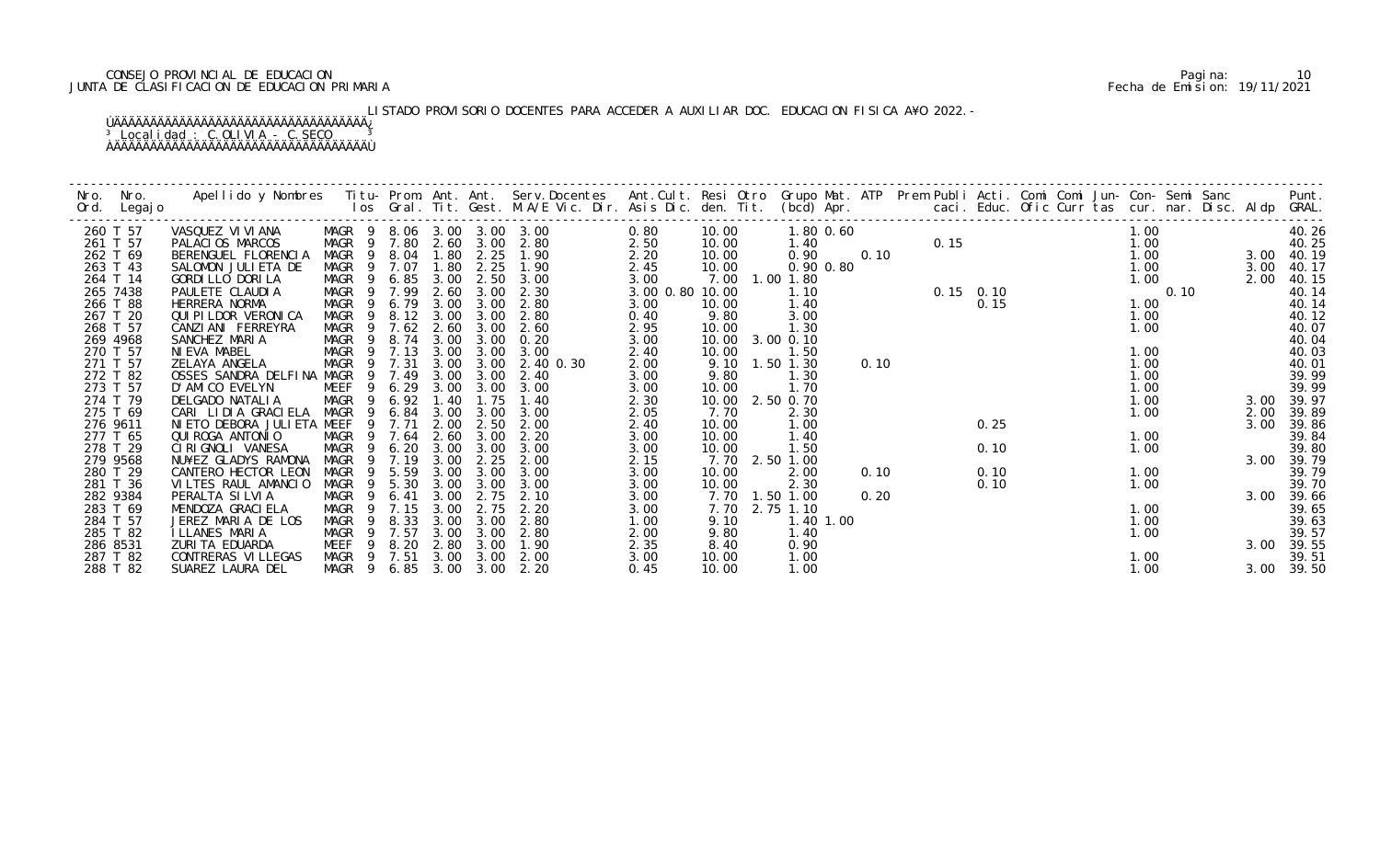CONSEJO PROVINCIAL DE EDUCACION
JUNTA DE CLASIFICACION DE EDUCACION PRIMARIA

Pagina: 10
Fecha de Emision: 19/11/2021

LISTADO PROVISORIO DOCENTES PARA ACCEDER A AUXILIAR DOC. EDUCACION FISICA A¥O 2022.-

Localidad : C.OLIVIA - C.SECO

| Nro. Ord. | Nro. Legajo | Apellido y Nombres | Titu-los | Prom. Gral. | Ant. Tit. | Ant. Gest. | Serv.Docentes M.A/E Vic. Dir. | Ant.Cult. Asis Dic. | Resi den. | Otro Tit. | Grupo Mat. (bcd) Apr. | ATP | Prem Publi caci. | Acti. Educ. | Comi Ofic | Comi Curr | Jun- tas | Con- cur. | Semi nar. | Sanc Disc. | Aldp | Punt. GRAL. |
|---|---|---|---|---|---|---|---|---|---|---|---|---|---|---|---|---|---|---|---|---|---|---|
| 260 | T 57 | VASQUEZ VIVIANA | MAGR 9 | 8.06 | 3.00 | 3.00 | 3.00 | 0.80 | 10.00 | | 1.80 0.60 | | | | | | | 1.00 | | | | 40.26 |
| 261 | T 57 | PALACIOS MARCOS | MAGR 9 | 7.80 | 2.60 | 3.00 | 2.80 | 2.50 | 10.00 | | 1.40 | | 0.15 | | | | | 1.00 | | | | 40.25 |
| 262 | T 69 | BERENGUEL FLORENCIA | MAGR 9 | 8.04 | 1.80 | 2.25 | 1.90 | 2.20 | 10.00 | | 0.90 | 0.10 | | | | | | 1.00 | | | 3.00 | 40.19 |
| 263 | T 43 | SALOMON JULIETA DE | MAGR 9 | 7.07 | 1.80 | 2.25 | 1.90 | 2.45 | 10.00 | | 0.90 0.80 | | | | | | | 1.00 | | | 3.00 | 40.17 |
| 264 | T 14 | GORDILLO DORILA | MAGR 9 | 6.85 | 3.00 | 2.50 | 3.00 | 3.00 | 7.00 | 1.00 | 1.80 | | | | | | | 1.00 | | | 2.00 | 40.15 |
| 265 | 7438 | PAULETE CLAUDIA | MAGR 9 | 7.99 | 2.60 | 3.00 | 2.30 | 3.00 0.80 | 10.00 | | 1.10 | | 0.15 | 0.10 | | | | | 0.10 | | | 40.14 |
| 266 | T 88 | HERRERA NORMA | MAGR 9 | 6.79 | 3.00 | 3.00 | 2.80 | 3.00 | 10.00 | | 1.40 | | | 0.15 | | | | 1.00 | | | | 40.14 |
| 267 | T 20 | QUIPILDOR VERONICA | MAGR 9 | 8.12 | 3.00 | 3.00 | 2.80 | 0.40 | 9.80 | | 3.00 | | | | | | | 1.00 | | | | 40.12 |
| 268 | T 57 | CANZIANI FERREYRA | MAGR 9 | 7.62 | 2.60 | 3.00 | 2.60 | 2.95 | 10.00 | | 1.30 | | | | | | | 1.00 | | | | 40.07 |
| 269 | 4968 | SANCHEZ MARIA | MAGR 9 | 8.74 | 3.00 | 3.00 | 0.20 | 3.00 | 10.00 | 3.00 | 0.10 | | | | | | | | | | | 40.04 |
| 270 | T 57 | NIEVA MABEL | MAGR 9 | 7.13 | 3.00 | 3.00 | 3.00 | 2.40 | 10.00 | | 1.50 | | | | | | | 1.00 | | | | 40.03 |
| 271 | T 57 | ZELAYA ANGELA | MAGR 9 | 7.31 | 3.00 | 3.00 | 2.40 0.30 | 2.00 | 9.10 | 1.50 | 1.30 | 0.10 | | | | | | 1.00 | | | | 40.01 |
| 272 | T 82 | OSSES SANDRA DELFINA | MAGR 9 | 7.49 | 3.00 | 3.00 | 2.40 | 3.00 | 9.80 | | 1.30 | | | | | | | 1.00 | | | | 39.99 |
| 273 | T 57 | D'AMICO EVELYN | MEEF 9 | 6.29 | 3.00 | 3.00 | 3.00 | 3.00 | 10.00 | | 1.70 | | | | | | | 1.00 | | | | 39.99 |
| 274 | T 79 | DELGADO NATALIA | MAGR 9 | 6.92 | 1.40 | 1.75 | 1.40 | 2.30 | 10.00 | 2.50 | 0.70 | | | | | | | 1.00 | | | 3.00 | 39.97 |
| 275 | T 69 | CARI LIDIA GRACIELA | MAGR 9 | 6.84 | 3.00 | 3.00 | 3.00 | 2.05 | 7.70 | | 2.30 | | | | | | | 1.00 | | | 2.00 | 39.89 |
| 276 | 9611 | NIETO DEBORA JULIETA | MEEF 9 | 7.71 | 2.00 | 2.50 | 2.00 | 2.40 | 10.00 | | 1.00 | | | 0.25 | | | | | | | 3.00 | 39.86 |
| 277 | T 65 | QUIROGA ANTONIO | MAGR 9 | 7.64 | 2.60 | 3.00 | 2.20 | 3.00 | 10.00 | | 1.40 | | | | | | | 1.00 | | | | 39.84 |
| 278 | T 29 | CIRIGNOLI VANESA | MAGR 9 | 6.20 | 3.00 | 3.00 | 3.00 | 3.00 | 10.00 | | 1.50 | | | 0.10 | | | | 1.00 | | | | 39.80 |
| 279 | 9568 | NU¥EZ GLADYS RAMONA | MAGR 9 | 7.19 | 3.00 | 2.25 | 2.00 | 2.15 | 7.70 | 2.50 | 1.00 | | | | | | | | | | 3.00 | 39.79 |
| 280 | T 29 | CANTERO HECTOR LEON | MAGR 9 | 5.59 | 3.00 | 3.00 | 3.00 | 3.00 | 10.00 | | 2.00 | 0.10 | | 0.10 | | | | 1.00 | | | | 39.79 |
| 281 | T 36 | VILTES RAUL AMANCIO | MAGR 9 | 5.30 | 3.00 | 3.00 | 3.00 | 3.00 | 10.00 | | 2.30 | | | 0.10 | | | | 1.00 | | | | 39.70 |
| 282 | 9384 | PERALTA SILVIA | MAGR 9 | 6.41 | 3.00 | 2.75 | 2.10 | 3.00 | 7.70 | 1.50 | 1.00 | 0.20 | | | | | | | | | 3.00 | 39.66 |
| 283 | T 69 | MENDOZA GRACIELA | MAGR 9 | 7.15 | 3.00 | 2.75 | 2.20 | 3.00 | 7.70 | 2.75 | 1.10 | | | | | | | 1.00 | | | | 39.65 |
| 284 | T 57 | JEREZ MARIA DE LOS | MAGR 9 | 8.33 | 3.00 | 3.00 | 2.80 | 1.00 | 9.10 | | 1.40 1.00 | | | | | | | 1.00 | | | | 39.63 |
| 285 | T 82 | ILLANES MARIA | MAGR 9 | 7.57 | 3.00 | 3.00 | 2.80 | 2.00 | 9.80 | | 1.40 | | | | | | | 1.00 | | | | 39.57 |
| 286 | 8531 | ZURITA EDUARDA | MEEF 9 | 8.20 | 2.80 | 3.00 | 1.90 | 2.35 | 8.40 | | 0.90 | | | | | | | | | | 3.00 | 39.55 |
| 287 | T 82 | CONTRERAS VILLEGAS | MAGR 9 | 7.51 | 3.00 | 3.00 | 2.00 | 3.00 | 10.00 | | 1.00 | | | | | | | 1.00 | | | | 39.51 |
| 288 | T 82 | SUAREZ LAURA DEL | MAGR 9 | 6.85 | 3.00 | 3.00 | 2.20 | 0.45 | 10.00 | | 1.00 | | | | | | | 1.00 | | | 3.00 | 39.50 |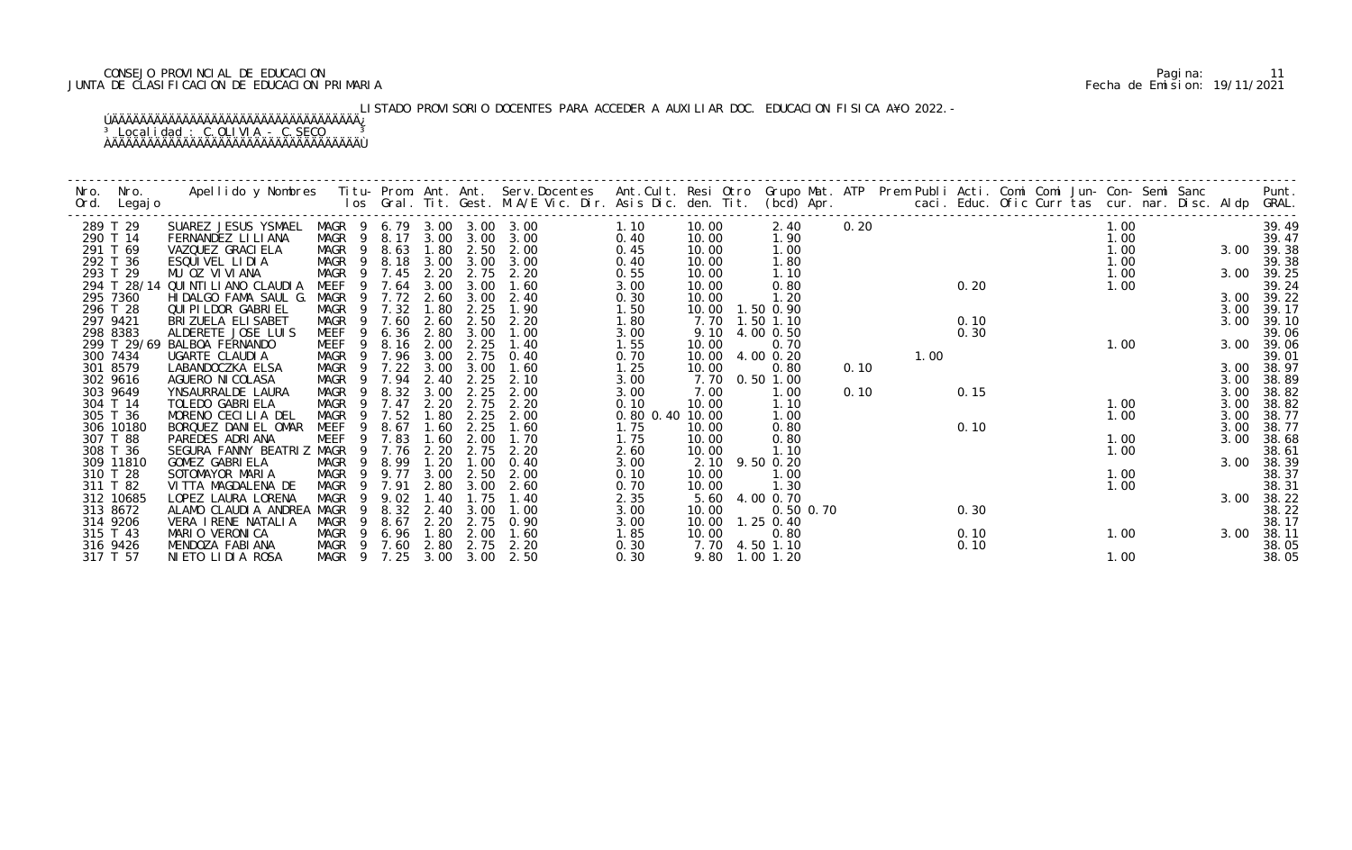CONSEJO PROVINCIAL DE EDUCACION
JUNTA DE CLASIFICACION DE EDUCACION PRIMARIA

Pagina: 11
Fecha de Emision: 19/11/2021

LISTADO PROVISORIO DOCENTES PARA ACCEDER A AUXILIAR DOC. EDUCACION FISICA A¥O 2022.-

Localidad : C.OLIVIA - C.SECO

| Nro. Ord. | Nro. Legajo | Apellido y Nombres | Titu- los | Prom. Gral. | Ant. Tit. | Ant. Gest. | Serv.Docentes M.A/E Vic. Dir. | Ant.Cult. Asis Dic. | Resi den. | Otro Tit. | Grupo Mat. (bcd) | ATP Apr. | Prem caci. | Publi Educ. | Acti. Ofic | Comi Curr | Comi tas | Jun- cur. | Con- nar. | Semi Disc. | Sanc Aldp | Punt. GRAL. |
|---|---|---|---|---|---|---|---|---|---|---|---|---|---|---|---|---|---|---|---|---|---|---|
| 289 | T 29 | SUAREZ JESUS YSMAEL | MAGR 9 | 6.79 | 3.00 | 3.00 | 3.00 | 1.10 | 10.00 | | 2.40 | 0.20 | | | | | | 1.00 | | | | 39.49 |
| 290 | T 14 | FERNANDEZ LILIANA | MAGR 9 | 8.17 | 3.00 | 3.00 | 3.00 | 0.40 | 10.00 | | 1.90 | | | | | | | 1.00 | | | | 39.47 |
| 291 | T 69 | VAZQUEZ GRACIELA | MAGR 9 | 8.63 | 1.80 | 2.50 | 2.00 | 0.45 | 10.00 | | 1.00 | | | | | | | 1.00 | | | 3.00 | 39.38 |
| 292 | T 36 | ESQUIVEL LIDIA | MAGR 9 | 8.18 | 3.00 | 3.00 | 3.00 | 0.40 | 10.00 | | 1.80 | | | | | | | 1.00 | | | | 39.38 |
| 293 | T 29 | MU OZ VIVIANA | MAGR 9 | 7.45 | 2.20 | 2.75 | 2.20 | 0.55 | 10.00 | | 1.10 | | | | | | | 1.00 | | | 3.00 | 39.25 |
| 294 | T 28/14 | QUINTILIANO CLAUDIA | MEEF 9 | 7.64 | 3.00 | 3.00 | 1.60 | 3.00 | 10.00 | | 0.80 | | | | 0.20 | | | 1.00 | | | | 39.24 |
| 295 | 7360 | HIDALGO FAMA SAUL G. | MAGR 9 | 7.72 | 2.60 | 3.00 | 2.40 | 0.30 | 10.00 | | 1.20 | | | | | | | | | | 3.00 | 39.22 |
| 296 | T 28 | QUIPILDOR GABRIEL | MAGR 9 | 7.32 | 1.80 | 2.25 | 1.90 | 1.50 | 10.00 | 1.50 | 0.90 | | | | | | | | | | 3.00 | 39.17 |
| 297 | 9421 | BRIZUELA ELISABET | MAGR 9 | 7.60 | 2.60 | 2.50 | 2.20 | 1.80 | 7.70 | 1.50 | 1.10 | | | | 0.10 | | | | | | 3.00 | 39.10 |
| 298 | 8383 | ALDERETE JOSE LUIS | MEEF 9 | 6.36 | 2.80 | 3.00 | 1.00 | 3.00 | 9.10 | 4.00 | 0.50 | | | | 0.30 | | | | | | | 39.06 |
| 299 | T 29/69 | BALBOA FERNANDO | MEEF 9 | 8.16 | 2.00 | 2.25 | 1.40 | 1.55 | 10.00 | | 0.70 | | | | | | | 1.00 | | | 3.00 | 39.06 |
| 300 | 7434 | UGARTE CLAUDIA | MAGR 9 | 7.96 | 3.00 | 2.75 | 0.40 | 0.70 | 10.00 | 4.00 | 0.20 | | | 1.00 | | | | | | | | 39.01 |
| 301 | 8579 | LABANDOCZKA ELSA | MAGR 9 | 7.22 | 3.00 | 3.00 | 1.60 | 1.25 | 10.00 | | 0.80 | 0.10 | | | | | | | | | 3.00 | 38.97 |
| 302 | 9616 | AGUERO NICOLASA | MAGR 9 | 7.94 | 2.40 | 2.25 | 2.10 | 3.00 | 7.70 | 0.50 | 1.00 | | | | | | | | | | 3.00 | 38.89 |
| 303 | 9649 | YNSAURRALDE LAURA | MAGR 9 | 8.32 | 3.00 | 2.25 | 2.00 | 3.00 | 7.00 | | 1.00 | 0.10 | | | 0.15 | | | | | | 3.00 | 38.82 |
| 304 | T 14 | TOLEDO GABRIELA | MAGR 9 | 7.47 | 2.20 | 2.75 | 2.20 | 0.10 | 10.00 | | 1.10 | | | | | | | 1.00 | | | 3.00 | 38.82 |
| 305 | T 36 | MORENO CECILIA DEL | MAGR 9 | 7.52 | 1.80 | 2.25 | 2.00 | 0.80 0.40 | 10.00 | | 1.00 | | | | | | | 1.00 | | | 3.00 | 38.77 |
| 306 | 10180 | BORQUEZ DANIEL OMAR | MEEF 9 | 8.67 | 1.60 | 2.25 | 1.60 | 1.75 | 10.00 | | 0.80 | | | | 0.10 | | | | | | 3.00 | 38.77 |
| 307 | T 88 | PAREDES ADRIANA | MEEF 9 | 7.83 | 1.60 | 2.00 | 1.70 | 1.75 | 10.00 | | 0.80 | | | | | | | 1.00 | | | 3.00 | 38.68 |
| 308 | T 36 | SEGURA FANNY BEATRIZ | MAGR 9 | 7.76 | 2.20 | 2.75 | 2.20 | 2.60 | 10.00 | | 1.10 | | | | | | | 1.00 | | | | 38.61 |
| 309 | 11810 | GOMEZ GABRIELA | MAGR 9 | 8.99 | 1.20 | 1.00 | 0.40 | 3.00 | 2.10 | 9.50 | 0.20 | | | | | | | | | | 3.00 | 38.39 |
| 310 | T 28 | SOTOMAYOR MARIA | MAGR 9 | 9.77 | 3.00 | 2.50 | 2.00 | 0.10 | 10.00 | | 1.00 | | | | | | | 1.00 | | | | 38.37 |
| 311 | T 82 | VITTA MAGDALENA DE | MAGR 9 | 7.91 | 2.80 | 3.00 | 2.60 | 0.70 | 10.00 | | 1.30 | | | | | | | 1.00 | | | | 38.31 |
| 312 | 10685 | LOPEZ LAURA LORENA | MAGR 9 | 9.02 | 1.40 | 1.75 | 1.40 | 2.35 | 5.60 | 4.00 | 0.70 | | | | | | | | | | 3.00 | 38.22 |
| 313 | 8672 | ALAMO CLAUDIA ANDREA | MAGR 9 | 8.32 | 2.40 | 3.00 | 1.00 | 3.00 | 10.00 | | 0.50 0.70 | | | | 0.30 | | | | | | | 38.22 |
| 314 | 9206 | VERA IRENE NATALIA | MAGR 9 | 8.67 | 2.20 | 2.75 | 0.90 | 3.00 | 10.00 | 1.25 | 0.40 | | | | | | | | | | | 38.17 |
| 315 | T 43 | MARIO VERONICA | MAGR 9 | 6.96 | 1.80 | 2.00 | 1.60 | 1.85 | 10.00 | | 0.80 | | | | 0.10 | | | 1.00 | | | 3.00 | 38.11 |
| 316 | 9426 | MENDOZA FABIANA | MAGR 9 | 7.60 | 2.80 | 2.75 | 2.20 | 0.30 | 7.70 | 4.50 | 1.10 | | | | 0.10 | | | | | | | 38.05 |
| 317 | T 57 | NIETO LIDIA ROSA | MAGR 9 | 7.25 | 3.00 | 3.00 | 2.50 | 0.30 | 9.80 | 1.00 | 1.20 | | | | | | | 1.00 | | | | 38.05 |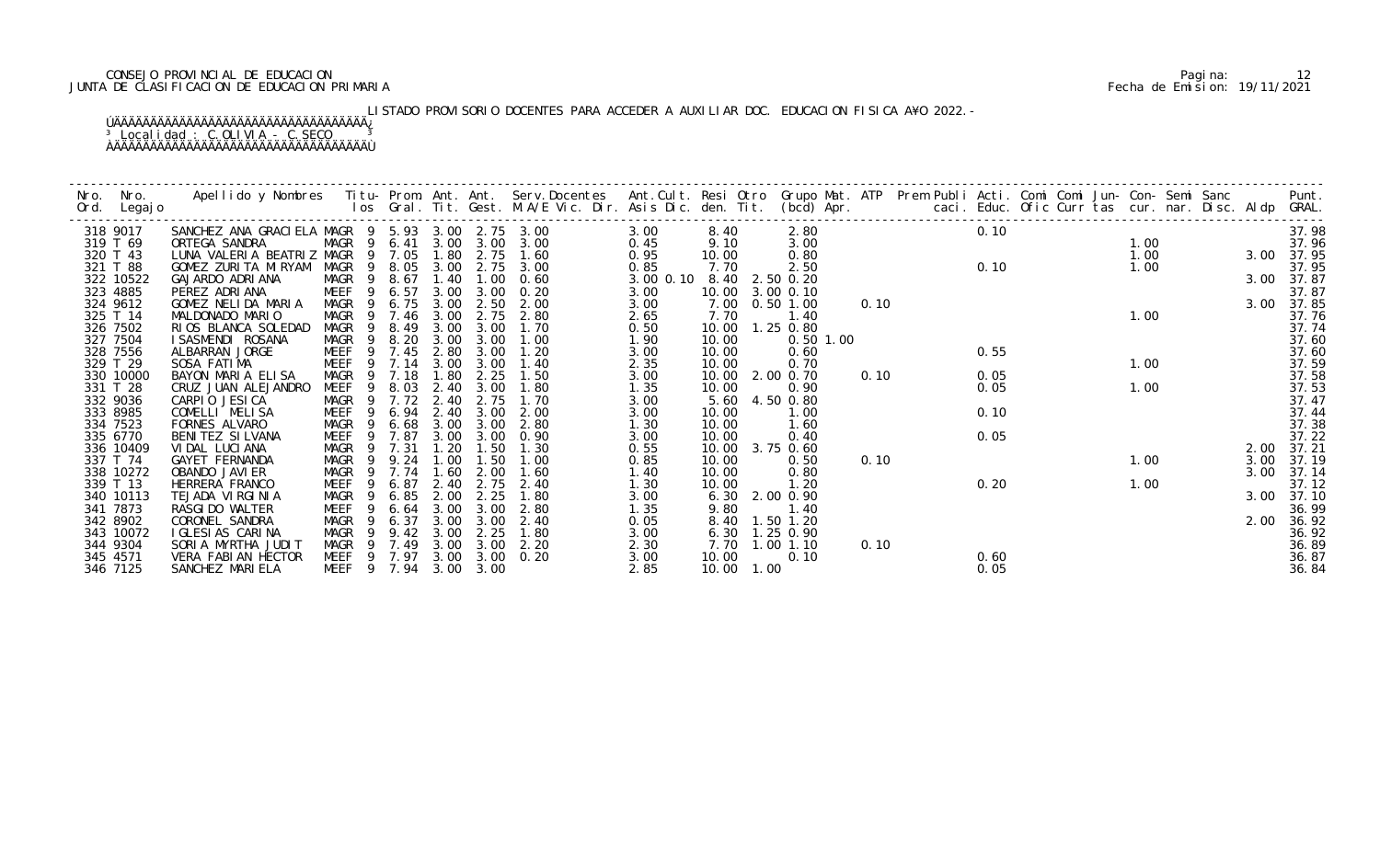CONSEJO PROVINCIAL DE EDUCACION
JUNTA DE CLASIFICACION DE EDUCACION PRIMARIA

Pagina: 12
Fecha de Emision: 19/11/2021

LISTADO PROVISORIO DOCENTES PARA ACCEDER A AUXILIAR DOC. EDUCACION FISICA A¥O 2022.-

Localidad : C.OLIVIA - C.SECO

| Nro. Ord. | Nro. Legajo | Apellido y Nombres | Titu- los | Prom. Gral. | Ant. Tit. | Ant. Gest. | Serv.Docentes M.A/E Vic. Dir. | Ant.Cult. Asis Dic. | Resi den. | Otro Tit. | Grupo Mat. (bcd) | ATP Apr. | Prem caci. | Publi Educ. | Acti. Ofic | Comi Curr | Comi tas | Jun- cur. | Con- nar. | Semi Disc. | Sanc Aldp | Punt. GRAL. |
|---|---|---|---|---|---|---|---|---|---|---|---|---|---|---|---|---|---|---|---|---|---|---|
| 318 | 9017 | SANCHEZ ANA GRACIELA | MAGR 9 | 5.93 | 3.00 | 2.75 | 3.00 | 3.00 | 8.40 | | 2.80 | | | 0.10 | | | | | | | | 37.98 |
| 319 | T 69 | ORTEGA SANDRA | MAGR 9 | 6.41 | 3.00 | 3.00 | 3.00 | 0.45 | 9.10 | | 3.00 | | | | | | | 1.00 | | | | 37.96 |
| 320 | T 43 | LUNA VALERIA BEATRIZ | MAGR 9 | 7.05 | 1.80 | 2.75 | 1.60 | 0.95 | 10.00 | | 0.80 | | | | | | | 1.00 | | | 3.00 | 37.95 |
| 321 | T 88 | GOMEZ ZURITA MIRYAM | MAGR 9 | 8.05 | 3.00 | 2.75 | 3.00 | 0.85 | 7.70 | | 2.50 | | | 0.10 | | | | 1.00 | | | | 37.95 |
| 322 | 10522 | GAJARDO ADRIANA | MAGR 9 | 8.67 | 1.40 | 1.00 | 0.60 | 3.00 0.10 | 8.40 | 2.50 | 0.20 | | | | | | | | | | 3.00 | 37.87 |
| 323 | 4885 | PEREZ ADRIANA | MEEF 9 | 6.57 | 3.00 | 3.00 | 0.20 | 3.00 | 10.00 | 3.00 | 0.10 | | | | | | | | | | | 37.87 |
| 324 | 9612 | GOMEZ NELIDA MARIA | MAGR 9 | 6.75 | 3.00 | 2.50 | 2.00 | 3.00 | 7.00 | 0.50 | 1.00 | 0.10 | | | | | | | | | 3.00 | 37.85 |
| 325 | T 14 | MALDONADO MARIO | MAGR 9 | 7.46 | 3.00 | 2.75 | 2.80 | 2.65 | 7.70 | | 1.40 | | | | | | | 1.00 | | | | 37.76 |
| 326 | 7502 | RIOS BLANCA SOLEDAD | MAGR 9 | 8.49 | 3.00 | 3.00 | 1.70 | 0.50 | 10.00 | 1.25 | 0.80 | | | | | | | | | | | 37.74 |
| 327 | 7504 | ISASMENDI ROSANA | MAGR 9 | 8.20 | 3.00 | 3.00 | 1.00 | 1.90 | 10.00 | | 0.50 1.00 | | | | | | | | | | | 37.60 |
| 328 | 7556 | ALBARRAN JORGE | MEEF 9 | 7.45 | 2.80 | 3.00 | 1.20 | 3.00 | 10.00 | | 0.60 | | | 0.55 | | | | | | | | 37.60 |
| 329 | T 29 | SOSA FATIMA | MEEF 9 | 7.14 | 3.00 | 3.00 | 1.40 | 2.35 | 10.00 | | 0.70 | | | | | | | 1.00 | | | | 37.59 |
| 330 | 10000 | BAYON MARIA ELISA | MAGR 9 | 7.18 | 1.80 | 2.25 | 1.50 | 3.00 | 10.00 | 2.00 | 0.70 | 0.10 | | 0.05 | | | | | | | | 37.58 |
| 331 | T 28 | CRUZ JUAN ALEJANDRO | MEEF 9 | 8.03 | 2.40 | 3.00 | 1.80 | 1.35 | 10.00 | | 0.90 | | | 0.05 | | | | 1.00 | | | | 37.53 |
| 332 | 9036 | CARPIO JESICA | MAGR 9 | 7.72 | 2.40 | 2.75 | 1.70 | 3.00 | 5.60 | 4.50 | 0.80 | | | | | | | | | | | 37.47 |
| 333 | 8985 | COMELLI MELISA | MEEF 9 | 6.94 | 2.40 | 3.00 | 2.00 | 3.00 | 10.00 | | 1.00 | | | 0.10 | | | | | | | | 37.44 |
| 334 | 7523 | FORNES ALVARO | MAGR 9 | 6.68 | 3.00 | 3.00 | 2.80 | 1.30 | 10.00 | | 1.60 | | | | | | | | | | | 37.38 |
| 335 | 6770 | BENITEZ SILVANA | MEEF 9 | 7.87 | 3.00 | 3.00 | 0.90 | 3.00 | 10.00 | | 0.40 | | | 0.05 | | | | | | | | 37.22 |
| 336 | 10409 | VIDAL LUCIANA | MAGR 9 | 7.31 | 1.20 | 1.50 | 1.30 | 0.55 | 10.00 | 3.75 | 0.60 | | | | | | | | | | 2.00 | 37.21 |
| 337 | T 74 | GAYET FERNANDA | MAGR 9 | 9.24 | 1.00 | 1.50 | 1.00 | 0.85 | 10.00 | | 0.50 | 0.10 | | | | | | 1.00 | | | 3.00 | 37.19 |
| 338 | 10272 | OBANDO JAVIER | MAGR 9 | 7.74 | 1.60 | 2.00 | 1.60 | 1.40 | 10.00 | | 0.80 | | | | | | | | | | 3.00 | 37.14 |
| 339 | T 13 | HERRERA FRANCO | MEEF 9 | 6.87 | 2.40 | 2.75 | 2.40 | 1.30 | 10.00 | | 1.20 | | | 0.20 | | | | 1.00 | | | | 37.12 |
| 340 | 10113 | TEJADA VIRGINIA | MAGR 9 | 6.85 | 2.00 | 2.25 | 1.80 | 3.00 | 6.30 | 2.00 | 0.90 | | | | | | | | | | 3.00 | 37.10 |
| 341 | 7873 | RASGIDO WALTER | MEEF 9 | 6.64 | 3.00 | 3.00 | 2.80 | 1.35 | 9.80 | | 1.40 | | | | | | | | | | | 36.99 |
| 342 | 8902 | CORONEL SANDRA | MAGR 9 | 6.37 | 3.00 | 3.00 | 2.40 | 0.05 | 8.40 | 1.50 | 1.20 | | | | | | | | | | 2.00 | 36.92 |
| 343 | 10072 | IGLESIAS CARINA | MAGR 9 | 9.42 | 3.00 | 2.25 | 1.80 | 3.00 | 6.30 | 1.25 | 0.90 | | | | | | | | | | | 36.92 |
| 344 | 9304 | SORIA MYRTHA JUDIT | MAGR 9 | 7.49 | 3.00 | 3.00 | 2.20 | 2.30 | 7.70 | 1.00 | 1.10 | 0.10 | | | | | | | | | | 36.89 |
| 345 | 4571 | VERA FABIAN HECTOR | MEEF 9 | 7.97 | 3.00 | 3.00 | 0.20 | 3.00 | 10.00 | | 0.10 | | | 0.60 | | | | | | | | 36.87 |
| 346 | 7125 | SANCHEZ MARIELA | MEEF 9 | 7.94 | 3.00 | 3.00 | | 2.85 | 10.00 | 1.00 | | | | 0.05 | | | | | | | | 36.84 |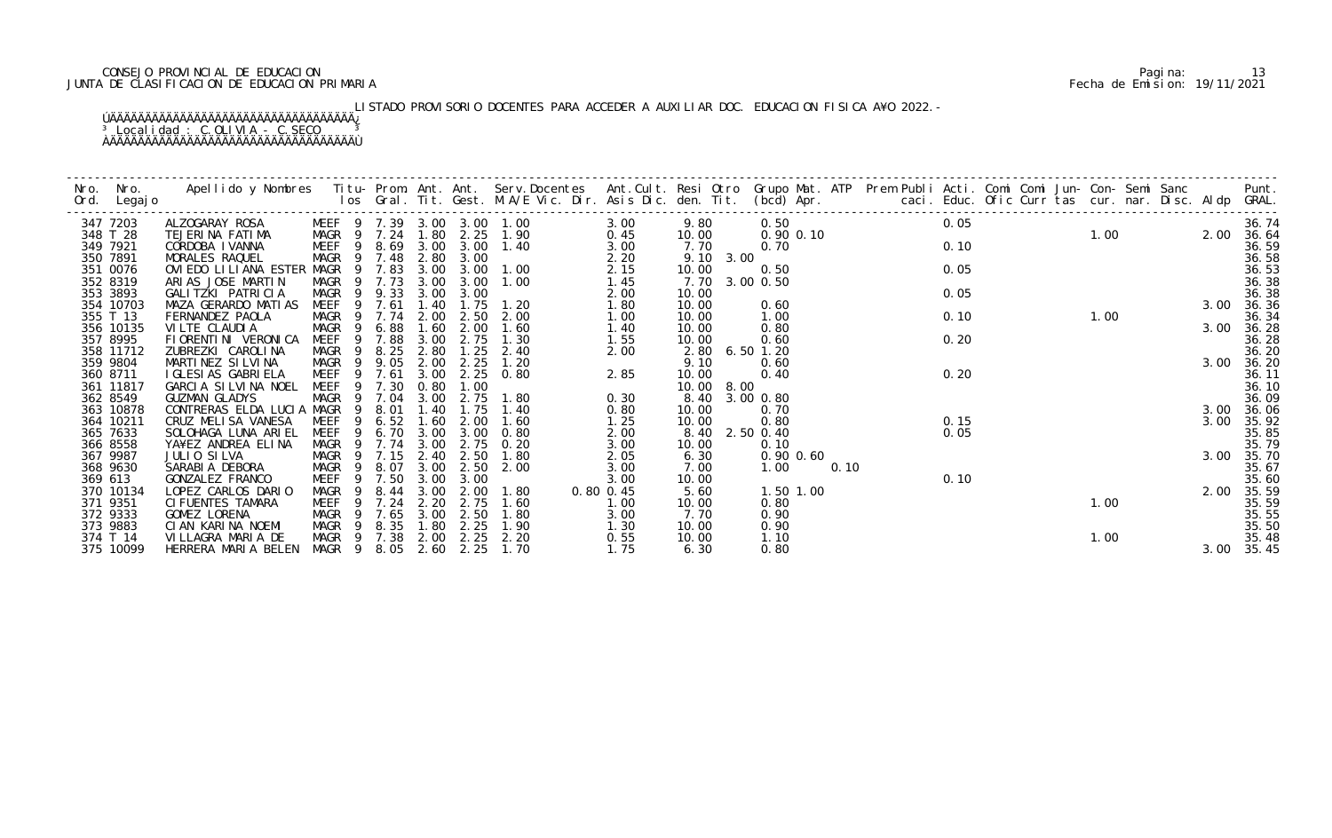CONSEJO PROVINCIAL DE EDUCACION
JUNTA DE CLASIFICACION DE EDUCACION PRIMARIA

Pagina: 13
Fecha de Emision: 19/11/2021

LISTADO PROVISORIO DOCENTES PARA ACCEDER A AUXILIAR DOC. EDUCACION FISICA A¥O 2022.-

Localidad : C.OLIVIA - C.SECO

| Nro. Ord. | Nro. Legajo | Apellido y Nombres | Titu- los | Prom. Gral. | Ant. Tit. | Ant. Gest. | Serv.Docentes M.A/E Vic. Dir. | Ant.Cult. Asis Dic. | Resi den. | Otro Tit. | Grupo Mat. (bcd) | ATP Apr. | Prem caci. | Publi Educ. | Acti. Ofic | Comi Curr | Comi tas | Jun- cur. | Con- nar. | Semi Disc. | Sanc Aldp | Punt. GRAL. |
|---|---|---|---|---|---|---|---|---|---|---|---|---|---|---|---|---|---|---|---|---|---|---|
| 347 | 7203 | ALZOGARAY ROSA | MEEF 9 | 7.39 | 3.00 | 3.00 | 1.00 | 3.00 | 9.80 | | 0.50 | | | 0.05 | | | | | | | | 36.74 |
| 348 | T 28 | TEJERINA FATIMA | MAGR 9 | 7.24 | 1.80 | 2.25 | 1.90 | 0.45 | 10.00 | | 0.90 0.10 | | | | | | | 1.00 | | | 2.00 | 36.64 |
| 349 | 7921 | CORDOBA IVANNA | MEEF 9 | 8.69 | 3.00 | 3.00 | 1.40 | 3.00 | 7.70 | | 0.70 | | | 0.10 | | | | | | | | 36.59 |
| 350 | 7891 | MORALES RAQUEL | MAGR 9 | 7.48 | 2.80 | 3.00 | | 2.20 | 9.10 | 3.00 | | | | | | | | | | | | 36.58 |
| 351 | 0076 | OVIEDO LILIANA ESTER | MAGR 9 | 7.83 | 3.00 | 3.00 | 1.00 | 2.15 | 10.00 | | 0.50 | | | 0.05 | | | | | | | | 36.53 |
| 352 | 8319 | ARIAS JOSE MARTIN | MAGR 9 | 7.73 | 3.00 | 3.00 | 1.00 | 1.45 | 7.70 | 3.00 | 0.50 | | | | | | | | | | | 36.38 |
| 353 | 3893 | GALITZKI PATRICIA | MAGR 9 | 9.33 | 3.00 | 3.00 | | 2.00 | 10.00 | | | | | 0.05 | | | | | | | | 36.38 |
| 354 | 10703 | MAZA GERARDO MATIAS | MEEF 9 | 7.61 | 1.40 | 1.75 | 1.20 | 1.80 | 10.00 | | 0.60 | | | | | | | | | | 3.00 | 36.36 |
| 355 | T 13 | FERNANDEZ PAOLA | MAGR 9 | 7.74 | 2.00 | 2.50 | 2.00 | 1.00 | 10.00 | | 1.00 | | | 0.10 | | | | 1.00 | | | | 36.34 |
| 356 | 10135 | VILTE CLAUDIA | MAGR 9 | 6.88 | 1.60 | 2.00 | 1.60 | 1.40 | 10.00 | | 0.80 | | | | | | | | | | 3.00 | 36.28 |
| 357 | 8995 | FIORENTINI VERONICA | MEEF 9 | 7.88 | 3.00 | 2.75 | 1.30 | 1.55 | 10.00 | | 0.60 | | | 0.20 | | | | | | | | 36.28 |
| 358 | 11712 | ZUBREZKI CAROLINA | MAGR 9 | 8.25 | 2.80 | 1.25 | 2.40 | 2.00 | 2.80 | 6.50 | 1.20 | | | | | | | | | | | 36.20 |
| 359 | 9804 | MARTINEZ SILVINA | MAGR 9 | 9.05 | 2.00 | 2.25 | 1.20 | | 9.10 | | 0.60 | | | | | | | | | | 3.00 | 36.20 |
| 360 | 8711 | IGLESIAS GABRIELA | MEEF 9 | 7.61 | 3.00 | 2.25 | 0.80 | 2.85 | 10.00 | | 0.40 | | | 0.20 | | | | | | | | 36.11 |
| 361 | 11817 | GARCIA SILVINA NOEL | MEEF 9 | 7.30 | 0.80 | 1.00 | | | 10.00 | 8.00 | | | | | | | | | | | | 36.10 |
| 362 | 8549 | GUZMAN GLADYS | MAGR 9 | 7.04 | 3.00 | 2.75 | 1.80 | 0.30 | 8.40 | 3.00 | 0.80 | | | | | | | | | | | 36.09 |
| 363 | 10878 | CONTRERAS ELDA LUCIA | MAGR 9 | 8.01 | 1.40 | 1.75 | 1.40 | 0.80 | 10.00 | | 0.70 | | | | | | | | | | 3.00 | 36.06 |
| 364 | 10211 | CRUZ MELISA VANESA | MEEF 9 | 6.52 | 1.60 | 2.00 | 1.60 | 1.25 | 10.00 | | 0.80 | | | 0.15 | | | | | | | 3.00 | 35.92 |
| 365 | 7633 | SOLOHAGA LUNA ARIEL | MEEF 9 | 6.70 | 3.00 | 3.00 | 0.80 | 2.00 | 8.40 | 2.50 | 0.40 | | | 0.05 | | | | | | | | 35.85 |
| 366 | 8558 | YA¥EZ ANDREA ELINA | MAGR 9 | 7.74 | 3.00 | 2.75 | 0.20 | 3.00 | 10.00 | | 0.10 | | | | | | | | | | | 35.79 |
| 367 | 9987 | JULIO SILVA | MAGR 9 | 7.15 | 2.40 | 2.50 | 1.80 | 2.05 | 6.30 | | 0.90 0.60 | | | | | | | | | | 3.00 | 35.70 |
| 368 | 9630 | SARABIA DEBORA | MAGR 9 | 8.07 | 3.00 | 2.50 | 2.00 | 3.00 | 7.00 | | 1.00 | 0.10 | | | | | | | | | | 35.67 |
| 369 | 613 | GONZALEZ FRANCO | MEEF 9 | 7.50 | 3.00 | 3.00 | | 3.00 | 10.00 | | | | | 0.10 | | | | | | | | 35.60 |
| 370 | 10134 | LOPEZ CARLOS DARIO | MAGR 9 | 8.44 | 3.00 | 2.00 | 1.80 | 0.80 0.45 | 5.60 | | 1.50 1.00 | | | | | | | | | | 2.00 | 35.59 |
| 371 | 9351 | CIFUENTES TAMARA | MEEF 9 | 7.24 | 2.20 | 2.75 | 1.60 | 1.00 | 10.00 | | 0.80 | | | | | | | 1.00 | | | | 35.59 |
| 372 | 9333 | GOMEZ LORENA | MAGR 9 | 7.65 | 3.00 | 2.50 | 1.80 | 3.00 | 7.70 | | 0.90 | | | | | | | | | | | 35.55 |
| 373 | 9883 | CIAN KARINA NOEMI | MAGR 9 | 8.35 | 1.80 | 2.25 | 1.90 | 1.30 | 10.00 | | 0.90 | | | | | | | | | | | 35.50 |
| 374 | T 14 | VILLAGRA MARIA DE | MAGR 9 | 7.38 | 2.00 | 2.25 | 2.20 | 0.55 | 10.00 | | 1.10 | | | | | | | 1.00 | | | | 35.48 |
| 375 | 10099 | HERRERA MARIA BELEN | MAGR 9 | 8.05 | 2.60 | 2.25 | 1.70 | 1.75 | 6.30 | | 0.80 | | | | | | | | | | 3.00 | 35.45 |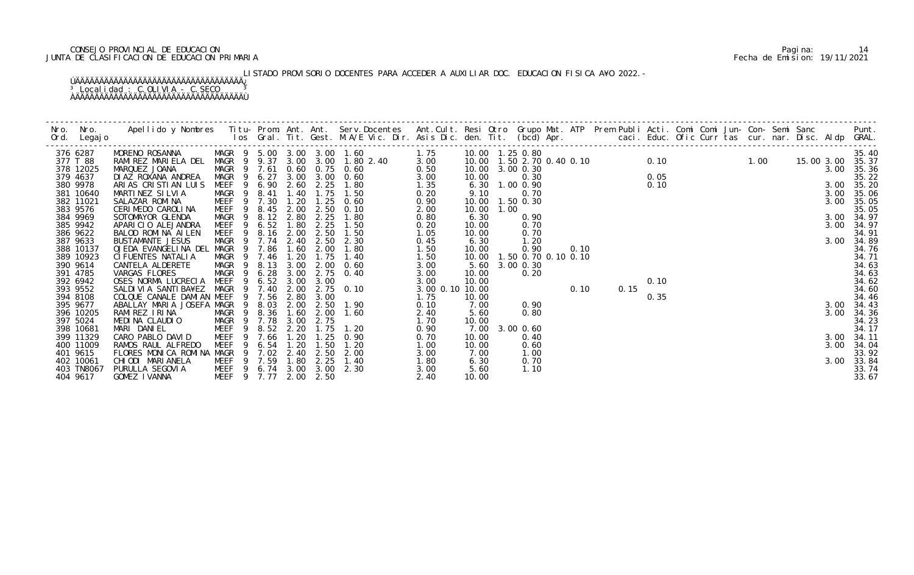CONSEJO PROVINCIAL DE EDUCACION
JUNTA DE CLASIFICACION DE EDUCACION PRIMARIA

Pagina: 14
Fecha de Emision: 19/11/2021

LISTADO PROVISORIO DOCENTES PARA ACCEDER A AUXILIAR DOC. EDUCACION FISICA A¥O 2022.-

Localidad : C.OLIVIA - C.SECO

| Nro. Ord. | Nro. Legajo | Apellido y Nombres | Titu- los | Prom. Gral. | Ant. Tit. | Ant. Gest. | Serv.Docentes M.A/E Vic. Dir. | Ant.Cult. Asis Dic. | Resi den. | Otro Tit. | Grupo Mat. (bcd) | ATP Apr. | Prem caci. | Publi Educ. | Acti. Ofic | Comi Curr | Comi tas | Jun- cur. | Con- nar. | Semi Disc. | Sanc Aldp | Punt. GRAL. |
|---|---|---|---|---|---|---|---|---|---|---|---|---|---|---|---|---|---|---|---|---|---|---|
| 376 | 6287 | MORENO ROSANNA | MAGR 9 | 5.00 | 3.00 | 3.00 | 1.60 | 1.75 | 10.00 | 1.25 | 0.80 | | | | | | | | | | | 35.40 |
| 377 | T 88 | RAMIREZ MARIELA DEL | MAGR 9 | 9.37 | 3.00 | 3.00 | 1.80 2.40 | 3.00 | 10.00 | 1.50 | 2.70 0.40 0.10 | | | 0.10 | | | | 1.00 | | 15.00 | 3.00 | 35.37 |
| 378 | 12025 | MARQUEZ JOANA | MAGR 9 | 7.61 | 0.60 | 0.75 | 0.60 | 0.50 | 10.00 | 3.00 | 0.30 | | | | | | | | | | 3.00 | 35.36 |
| 379 | 4637 | DIAZ ROXANA ANDREA | MAGR 9 | 6.27 | 3.00 | 3.00 | 0.60 | 3.00 | 10.00 | | 0.30 | | | 0.05 | | | | | | | | 35.22 |
| 380 | 9978 | ARIAS CRISTIAN LUIS | MEEF 9 | 6.90 | 2.60 | 2.25 | 1.80 | 1.35 | 6.30 | 1.00 | 0.90 | | | 0.10 | | | | | | | 3.00 | 35.20 |
| 381 | 10640 | MARTINEZ SILVIA | MAGR 9 | 8.41 | 1.40 | 1.75 | 1.50 | 0.20 | 9.10 | | 0.70 | | | | | | | | | | 3.00 | 35.06 |
| 382 | 11021 | SALAZAR ROMINA | MEEF 9 | 7.30 | 1.20 | 1.25 | 0.60 | 0.90 | 10.00 | 1.50 | 0.30 | | | | | | | | | | 3.00 | 35.05 |
| 383 | 9576 | CERIMEDO CAROLINA | MEEF 9 | 8.45 | 2.00 | 2.50 | 0.10 | 2.00 | 10.00 | 1.00 | | | | | | | | | | | | 35.05 |
| 384 | 9969 | SOTOMAYOR GLENDA | MAGR 9 | 8.12 | 2.80 | 2.25 | 1.80 | 0.80 | 6.30 | | 0.90 | | | | | | | | | | 3.00 | 34.97 |
| 385 | 9942 | APARICIO ALEJANDRA | MEEF 9 | 6.52 | 1.80 | 2.25 | 1.50 | 0.20 | 10.00 | | 0.70 | | | | | | | | | | 3.00 | 34.97 |
| 386 | 9622 | BALOD ROMINA AILEN | MEEF 9 | 8.16 | 2.00 | 2.50 | 1.50 | 1.05 | 10.00 | | 0.70 | | | | | | | | | | | 34.91 |
| 387 | 9633 | BUSTAMANTE JESUS | MAGR 9 | 7.74 | 2.40 | 2.50 | 2.30 | 0.45 | 6.30 | | 1.20 | | | | | | | | | | 3.00 | 34.89 |
| 388 | 10137 | OJEDA EVANGELINA DEL | MAGR 9 | 7.86 | 1.60 | 2.00 | 1.80 | 1.50 | 10.00 | | 0.90 | 0.10 | | | | | | | | | | 34.76 |
| 389 | 10923 | CIFUENTES NATALIA | MAGR 9 | 7.46 | 1.20 | 1.75 | 1.40 | 1.50 | 10.00 | 1.50 | 0.70 0.10 0.10 | | | | | | | | | | | 34.71 |
| 390 | 9614 | CANTELA ALDERETE | MAGR 9 | 8.13 | 3.00 | 2.00 | 0.60 | 3.00 | 5.60 | 3.00 | 0.30 | | | | | | | | | | | 34.63 |
| 391 | 4785 | VARGAS FLORES | MAGR 9 | 6.28 | 3.00 | 2.75 | 0.40 | 3.00 | 10.00 | | 0.20 | | | | | | | | | | | 34.63 |
| 392 | 6942 | OSES NORMA LUCRECIA | MEEF 9 | 6.52 | 3.00 | 3.00 | | 3.00 | 10.00 | | | | | 0.10 | | | | | | | | 34.62 |
| 393 | 9552 | SALDIVIA SANTIBA¥EZ | MAGR 9 | 7.40 | 2.00 | 2.75 | 0.10 | 3.00 0.10 | 10.00 | | | 0.10 | 0.15 | | | | | | | | | 34.60 |
| 394 | 8108 | COLQUE CANALE DAMIAN | MEEF 9 | 7.56 | 2.80 | 3.00 | | 1.75 | 10.00 | | | | | 0.35 | | | | | | | | 34.46 |
| 395 | 9677 | ABALLAY MARIA JOSEFA | MAGR 9 | 8.03 | 2.00 | 2.50 | 1.90 | 0.10 | 7.00 | | 0.90 | | | | | | | | | | 3.00 | 34.43 |
| 396 | 10205 | RAMIREZ IRINA | MAGR 9 | 8.36 | 1.60 | 2.00 | 1.60 | 2.40 | 5.60 | | 0.80 | | | | | | | | | | 3.00 | 34.36 |
| 397 | 5024 | MEDINA CLAUDIO | MAGR 9 | 7.78 | 3.00 | 2.75 | | 1.70 | 10.00 | | | | | | | | | | | | | 34.23 |
| 398 | 10681 | MARI DANIEL | MEEF 9 | 8.52 | 2.20 | 1.75 | 1.20 | 0.90 | 7.00 | 3.00 | 0.60 | | | | | | | | | | | 34.17 |
| 399 | 11329 | CARO PABLO DAVID | MEEF 9 | 7.66 | 1.20 | 1.25 | 0.90 | 0.70 | 10.00 | | 0.40 | | | | | | | | | | 3.00 | 34.11 |
| 400 | 11009 | RAMOS RAUL ALFREDO | MEEF 9 | 6.54 | 1.20 | 1.50 | 1.20 | 1.00 | 10.00 | | 0.60 | | | | | | | | | | 3.00 | 34.04 |
| 401 | 9615 | FLORES MONICA ROMINA | MAGR 9 | 7.02 | 2.40 | 2.50 | 2.00 | 3.00 | 7.00 | | 1.00 | | | | | | | | | | | 33.92 |
| 402 | 10061 | CHIODI MARIANELA | MEEF 9 | 7.59 | 1.80 | 2.25 | 1.40 | 1.80 | 6.30 | | 0.70 | | | | | | | | | | 3.00 | 33.84 |
| 403 | TN8067 | PURULLA SEGOVIA | MEEF 9 | 6.74 | 3.00 | 3.00 | 2.30 | 3.00 | 5.60 | | 1.10 | | | | | | | | | | | 33.74 |
| 404 | 9617 | GOMEZ IVANNA | MEEF 9 | 7.77 | 2.00 | 2.50 | | 2.40 | 10.00 | | | | | | | | | | | | | 33.67 |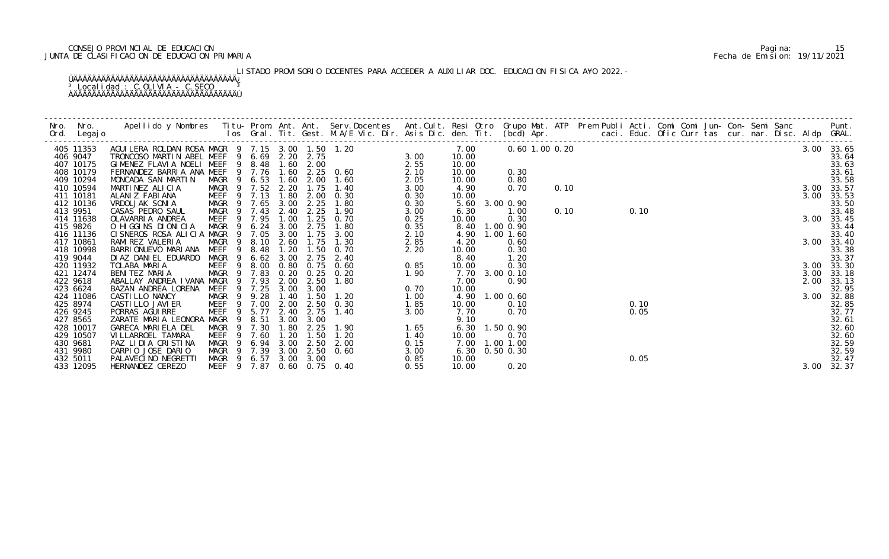CONSEJO PROVINCIAL DE EDUCACION
JUNTA DE CLASIFICACION DE EDUCACION PRIMARIA

Pagina: 15
Fecha de Emision: 19/11/2021

LISTADO PROVISORIO DOCENTES PARA ACCEDER A AUXILIAR DOC. EDUCACION FISICA A¥O 2022.-

Localidad : C.OLIVIA - C.SECO

| Nro. Ord. | Nro. Legajo | Apellido y Nombres | Titu- los | Prom. Gral. | Ant. Tit. | Ant. Gest. | Serv.Docentes M.A/E Vic. Dir. | Ant.Cult. Asis Dic. | Resi den. | Otro Tit. | Grupo Mat. (bcd) | ATP Apr. | Prem Publi caci. | Acti. Educ. | Comi Ofic | Comi Curr | Jun- tas | Con- cur. | Semi nar. | Sanc Disc. | Aldp | Punt. GRAL. |
|---|---|---|---|---|---|---|---|---|---|---|---|---|---|---|---|---|---|---|---|---|---|---|
| 405 | 11353 | AGUILERA ROLDAN ROSA | MAGR 9 | 7.15 | 3.00 | 1.50 | 1.20 | | 7.00 | | 0.60 1.00 | 0.20 | | | | | | | | | 3.00 | 33.65 |
| 406 | 9047 | TRONCOSO MARTIN ABEL | MEEF 9 | 6.69 | 2.20 | 2.75 | | 3.00 | 10.00 | | | | | | | | | | | | | 33.64 |
| 407 | 10175 | GIMENEZ FLAVIA NOELI | MEEF 9 | 8.48 | 1.60 | 2.00 | | 2.55 | 10.00 | | | | | | | | | | | | | 33.63 |
| 408 | 10179 | FERNANDEZ BARRIA ANA | MEEF 9 | 7.76 | 1.60 | 2.25 | 0.60 | 2.10 | 10.00 | | 0.30 | | | | | | | | | | | 33.61 |
| 409 | 10294 | MONCADA SAN MARTIN | MAGR 9 | 6.53 | 1.60 | 2.00 | 1.60 | 2.05 | 10.00 | | 0.80 | | | | | | | | | | | 33.58 |
| 410 | 10594 | MARTINEZ ALICIA | MAGR 9 | 7.52 | 2.20 | 1.75 | 1.40 | 3.00 | 4.90 | | 0.70 | 0.10 | | | | | | | | | 3.00 | 33.57 |
| 411 | 10181 | ALANIZ FABIANA | MEEF 9 | 7.13 | 1.80 | 2.00 | 0.30 | 0.30 | 10.00 | | | | | | | | | | | | 3.00 | 33.53 |
| 412 | 10136 | VRDOLJAK SONIA | MAGR 9 | 7.65 | 3.00 | 2.25 | 1.80 | 0.30 | 5.60 | 3.00 | 0.90 | | | | | | | | | | | 33.50 |
| 413 | 9951 | CASAS PEDRO SAUL | MAGR 9 | 7.43 | 2.40 | 2.25 | 1.90 | 3.00 | 6.30 | | 1.00 | 0.10 | | 0.10 | | | | | | | | 33.48 |
| 414 | 11638 | OLAVARRIA ANDREA | MEEF 9 | 7.95 | 1.00 | 1.25 | 0.70 | 0.25 | 10.00 | | 0.30 | | | | | | | | | | 3.00 | 33.45 |
| 415 | 9826 | O HIGGINS DIONICIA | MAGR 9 | 6.24 | 3.00 | 2.75 | 1.80 | 0.35 | 8.40 | 1.00 | 0.90 | | | | | | | | | | | 33.44 |
| 416 | 11136 | CISNEROS ROSA ALICIA | MAGR 9 | 7.05 | 3.00 | 1.75 | 3.00 | 2.10 | 4.90 | 1.00 | 1.60 | | | | | | | | | | | 33.40 |
| 417 | 10861 | RAMIREZ VALERIA | MAGR 9 | 8.10 | 2.60 | 1.75 | 1.30 | 2.85 | 4.20 | | 0.60 | | | | | | | | | | 3.00 | 33.40 |
| 418 | 10998 | BARRIONUEVO MARIANA | MEEF 9 | 8.48 | 1.20 | 1.50 | 0.70 | 2.20 | 10.00 | | 0.30 | | | | | | | | | | | 33.38 |
| 419 | 9044 | DIAZ DANIEL EDUARDO | MAGR 9 | 6.62 | 3.00 | 2.75 | 2.40 | | 8.40 | | 1.20 | | | | | | | | | | | 33.37 |
| 420 | 11932 | TOLABA MARIA | MEEF 9 | 8.00 | 0.80 | 0.75 | 0.60 | 0.85 | 10.00 | | 0.30 | | | | | | | | | | 3.00 | 33.30 |
| 421 | 12474 | BENITEZ MARIA | MAGR 9 | 7.83 | 0.20 | 0.25 | 0.20 | 1.90 | 7.70 | 3.00 | 0.10 | | | | | | | | | | 3.00 | 33.18 |
| 422 | 9618 | ABALLAY ANDREA IVANA | MAGR 9 | 7.93 | 2.00 | 2.50 | 1.80 | | 7.00 | | 0.90 | | | | | | | | | | 2.00 | 33.13 |
| 423 | 6624 | BAZAN ANDREA LORENA | MEEF 9 | 7.25 | 3.00 | 3.00 | | 0.70 | 10.00 | | | | | | | | | | | | | 32.95 |
| 424 | 11086 | CASTILLO NANCY | MAGR 9 | 9.28 | 1.40 | 1.50 | 1.20 | 1.00 | 4.90 | 1.00 | 0.60 | | | | | | | | | | 3.00 | 32.88 |
| 425 | 8974 | CASTILLO JAVIER | MEEF 9 | 7.00 | 2.00 | 2.50 | 0.30 | 1.85 | 10.00 | | 0.10 | | | 0.10 | | | | | | | | 32.85 |
| 426 | 9245 | PORRAS AGUIRRE | MEEF 9 | 5.77 | 2.40 | 2.75 | 1.40 | 3.00 | 7.70 | | 0.70 | | | 0.05 | | | | | | | | 32.77 |
| 427 | 8565 | ZARATE MARIA LEONORA | MAGR 9 | 8.51 | 3.00 | 3.00 | | | 9.10 | | | | | | | | | | | | | 32.61 |
| 428 | 10017 | GARECA MARIELA DEL | MAGR 9 | 7.30 | 1.80 | 2.25 | 1.90 | 1.65 | 6.30 | 1.50 | 0.90 | | | | | | | | | | | 32.60 |
| 429 | 10507 | VILLARROEL TAMARA | MEEF 9 | 7.60 | 1.20 | 1.50 | 1.20 | 1.40 | 10.00 | | 0.70 | | | | | | | | | | | 32.60 |
| 430 | 9681 | PAZ LIDIA CRISTINA | MAGR 9 | 6.94 | 3.00 | 2.50 | 2.00 | 0.15 | 7.00 | 1.00 | 1.00 | | | | | | | | | | | 32.59 |
| 431 | 9980 | CARPIO JOSE DARIO | MAGR 9 | 7.39 | 3.00 | 2.50 | 0.60 | 3.00 | 6.30 | 0.50 | 0.30 | | | | | | | | | | | 32.59 |
| 432 | 5011 | PALAVECINO NEGRETTI | MAGR 9 | 6.57 | 3.00 | 3.00 | | 0.85 | 10.00 | | | | | 0.05 | | | | | | | | 32.47 |
| 433 | 12095 | HERNANDEZ CEREZO | MEEF 9 | 7.87 | 0.60 | 0.75 | 0.40 | 0.55 | 10.00 | | 0.20 | | | | | | | | | | 3.00 | 32.37 |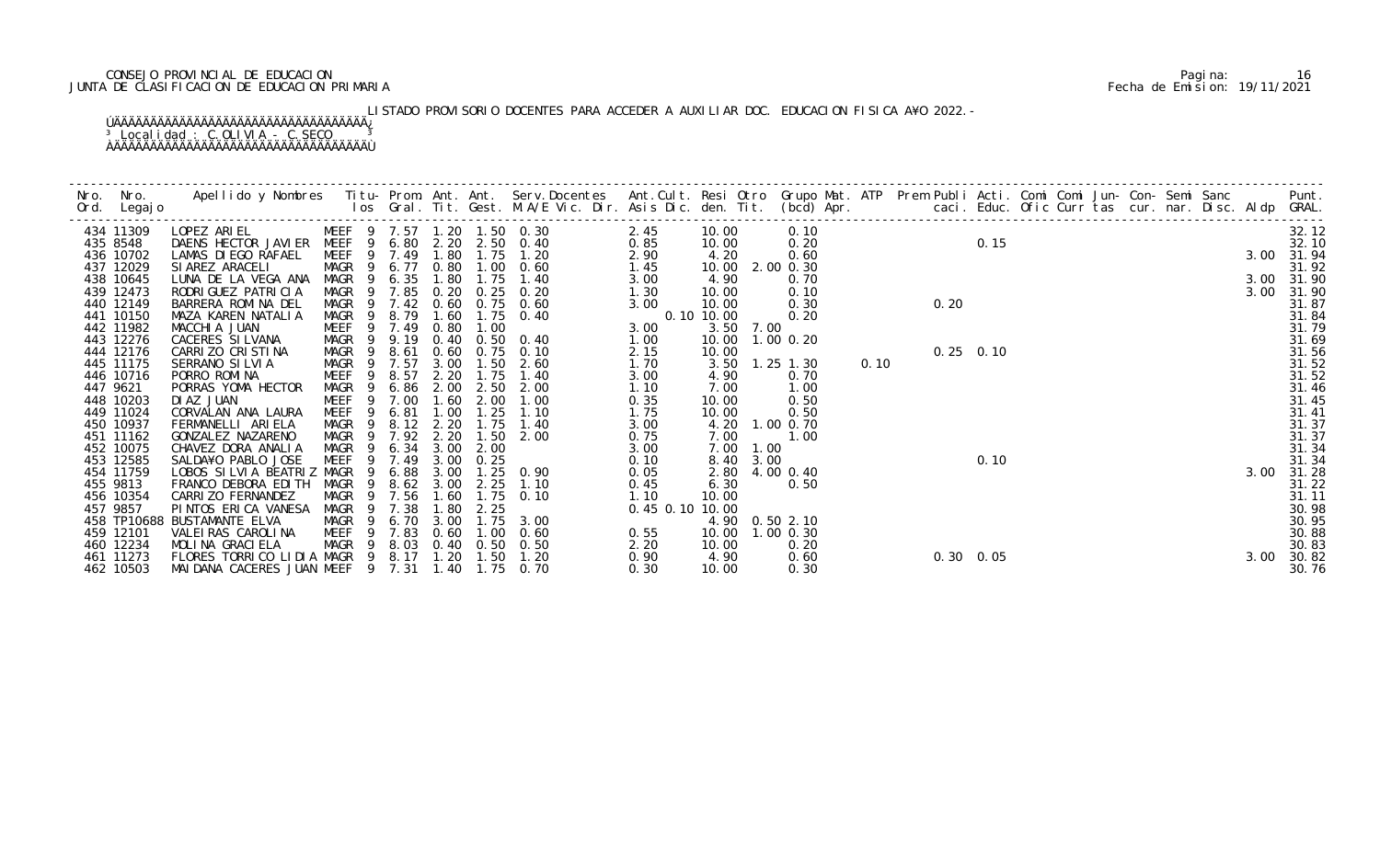CONSEJO PROVINCIAL DE EDUCACION
JUNTA DE CLASIFICACION DE EDUCACION PRIMARIA

Pagina: 16
Fecha de Emision: 19/11/2021

LISTADO PROVISORIO DOCENTES PARA ACCEDER A AUXILIAR DOC. EDUCACION FISICA A¥O 2022.-

Localidad : C.OLIVIA - C.SECO

| Nro. Ord. | Nro. Legajo | Apellido y Nombres | Titu- los | Prom. Gral. | Ant. Tit. | Ant. Gest. | Serv.Docentes M.A/E Vic. Dir. | Ant.Cult. Asis Dic. | Resi den. | Otro Tit. | Grupo Mat. (bcd) Apr. | ATP | Prem Publi caci. | Acti. Educ. | Comi Ofic | Comi Curr | Jun- tas | Con- cur. | Semi nar. | Sanc Disc. | Aldp | Punt. GRAL. |
|---|---|---|---|---|---|---|---|---|---|---|---|---|---|---|---|---|---|---|---|---|---|---|
| 434 | 11309 | LOPEZ ARIEL | MEEF 9 | 7.57 | 1.20 | 1.50 | 0.30 | 2.45 | 10.00 | | 0.10 | | | | | | | | | | | 32.12 |
| 435 | 8548 | DAENS HECTOR JAVIER | MEEF 9 | 6.80 | 2.20 | 2.50 | 0.40 | 0.85 | 10.00 | | 0.20 | | | 0.15 | | | | | | | | 32.10 |
| 436 | 10702 | LAMAS DIEGO RAFAEL | MEEF 9 | 7.49 | 1.80 | 1.75 | 1.20 | 2.90 | 4.20 | | 0.60 | | | | | | | | | | 3.00 | 31.94 |
| 437 | 12029 | SIAREZ ARACELI | MAGR 9 | 6.77 | 0.80 | 1.00 | 0.60 | 1.45 | 10.00 | 2.00 | 0.30 | | | | | | | | | | | 31.92 |
| 438 | 10645 | LUNA DE LA VEGA ANA | MAGR 9 | 6.35 | 1.80 | 1.75 | 1.40 | 3.00 | 4.90 | | 0.70 | | | | | | | | | | 3.00 | 31.90 |
| 439 | 12473 | RODRIGUEZ PATRICIA | MAGR 9 | 7.85 | 0.20 | 0.25 | 0.20 | 1.30 | 10.00 | | 0.10 | | | | | | | | | | 3.00 | 31.90 |
| 440 | 12149 | BARRERA ROMINA DEL | MAGR 9 | 7.42 | 0.60 | 0.75 | 0.60 | 3.00 | 10.00 | | 0.30 | | 0.20 | | | | | | | | | 31.87 |
| 441 | 10150 | MAZA KAREN NATALIA | MAGR 9 | 8.79 | 1.60 | 1.75 | 0.40 | 0.10 | 10.00 | | 0.20 | | | | | | | | | | | 31.84 |
| 442 | 11982 | MACCHIA JUAN | MEEF 9 | 7.49 | 0.80 | 1.00 | | 3.00 | 3.50 | 7.00 | | | | | | | | | | | | 31.79 |
| 443 | 12276 | CACERES SILVANA | MAGR 9 | 9.19 | 0.40 | 0.50 | 0.40 | 1.00 | 10.00 | 1.00 | 0.20 | | | | | | | | | | | 31.69 |
| 444 | 12176 | CARRIZO CRISTINA | MAGR 9 | 8.61 | 0.60 | 0.75 | 0.10 | 2.15 | 10.00 | | | | 0.25 | 0.10 | | | | | | | | 31.56 |
| 445 | 11175 | SERRANO SILVIA | MAGR 9 | 7.57 | 3.00 | 1.50 | 2.60 | 1.70 | 3.50 | 1.25 | 1.30 | 0.10 | | | | | | | | | | 31.52 |
| 446 | 10716 | PORRO ROMINA | MEEF 9 | 8.57 | 2.20 | 1.75 | 1.40 | 3.00 | 4.90 | | 0.70 | | | | | | | | | | | 31.52 |
| 447 | 9621 | PORRAS YOMA HECTOR | MAGR 9 | 6.86 | 2.00 | 2.50 | 2.00 | 1.10 | 7.00 | | 1.00 | | | | | | | | | | | 31.46 |
| 448 | 10203 | DIAZ JUAN | MEEF 9 | 7.00 | 1.60 | 2.00 | 1.00 | 0.35 | 10.00 | | 0.50 | | | | | | | | | | | 31.45 |
| 449 | 11024 | CORVALAN ANA LAURA | MEEF 9 | 6.81 | 1.00 | 1.25 | 1.10 | 1.75 | 10.00 | | 0.50 | | | | | | | | | | | 31.41 |
| 450 | 10937 | FERMANELLI ARIELA | MAGR 9 | 8.12 | 2.20 | 1.75 | 1.40 | 3.00 | 4.20 | 1.00 | 0.70 | | | | | | | | | | | 31.37 |
| 451 | 11162 | GONZALEZ NAZARENO | MAGR 9 | 7.92 | 2.20 | 1.50 | 2.00 | 0.75 | 7.00 | | 1.00 | | | | | | | | | | | 31.37 |
| 452 | 10075 | CHAVEZ DORA ANALIA | MAGR 9 | 6.34 | 3.00 | 2.00 | | 3.00 | 7.00 | 1.00 | | | | | | | | | | | | 31.34 |
| 453 | 12585 | SALDA¥O PABLO JOSE | MEEF 9 | 7.49 | 3.00 | 0.25 | | 0.10 | 8.40 | 3.00 | | | | 0.10 | | | | | | | | 31.34 |
| 454 | 11759 | LOBOS SILVIA BEATRIZ | MAGR 9 | 6.88 | 3.00 | 1.25 | 0.90 | 0.05 | 2.80 | 4.00 | 0.40 | | | | | | | | | | 3.00 | 31.28 |
| 455 | 9813 | FRANCO DEBORA EDITH | MAGR 9 | 8.62 | 3.00 | 2.25 | 1.10 | 0.45 | 6.30 | | 0.50 | | | | | | | | | | | 31.22 |
| 456 | 10354 | CARRIZO FERNANDEZ | MAGR 9 | 7.56 | 1.60 | 1.75 | 0.10 | 1.10 | 10.00 | | | | | | | | | | | | | 31.11 |
| 457 | 9857 | PINTOS ERICA VANESA | MAGR 9 | 7.38 | 1.80 | 2.25 | | 0.45 0.10 | 10.00 | | | | | | | | | | | | | 30.98 |
| 458 | TP10688 | BUSTAMANTE ELVA | MAGR 9 | 6.70 | 3.00 | 1.75 | 3.00 | | 4.90 | 0.50 | 2.10 | | | | | | | | | | | 30.95 |
| 459 | 12101 | VALEIRAS CAROLINA | MEEF 9 | 7.83 | 0.60 | 1.00 | 0.60 | 0.55 | 10.00 | 1.00 | 0.30 | | | | | | | | | | | 30.88 |
| 460 | 12234 | MOLINA GRACIELA | MAGR 9 | 8.03 | 0.40 | 0.50 | 0.50 | 2.20 | 10.00 | | 0.20 | | | | | | | | | | | 30.83 |
| 461 | 11273 | FLORES TORRICO LIDIA | MAGR 9 | 8.17 | 1.20 | 1.50 | 1.20 | 0.90 | 4.90 | | 0.60 | | 0.30 | 0.05 | | | | | | | 3.00 | 30.82 |
| 462 | 10503 | MAIDANA CACERES JUAN | MEEF 9 | 7.31 | 1.40 | 1.75 | 0.70 | 0.30 | 10.00 | | 0.30 | | | | | | | | | | | 30.76 |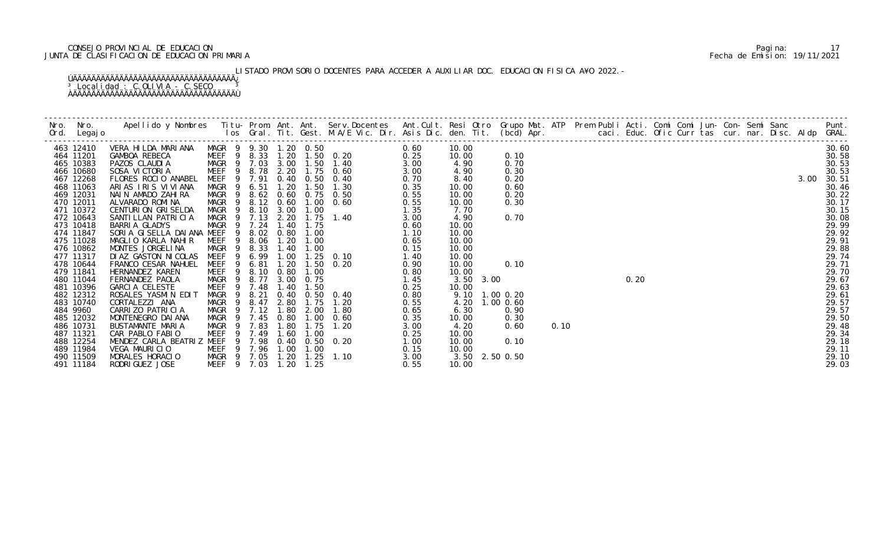CONSEJO PROVINCIAL DE EDUCACION
JUNTA DE CLASIFICACION DE EDUCACION PRIMARIA

Pagina: 17
Fecha de Emision: 19/11/2021

LISTADO PROVISORIO DOCENTES PARA ACCEDER A AUXILIAR DOC. EDUCACION FISICA A¥O 2022.-

Localidad : C.OLIVIA - C.SECO

| Nro. Ord. | Nro. Legajo | Apellido y Nombres | Titu- los | Prom. Gral. | Ant. Tit. | Ant. Gest. | Serv.Docentes M.A/E Vic. Dir. | Ant.Cult. Asis Dic. | Resi den. | Otro Tit. | Grupo Mat. (bcd) Apr. | ATP | Prem Publi caci. | Acti. Educ. | Comi Ofic | Comi Curr | Jun- tas | Con- cur. | Semi nar. | Sanc Disc. | Aldp | Punt. GRAL. |
|---|---|---|---|---|---|---|---|---|---|---|---|---|---|---|---|---|---|---|---|---|---|---|
| 463 | 12410 | VERA HILDA MARIANA | MAGR 9 | 9.30 | 1.20 | 0.50 | | 0.60 | 10.00 | | | | | | | | | | | | | 30.60 |
| 464 | 11201 | GAMBOA REBECA | MEEF 9 | 8.33 | 1.20 | 1.50 | 0.20 | 0.25 | 10.00 | | 0.10 | | | | | | | | | | | 30.58 |
| 465 | 10383 | PAZOS CLAUDIA | MAGR 9 | 7.03 | 3.00 | 1.50 | 1.40 | 3.00 | 4.90 | | 0.70 | | | | | | | | | | | 30.53 |
| 466 | 10680 | SOSA VICTORIA | MEEF 9 | 8.78 | 2.20 | 1.75 | 0.60 | 3.00 | 4.90 | | 0.30 | | | | | | | | | | | 30.53 |
| 467 | 12268 | FLORES ROCIO ANABEL | MEEF 9 | 7.91 | 0.40 | 0.50 | 0.40 | 0.70 | 8.40 | | 0.20 | | | | | | | | | | 3.00 | 30.51 |
| 468 | 11063 | ARIAS IRIS VIVIANA | MAGR 9 | 6.51 | 1.20 | 1.50 | 1.30 | 0.35 | 10.00 | | 0.60 | | | | | | | | | | | 30.46 |
| 469 | 12031 | NAIN AMADO ZAHIRA | MAGR 9 | 8.62 | 0.60 | 0.75 | 0.50 | 0.55 | 10.00 | | 0.20 | | | | | | | | | | | 30.22 |
| 470 | 12011 | ALVARADO ROMINA | MAGR 9 | 8.12 | 0.60 | 1.00 | 0.60 | 0.55 | 10.00 | | 0.30 | | | | | | | | | | | 30.17 |
| 471 | 10372 | CENTURION GRISELDA | MAGR 9 | 8.10 | 3.00 | 1.00 | | 1.35 | 7.70 | | | | | | | | | | | | | 30.15 |
| 472 | 10643 | SANTILLAN PATRICIA | MAGR 9 | 7.13 | 2.20 | 1.75 | 1.40 | 3.00 | 4.90 | | 0.70 | | | | | | | | | | | 30.08 |
| 473 | 10418 | BARRIA GLADYS | MAGR 9 | 7.24 | 1.40 | 1.75 | | 0.60 | 10.00 | | | | | | | | | | | | | 29.99 |
| 474 | 11847 | SORIA GISELLA DAIANA | MEEF 9 | 8.02 | 0.80 | 1.00 | | 1.10 | 10.00 | | | | | | | | | | | | | 29.92 |
| 475 | 11028 | MAGLIO KARLA NAHIR | MEEF 9 | 8.06 | 1.20 | 1.00 | | 0.65 | 10.00 | | | | | | | | | | | | | 29.91 |
| 476 | 10862 | MONTES JORGELINA | MAGR 9 | 8.33 | 1.40 | 1.00 | | 0.15 | 10.00 | | | | | | | | | | | | | 29.88 |
| 477 | 11317 | DIAZ GASTON NICOLAS | MEEF 9 | 6.99 | 1.00 | 1.25 | 0.10 | 1.40 | 10.00 | | | | | | | | | | | | | 29.74 |
| 478 | 10644 | FRANCO CESAR NAHUEL | MEEF 9 | 6.81 | 1.20 | 1.50 | 0.20 | 0.90 | 10.00 | | 0.10 | | | | | | | | | | | 29.71 |
| 479 | 11841 | HERNANDEZ KAREN | MEEF 9 | 8.10 | 0.80 | 1.00 | | 0.80 | 10.00 | | | | | | | | | | | | | 29.70 |
| 480 | 11044 | FERNANDEZ PAOLA | MAGR 9 | 8.77 | 3.00 | 0.75 | | 1.45 | 3.50 | 3.00 | | | | 0.20 | | | | | | | | 29.67 |
| 481 | 10396 | GARCIA CELESTE | MEEF 9 | 7.48 | 1.40 | 1.50 | | 0.25 | 10.00 | | | | | | | | | | | | | 29.63 |
| 482 | 12312 | ROSALES YASMIN EDIT | MAGR 9 | 8.21 | 0.40 | 0.50 | 0.40 | 0.80 | 9.10 | 1.00 | 0.20 | | | | | | | | | | | 29.61 |
| 483 | 10740 | CORTALEZZI ANA | MAGR 9 | 8.47 | 2.80 | 1.75 | 1.20 | 0.55 | 4.20 | 1.00 | 0.60 | | | | | | | | | | | 29.57 |
| 484 | 9960 | CARRIZO PATRICIA | MAGR 9 | 7.12 | 1.80 | 2.00 | 1.80 | 0.65 | 6.30 | | 0.90 | | | | | | | | | | | 29.57 |
| 485 | 12032 | MONTENEGRO DAIANA | MAGR 9 | 7.45 | 0.80 | 1.00 | 0.60 | 0.35 | 10.00 | | 0.30 | | | | | | | | | | | 29.50 |
| 486 | 10731 | BUSTAMANTE MARIA | MAGR 9 | 7.83 | 1.80 | 1.75 | 1.20 | 3.00 | 4.20 | | 0.60 | 0.10 | | | | | | | | | | 29.48 |
| 487 | 11321 | CAR PABLO FABIO | MEEF 9 | 7.49 | 1.60 | 1.00 | | 0.25 | 10.00 | | | | | | | | | | | | | 29.34 |
| 488 | 12254 | MENDEZ CARLA BEATRIZ | MEEF 9 | 7.98 | 0.40 | 0.50 | 0.20 | 1.00 | 10.00 | | 0.10 | | | | | | | | | | | 29.18 |
| 489 | 11984 | VEGA MAURICIO | MEEF 9 | 7.96 | 1.00 | 1.00 | | 0.15 | 10.00 | | | | | | | | | | | | | 29.11 |
| 490 | 11509 | MORALES HORACIO | MAGR 9 | 7.05 | 1.20 | 1.25 | 1.10 | 3.00 | 3.50 | 2.50 | 0.50 | | | | | | | | | | | 29.10 |
| 491 | 11184 | RODRIGUEZ JOSE | MEEF 9 | 7.03 | 1.20 | 1.25 | | 0.55 | 10.00 | | | | | | | | | | | | | 29.03 |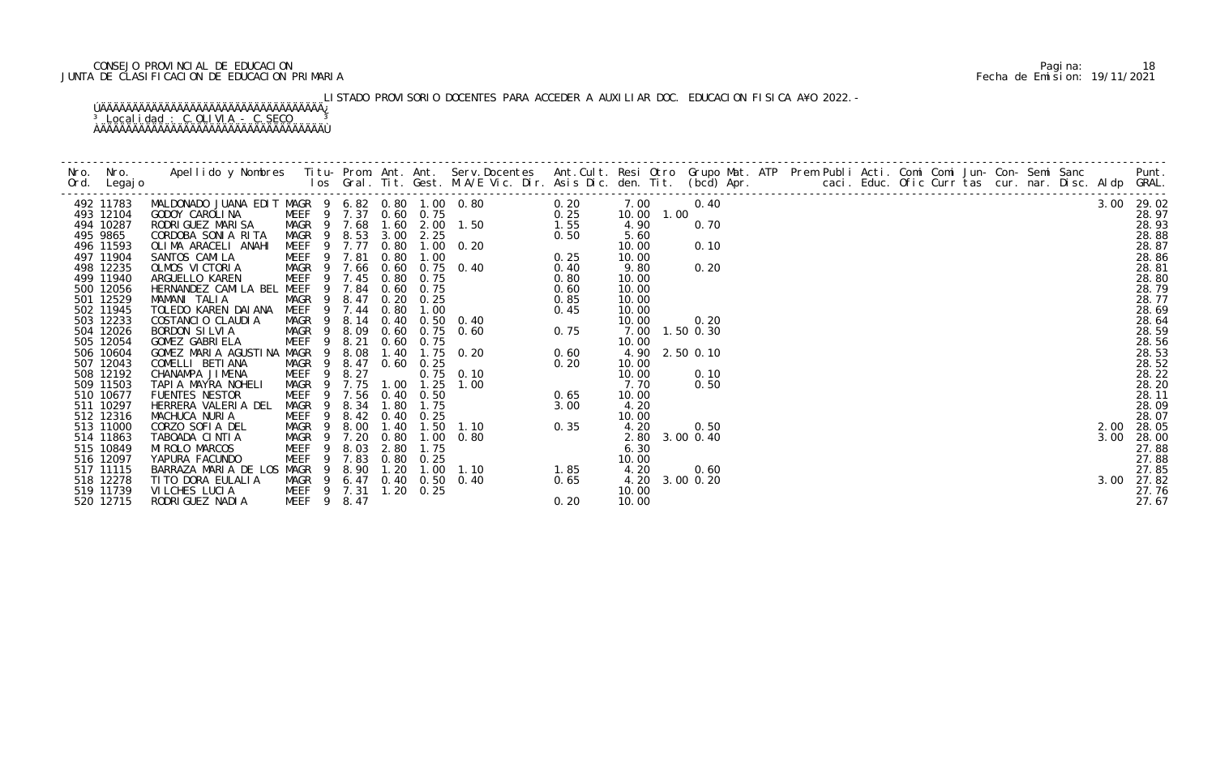CONSEJO PROVINCIAL DE EDUCACION
JUNTA DE CLASIFICACION DE EDUCACION PRIMARIA

Pagina: 18
Fecha de Emision: 19/11/2021

LISTADO PROVISORIO DOCENTES PARA ACCEDER A AUXILIAR DOC. EDUCACION FISICA A¥O 2022.-

Localidad : C.OLIVIA - C.SECO

| Nro. Ord. | Nro. Legajo | Apellido y Nombres | Titu-los | Prom. Gral. | Ant. Tit. | Ant. Gest. | Serv.Docentes M.A/E Vic. Dir. | Ant.Cult. Asis Dic. | Resi den. | Otro Tit. | Grupo Mat. (bcd) | ATP Apr. | Prem Publi caci. | Acti. Educ. | Comi Ofic | Comi Curr | Jun-tas | Con-cur. | Semi nar. | Sanc Disc. | Aldp | Punt. GRAL. |
|---|---|---|---|---|---|---|---|---|---|---|---|---|---|---|---|---|---|---|---|---|---|---|
| 492 | 11783 | MALDONADO JUANA EDIT | MAGR 9 | 6.82 | 0.80 | 1.00 | 0.80 | 0.20 | 7.00 | | 0.40 | | | | | | | | | | 3.00 | 29.02 |
| 493 | 12104 | GODOY CAROLINA | MEEF 9 | 7.37 | 0.60 | 0.75 | | 0.25 | 10.00 | 1.00 | | | | | | | | | | | | 28.97 |
| 494 | 10287 | RODRIGUEZ MARISA | MAGR 9 | 7.68 | 1.60 | 2.00 | 1.50 | 1.55 | 4.90 | | 0.70 | | | | | | | | | | | 28.93 |
| 495 | 9865 | CORDOBA SONIA RITA | MAGR 9 | 8.53 | 3.00 | 2.25 | | 0.50 | 5.60 | | | | | | | | | | | | | 28.88 |
| 496 | 11593 | OLIMA ARACELI ANAHI | MEEF 9 | 7.77 | 0.80 | 1.00 | 0.20 | | 10.00 | | 0.10 | | | | | | | | | | | 28.87 |
| 497 | 11904 | SANTOS CAMILA | MEEF 9 | 7.81 | 0.80 | 1.00 | | 0.25 | 10.00 | | | | | | | | | | | | | 28.86 |
| 498 | 12235 | OLMOS VICTORIA | MAGR 9 | 7.66 | 0.60 | 0.75 | 0.40 | 0.40 | 9.80 | | 0.20 | | | | | | | | | | | 28.81 |
| 499 | 11940 | ARGUELLO KAREN | MEEF 9 | 7.45 | 0.80 | 0.75 | | 0.80 | 10.00 | | | | | | | | | | | | | 28.80 |
| 500 | 12056 | HERNANDEZ CAMILA BEL | MEEF 9 | 7.84 | 0.60 | 0.75 | | 0.60 | 10.00 | | | | | | | | | | | | | 28.79 |
| 501 | 12529 | MAMANI TALIA | MAGR 9 | 8.47 | 0.20 | 0.25 | | 0.85 | 10.00 | | | | | | | | | | | | | 28.77 |
| 502 | 11945 | TOLEDO KAREN DAIANA | MEEF 9 | 7.44 | 0.80 | 1.00 | | 0.45 | 10.00 | | | | | | | | | | | | | 28.69 |
| 503 | 12233 | COSTANCIO CLAUDIA | MAGR 9 | 8.14 | 0.40 | 0.50 | 0.40 | | 10.00 | | 0.20 | | | | | | | | | | | 28.64 |
| 504 | 12026 | BORDON SILVIA | MAGR 9 | 8.09 | 0.60 | 0.75 | 0.60 | 0.75 | 7.00 | 1.50 | 0.30 | | | | | | | | | | | 28.59 |
| 505 | 12054 | GOMEZ GABRIELA | MEEF 9 | 8.21 | 0.60 | 0.75 | | | 10.00 | | | | | | | | | | | | | 28.56 |
| 506 | 10604 | GOMEZ MARIA AGUSTINA | MAGR 9 | 8.08 | 1.40 | 1.75 | 0.20 | 0.60 | 4.90 | 2.50 | 0.10 | | | | | | | | | | | 28.53 |
| 507 | 12043 | COMELLI BETIANA | MAGR 9 | 8.47 | 0.60 | 0.25 | | 0.20 | 10.00 | | | | | | | | | | | | | 28.52 |
| 508 | 12192 | CHANAMPA JIMENA | MEEF 9 | 8.27 | | 0.75 | 0.10 | | 10.00 | | 0.10 | | | | | | | | | | | 28.22 |
| 509 | 11503 | TAPIA MAYRA NOHELI | MAGR 9 | 7.75 | 1.00 | 1.25 | 1.00 | | 7.70 | | 0.50 | | | | | | | | | | | 28.20 |
| 510 | 10677 | FUENTES NESTOR | MEEF 9 | 7.56 | 0.40 | 0.50 | | 0.65 | 10.00 | | | | | | | | | | | | | 28.11 |
| 511 | 10297 | HERRERA VALERIA DEL | MAGR 9 | 8.34 | 1.80 | 1.75 | | 3.00 | 4.20 | | | | | | | | | | | | | 28.09 |
| 512 | 12316 | MACHUCA NURIA | MEEF 9 | 8.42 | 0.40 | 0.25 | | | 10.00 | | | | | | | | | | | | | 28.07 |
| 513 | 11000 | CORZO SOFIA DEL | MAGR 9 | 8.00 | 1.40 | 1.50 | 1.10 | 0.35 | 4.20 | | 0.50 | | | | | | | | | | 2.00 | 28.05 |
| 514 | 11863 | TABOADA CINTIA | MAGR 9 | 7.20 | 0.80 | 1.00 | 0.80 | | 2.80 | 3.00 | 0.40 | | | | | | | | | | 3.00 | 28.00 |
| 515 | 10849 | MIROLO MARCOS | MEEF 9 | 8.03 | 2.80 | 1.75 | | | 6.30 | | | | | | | | | | | | | 27.88 |
| 516 | 12097 | YAPURA FACUNDO | MEEF 9 | 7.83 | 0.80 | 0.25 | | | 10.00 | | | | | | | | | | | | | 27.88 |
| 517 | 11115 | BARRAZA MARIA DE LOS | MAGR 9 | 8.90 | 1.20 | 1.00 | 1.10 | 1.85 | 4.20 | | 0.60 | | | | | | | | | | | 27.85 |
| 518 | 12278 | TITO DORA EULALIA | MAGR 9 | 6.47 | 0.40 | 0.50 | 0.40 | 0.65 | 4.20 | 3.00 | 0.20 | | | | | | | | | | 3.00 | 27.82 |
| 519 | 11739 | VILCHES LUCIA | MEEF 9 | 7.31 | 1.20 | 0.25 | | | 10.00 | | | | | | | | | | | | | 27.76 |
| 520 | 12715 | RODRIGUEZ NADIA | MEEF 9 | 8.47 | | | | 0.20 | 10.00 | | | | | | | | | | | | | 27.67 |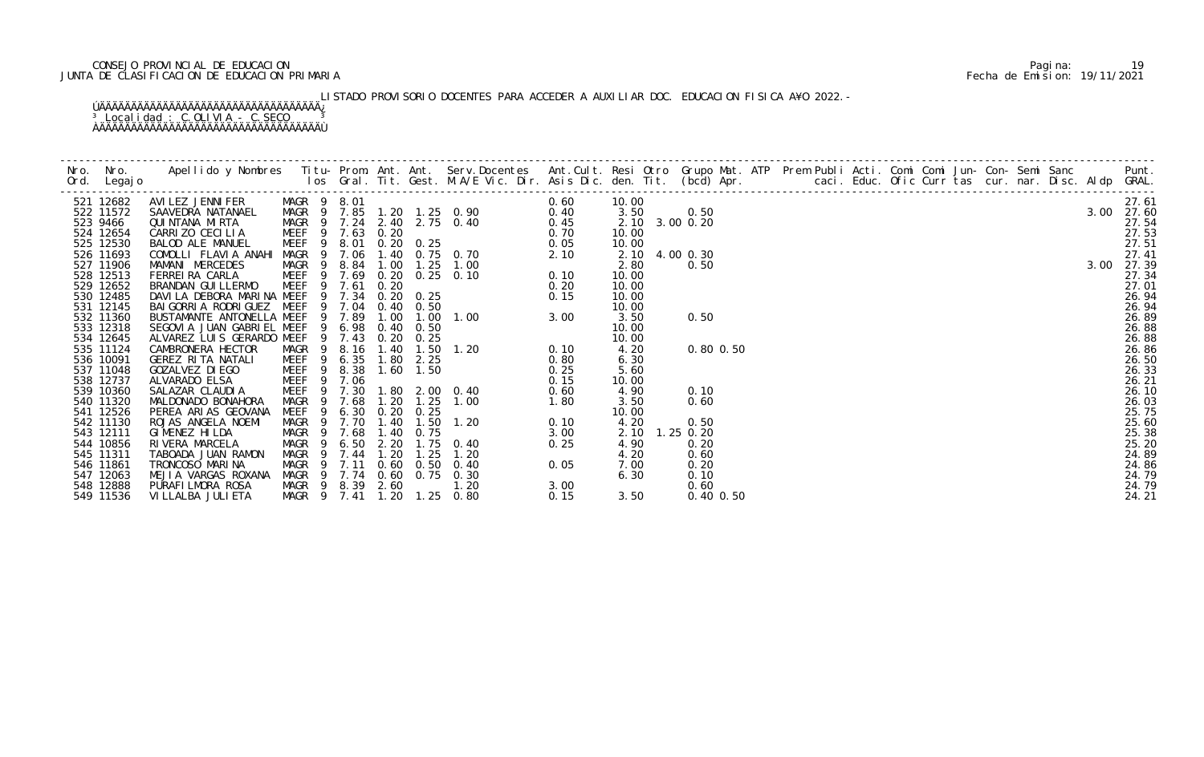CONSEJO PROVINCIAL DE EDUCACION
JUNTA DE CLASIFICACION DE EDUCACION PRIMARIA

Fecha de Emision: 19/11/2021

LISTADO PROVISORIO DOCENTES PARA ACCEDER A AUXILIAR DOC. EDUCACION FISICA A¥O 2022.-

Localidad : C.OLIVIA - C.SECO

| Nro. Ord. | Nro. Legajo | Apellido y Nombres | Titu-los | Prom. Gral. | Ant. Tit. | Ant. Gest. | Serv.Docentes M.A/E Vic. Dir. | Ant.Cult. Asis Dic. | Resi den. | Otro Tit. | Grupo (bcd) | Mat. Apr. | ATP | Prem Publi caci. | Acti. Educ. | Comi Ofic | Comi Curr | Jun- tas | Con- cur. | Semi nar. | Sanc Disc. | Aldp | Punt. GRAL. |
|---|---|---|---|---|---|---|---|---|---|---|---|---|---|---|---|---|---|---|---|---|---|---|---|
| 521 | 12682 | AVILEZ JENNIFER | MAGR 9 | 8.01 | | | | 0.60 | 10.00 | | | | | | | | | | | | | | 27.61 |
| 522 | 11572 | SAAVEDRA NATANAEL | MAGR 9 | 7.85 | 1.20 | 1.25 | 0.90 | 0.40 | 3.50 | | 0.50 | | | | | | | | | | | 3.00 | 27.60 |
| 523 | 9466 | QUINTANA MIRTA | MAGR 9 | 7.24 | 2.40 | 2.75 | 0.40 | 0.45 | 2.10 | 3.00 | 0.20 | | | | | | | | | | | | 27.54 |
| 524 | 12654 | CARRIZO CECILIA | MEEF 9 | 7.63 | 0.20 | | | 0.70 | 10.00 | | | | | | | | | | | | | | 27.53 |
| 525 | 12530 | BALOD ALE MANUEL | MEEF 9 | 8.01 | 0.20 | 0.25 | | 0.05 | 10.00 | | | | | | | | | | | | | | 27.51 |
| 526 | 11693 | COMOLLI FLAVIA ANAHI | MAGR 9 | 7.06 | 1.40 | 0.75 | 0.70 | 2.10 | 2.10 | 4.00 | 0.30 | | | | | | | | | | | | 27.41 |
| 527 | 11906 | MAMANI MERCEDES | MAGR 9 | 8.84 | 1.00 | 1.25 | 1.00 | | 2.80 | | 0.50 | | | | | | | | | | | 3.00 | 27.39 |
| 528 | 12513 | FERREIRA CARLA | MEEF 9 | 7.69 | 0.20 | 0.25 | 0.10 | 0.10 | 10.00 | | | | | | | | | | | | | | 27.34 |
| 529 | 12652 | BRANDAN GUILLERMO | MEEF 9 | 7.61 | 0.20 | | | 0.20 | 10.00 | | | | | | | | | | | | | | 27.01 |
| 530 | 12485 | DAVILA DEBORA MARINA | MEEF 9 | 7.34 | 0.20 | 0.25 | | 0.15 | 10.00 | | | | | | | | | | | | | | 26.94 |
| 531 | 12145 | BAIGORRIA RODRIGUEZ | MEEF 9 | 7.04 | 0.40 | 0.50 | | | 10.00 | | | | | | | | | | | | | | 26.94 |
| 532 | 11360 | BUSTAMANTE ANTONELLA | MEEF 9 | 7.89 | 1.00 | 1.00 | 1.00 | 3.00 | 3.50 | | 0.50 | | | | | | | | | | | | 26.89 |
| 533 | 12318 | SEGOVIA JUAN GABRIEL | MEEF 9 | 6.98 | 0.40 | 0.50 | | | 10.00 | | | | | | | | | | | | | | 26.88 |
| 534 | 12645 | ALVAREZ LUIS GERARDO | MEEF 9 | 7.43 | 0.20 | 0.25 | | | 10.00 | | | | | | | | | | | | | | 26.88 |
| 535 | 11124 | CAMBRONERA HECTOR | MAGR 9 | 8.16 | 1.40 | 1.50 | 1.20 | 0.10 | 4.20 | | 0.80 | 0.50 | | | | | | | | | | | 26.86 |
| 536 | 10091 | GEREZ RITA NATALI | MEEF 9 | 6.35 | 1.80 | 2.25 | | 0.80 | 6.30 | | | | | | | | | | | | | | 26.50 |
| 537 | 11048 | GOZALVEZ DIEGO | MEEF 9 | 8.38 | 1.60 | 1.50 | | 0.25 | 5.60 | | | | | | | | | | | | | | 26.33 |
| 538 | 12737 | ALVARADO ELSA | MEEF 9 | 7.06 | | | | 0.15 | 10.00 | | | | | | | | | | | | | | 26.21 |
| 539 | 10360 | SALAZAR CLAUDIA | MEEF 9 | 7.30 | 1.80 | 2.00 | 0.40 | 0.60 | 4.90 | | 0.10 | | | | | | | | | | | | 26.10 |
| 540 | 11320 | MALDONADO BONAHORA | MAGR 9 | 7.68 | 1.20 | 1.25 | 1.00 | 1.80 | 3.50 | | 0.60 | | | | | | | | | | | | 26.03 |
| 541 | 12526 | PEREA ARIAS GEOVANA | MEEF 9 | 6.30 | 0.20 | 0.25 | | | 10.00 | | | | | | | | | | | | | | 25.75 |
| 542 | 11130 | ROJAS ANGELA NOEMI | MAGR 9 | 7.70 | 1.40 | 1.50 | 1.20 | 0.10 | 4.20 | | 0.50 | | | | | | | | | | | | 25.60 |
| 543 | 12111 | GIMENEZ HILDA | MAGR 9 | 7.68 | 1.40 | 0.75 | | 3.00 | 2.10 | 1.25 | 0.20 | | | | | | | | | | | | 25.38 |
| 544 | 10856 | RIVERA MARCELA | MAGR 9 | 6.50 | 2.20 | 1.75 | 0.40 | 0.25 | 4.90 | | 0.20 | | | | | | | | | | | | 25.20 |
| 545 | 11311 | TABOADA JUAN RAMON | MAGR 9 | 7.44 | 1.20 | 1.25 | 1.20 | | 4.20 | | 0.60 | | | | | | | | | | | | 24.89 |
| 546 | 11861 | TRONCOSO MARINA | MAGR 9 | 7.11 | 0.60 | 0.50 | 0.40 | 0.05 | 7.00 | | 0.20 | | | | | | | | | | | | 24.86 |
| 547 | 12063 | MEJIA VARGAS ROXANA | MAGR 9 | 7.74 | 0.60 | 0.75 | 0.30 | | 6.30 | | 0.10 | | | | | | | | | | | | 24.79 |
| 548 | 12888 | PURAFILMORA ROSA | MAGR 9 | 8.39 | 2.60 | | 1.20 | 3.00 | | | 0.60 | | | | | | | | | | | | 24.79 |
| 549 | 11536 | VILLALBA JULIETA | MAGR 9 | 7.41 | 1.20 | 1.25 | 0.80 | 0.15 | 3.50 | | 0.40 | 0.50 | | | | | | | | | | | 24.21 |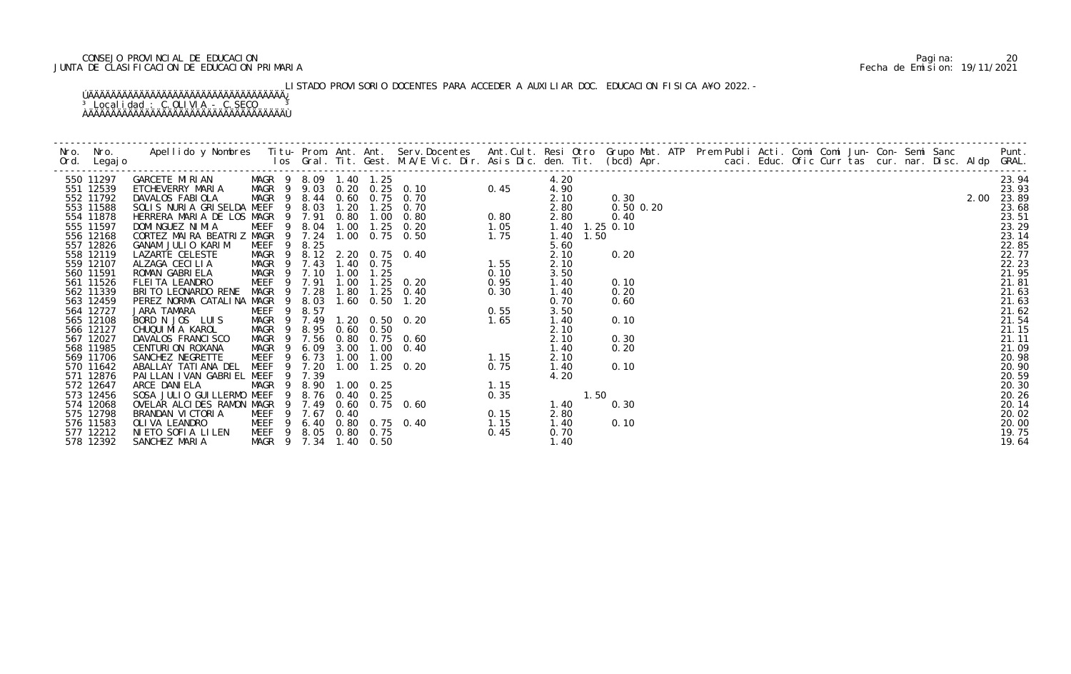CONSEJO PROVINCIAL DE EDUCACION
JUNTA DE CLASIFICACION DE EDUCACION PRIMARIA

Pagina: 20
Fecha de Emision: 19/11/2021

LISTADO PROVISORIO DOCENTES PARA ACCEDER A AUXILIAR DOC. EDUCACION FISICA A¥O 2022.-

Localidad : C.OLIVIA - C.SECO

| Nro. Ord. | Nro. Legajo | Apellido y Nombres | Titu-los | Prom. Gral. | Ant. Tit. | Ant. Gest. | Serv.Docentes M.A/E Vic. Dir. | Ant.Cult. Asis Dic. | Resi den. | Otro Tit. | Grupo Mat. (bcd) Apr. | ATP | Prem caci. | Publi Educ. | Acti. Ofic | Comi Curr | Comi tas | Jun- cur. | Con- nar. | Semi Disc. | Sanc Aldp | Punt. GRAL. |
|---|---|---|---|---|---|---|---|---|---|---|---|---|---|---|---|---|---|---|---|---|---|---|
| 550 | 11297 | GARCETE MIRIAN | MAGR 9 | 8.09 | 1.40 | 1.25 | | | 4.20 | | | | | | | | | | | | | 23.94 |
| 551 | 12539 | ETCHEVERRY MARIA | MAGR 9 | 9.03 | 0.20 | 0.25 | 0.10 | 0.45 | 4.90 | | | | | | | | | | | | | 23.93 |
| 552 | 11792 | DAVALOS FABIOLA | MAGR 9 | 8.44 | 0.60 | 0.75 | 0.70 | | 2.10 | | 0.30 | | | | | | | | | | 2.00 | 23.89 |
| 553 | 11588 | SOLIS NURIA GRISELDA | MEEF 9 | 8.03 | 1.20 | 1.25 | 0.70 | | 2.80 | | 0.50 0.20 | | | | | | | | | | | 23.68 |
| 554 | 11878 | HERRERA MARIA DE LOS | MAGR 9 | 7.91 | 0.80 | 1.00 | 0.80 | 0.80 | 2.80 | | 0.40 | | | | | | | | | | | 23.51 |
| 555 | 11597 | DOMINGUEZ NIMIA | MEEF 9 | 8.04 | 1.00 | 1.25 | 0.20 | 1.05 | 1.40 | 1.25 | 0.10 | | | | | | | | | | | 23.29 |
| 556 | 12168 | CORTEZ MAIRA BEATRIZ | MAGR 9 | 7.24 | 1.00 | 0.75 | 0.50 | 1.75 | 1.40 | 1.50 | | | | | | | | | | | | 23.14 |
| 557 | 12826 | GANAM JULIO KARIM | MEEF 9 | 8.25 | | | | | 5.60 | | | | | | | | | | | | | 22.85 |
| 558 | 12119 | LAZARTE CELESTE | MAGR 9 | 8.12 | 2.20 | 0.75 | 0.40 | | 2.10 | | 0.20 | | | | | | | | | | | 22.77 |
| 559 | 12107 | ALZAGA CECILIA | MAGR 9 | 7.43 | 1.40 | 0.75 | | 1.55 | 2.10 | | | | | | | | | | | | | 22.23 |
| 560 | 11591 | ROMAN GABRIELA | MAGR 9 | 7.10 | 1.00 | 1.25 | | 0.10 | 3.50 | | | | | | | | | | | | | 21.95 |
| 561 | 11526 | FLEITA LEANDRO | MEEF 9 | 7.91 | 1.00 | 1.25 | 0.20 | 0.95 | 1.40 | | 0.10 | | | | | | | | | | | 21.81 |
| 562 | 11339 | BRITO LEONARDO RENE | MAGR 9 | 7.28 | 1.80 | 1.25 | 0.40 | 0.30 | 1.40 | | 0.20 | | | | | | | | | | | 21.63 |
| 563 | 12459 | PEREZ NORMA CATALINA | MAGR 9 | 8.03 | 1.60 | 0.50 | 1.20 | | 0.70 | | 0.60 | | | | | | | | | | | 21.63 |
| 564 | 12727 | JARA TAMARA | MEEF 9 | 8.57 | | | | 0.55 | 3.50 | | | | | | | | | | | | | 21.62 |
| 565 | 12108 | BORDON JOS LUIS | MAGR 9 | 7.49 | 1.20 | 0.50 | 0.20 | 1.65 | 1.40 | | 0.10 | | | | | | | | | | | 21.54 |
| 566 | 12127 | CHUQUIMIA KAROL | MAGR 9 | 8.95 | 0.60 | 0.50 | | | 2.10 | | | | | | | | | | | | | 21.15 |
| 567 | 12027 | DAVALOS FRANCISCO | MAGR 9 | 7.56 | 0.80 | 0.75 | 0.60 | | 2.10 | | 0.30 | | | | | | | | | | | 21.11 |
| 568 | 11985 | CENTURION ROXANA | MAGR 9 | 6.09 | 3.00 | 1.00 | 0.40 | | 1.40 | | 0.20 | | | | | | | | | | | 21.09 |
| 569 | 11706 | SANCHEZ NEGRETTE | MEEF 9 | 6.73 | 1.00 | 1.00 | | 1.15 | 2.10 | | | | | | | | | | | | | 20.98 |
| 570 | 11642 | ABALLAY TATIANA DEL | MEEF 9 | 7.20 | 1.00 | 1.25 | 0.20 | 0.75 | 1.40 | | 0.10 | | | | | | | | | | | 20.90 |
| 571 | 12876 | PAILLAN IVAN GABRIEL | MEEF 9 | 7.39 | | | | | 4.20 | | | | | | | | | | | | | 20.59 |
| 572 | 12647 | ARCE DANIELA | MAGR 9 | 8.90 | 1.00 | 0.25 | | 1.15 | | | | | | | | | | | | | | 20.30 |
| 573 | 12456 | SOSA JULIO GUILLERMO | MEEF 9 | 8.76 | 0.40 | 0.25 | | 0.35 | | 1.50 | | | | | | | | | | | | 20.26 |
| 574 | 12068 | OVELAR ALCIDES RAMON | MAGR 9 | 7.49 | 0.60 | 0.75 | 0.60 | | 1.40 | | 0.30 | | | | | | | | | | | 20.14 |
| 575 | 12798 | BRANDAN VICTORIA | MEEF 9 | 7.67 | 0.40 | | | 0.15 | 2.80 | | | | | | | | | | | | | 20.02 |
| 576 | 11583 | OLIVA LEANDRO | MEEF 9 | 6.40 | 0.80 | 0.75 | 0.40 | 1.15 | 1.40 | | 0.10 | | | | | | | | | | | 20.00 |
| 577 | 12212 | NIETO SOFIA LILEN | MEEF 9 | 8.05 | 0.80 | 0.75 | | 0.45 | 0.70 | | | | | | | | | | | | | 19.75 |
| 578 | 12392 | SANCHEZ MARIA | MAGR 9 | 7.34 | 1.40 | 0.50 | | | 1.40 | | | | | | | | | | | | | 19.64 |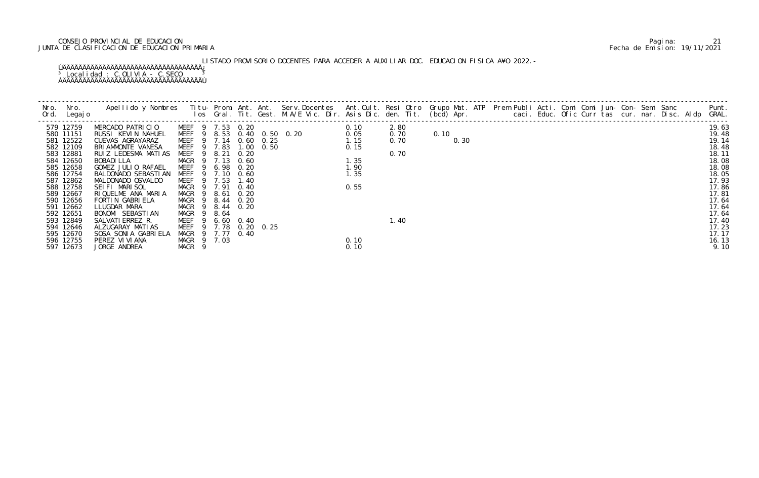CONSEJO PROVINCIAL DE EDUCACION
JUNTA DE CLASIFICACION DE EDUCACION PRIMARIA

Pagina: 21
Fecha de Emision: 19/11/2021

LISTADO PROVISORIO DOCENTES PARA ACCEDER A AUXILIAR DOC. EDUCACION FISICA A¥O 2022.-

Localidad : C.OLIVIA - C.SECO

| Nro. Ord. | Nro. Legajo | Apellido y Nombres | Titu- los | Prom. Gral. | Ant. Tit. | Ant. Gest. | Serv.Docentes M.A/E Vic. Dir. | Ant.Cult. Asis Dic. | Resi den. | Otro Tit. | Grupo Mat. (bcd) | ATP Apr. | Prem caci. | Publi Educ. | Acti. Ofic | Comi Curr | Comi tas | Jun- cur. | Con- nar. | Semi Disc. | Sanc Aldp | Punt. GRAL. |
|---|---|---|---|---|---|---|---|---|---|---|---|---|---|---|---|---|---|---|---|---|---|---|
| 579 | 12759 | MERCADO PATRICIO | MEEF 9 | 7.53 | 0.20 | | | 0.10 | 2.80 | | | | | | | | | | | | | 19.63 |
| 580 | 11151 | RUSSI KEVIN NAHUEL | MEEF 9 | 8.53 | 0.40 | 0.50 | 0.20 | 0.05 | 0.70 | | 0.10 | | | | | | | | | | | 19.48 |
| 581 | 12522 | CUEVAS AGRA¥ARAZ | MEEF 9 | 7.14 | 0.60 | 0.25 | | 1.15 | 0.70 | | | 0.30 | | | | | | | | | | 19.14 |
| 582 | 12109 | BRIAMMONTE VANESA | MEEF 9 | 7.83 | 1.00 | 0.50 | | 0.15 | | | | | | | | | | | | | | 18.48 |
| 583 | 12881 | RUIZ LEDESMA MATIAS | MEEF 9 | 8.21 | 0.20 | | | | 0.70 | | | | | | | | | | | | | 18.11 |
| 584 | 12650 | BOBADILLA | MAGR 9 | 7.13 | 0.60 | | | 1.35 | | | | | | | | | | | | | | 18.08 |
| 585 | 12658 | GOMEZ JULIO RAFAEL | MEEF 9 | 6.98 | 0.20 | | | 1.90 | | | | | | | | | | | | | | 18.08 |
| 586 | 12754 | BALDONADO SEBASTIAN | MEEF 9 | 7.10 | 0.60 | | | 1.35 | | | | | | | | | | | | | | 18.05 |
| 587 | 12862 | MALDONADO OSVALDO | MEEF 9 | 7.53 | 1.40 | | | | | | | | | | | | | | | | | 17.93 |
| 588 | 12758 | SEIFI MARISOL | MAGR 9 | 7.91 | 0.40 | | | 0.55 | | | | | | | | | | | | | | 17.86 |
| 589 | 12667 | RIQUELME ANA MARIA | MAGR 9 | 8.61 | 0.20 | | | | | | | | | | | | | | | | | 17.81 |
| 590 | 12656 | FORTIN GABRIELA | MAGR 9 | 8.44 | 0.20 | | | | | | | | | | | | | | | | | 17.64 |
| 591 | 12662 | LLUGDAR MARA | MAGR 9 | 8.44 | 0.20 | | | | | | | | | | | | | | | | | 17.64 |
| 592 | 12651 | BONOMI SEBASTIAN | MAGR 9 | 8.64 | | | | | | | | | | | | | | | | | | 17.64 |
| 593 | 12849 | SALVATIERREZ R. | MEEF 9 | 6.60 | 0.40 | | | | 1.40 | | | | | | | | | | | | | 17.40 |
| 594 | 12646 | ALZUGARAY MATIAS | MEEF 9 | 7.78 | 0.20 | 0.25 | | | | | | | | | | | | | | | | 17.23 |
| 595 | 12670 | SOSA SONIA GABRIELA | MAGR 9 | 7.77 | 0.40 | | | | | | | | | | | | | | | | | 17.17 |
| 596 | 12755 | PEREZ VIVIANA | MAGR 9 | 7.03 | | | | 0.10 | | | | | | | | | | | | | | 16.13 |
| 597 | 12673 | JORGE ANDREA | MAGR 9 | | | | | 0.10 | | | | | | | | | | | | | | 9.10 |